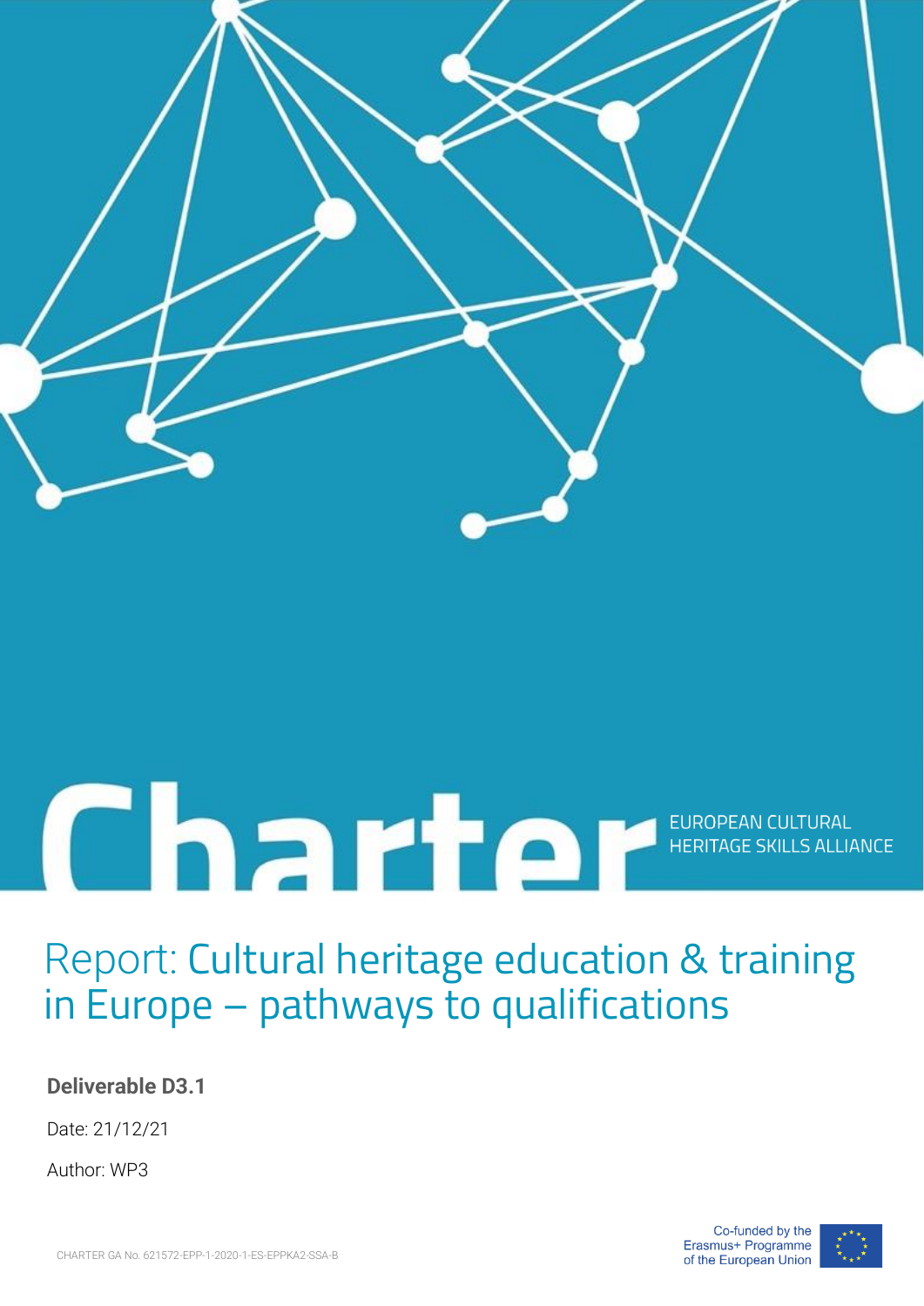# Charter

EUROPEAN CULTURAL HERITAGE SKILLS ALLIANCE

## Report: Cultural heritage education & training in Europe – pathways to qualifications

**Deliverable D3.1**

Date: 21/12/21

Author: WP3

CHARTER GA No. 621572-EPP-1-2020-1-ES-EPPKA2-SSA-B

Co-funded by the Erasmus+ Programme of the European Union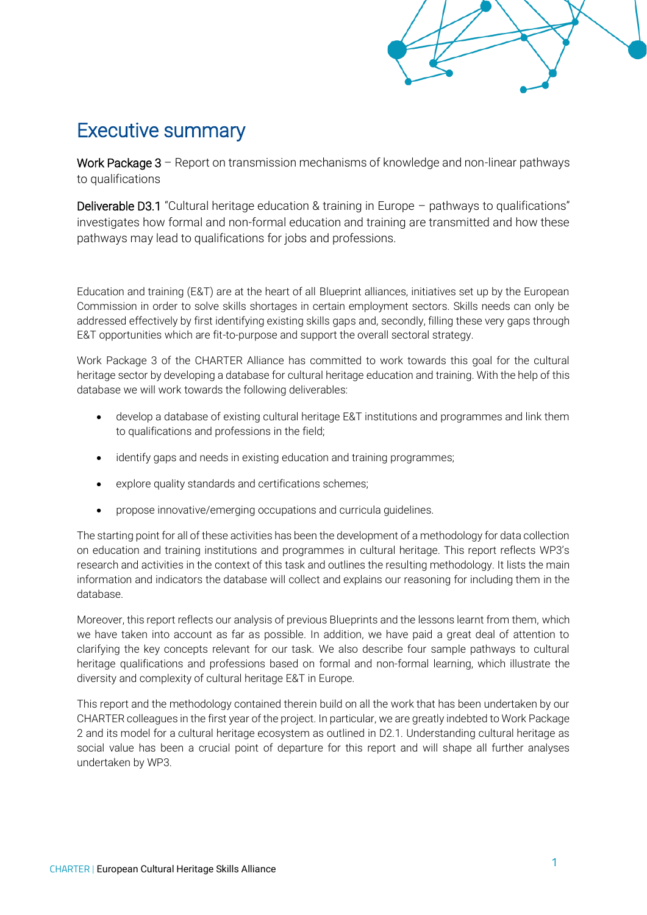# Executive summary

**Work Package 3** – Report on transmission mechanisms of knowledge and non-linear pathways to qualifications

**Deliverable D3.1** "Cultural heritage education & training in Europe – pathways to qualifications" investigates how formal and non-formal education and training are transmitted and how these pathways may lead to qualifications for jobs and professions.

Education and training (E&T) are at the heart of all Blueprint alliances, initiatives set up by the European Commission in order to solve skills shortages in certain employment sectors. Skills needs can only be addressed effectively by first identifying existing skills gaps and, secondly, filling these very gaps through E&T opportunities which are fit-to-purpose and support the overall sectoral strategy.

Work Package 3 of the CHARTER Alliance has committed to work towards this goal for the cultural heritage sector by developing a database for cultural heritage education and training. With the help of this database we will work towards the following deliverables:

- develop a database of existing cultural heritage E&T institutions and programmes and link them to qualifications and professions in the field;
- identify gaps and needs in existing education and training programmes;
- explore quality standards and certifications schemes;
- propose innovative/emerging occupations and curricula guidelines.

The starting point for all of these activities has been the development of a methodology for data collection on education and training institutions and programmes in cultural heritage. This report reflects WP3's research and activities in the context of this task and outlines the resulting methodology. It lists the main information and indicators the database will collect and explains our reasoning for including them in the database.

Moreover, this report reflects our analysis of previous Blueprints and the lessons learnt from them, which we have taken into account as far as possible. In addition, we have paid a great deal of attention to clarifying the key concepts relevant for our task. We also describe four sample pathways to cultural heritage qualifications and professions based on formal and non-formal learning, which illustrate the diversity and complexity of cultural heritage E&T in Europe.

This report and the methodology contained therein build on all the work that has been undertaken by our CHARTER colleagues in the first year of the project. In particular, we are greatly indebted to Work Package 2 and its model for a cultural heritage ecosystem as outlined in D2.1. Understanding cultural heritage as social value has been a crucial point of departure for this report and will shape all further analyses undertaken by WP3.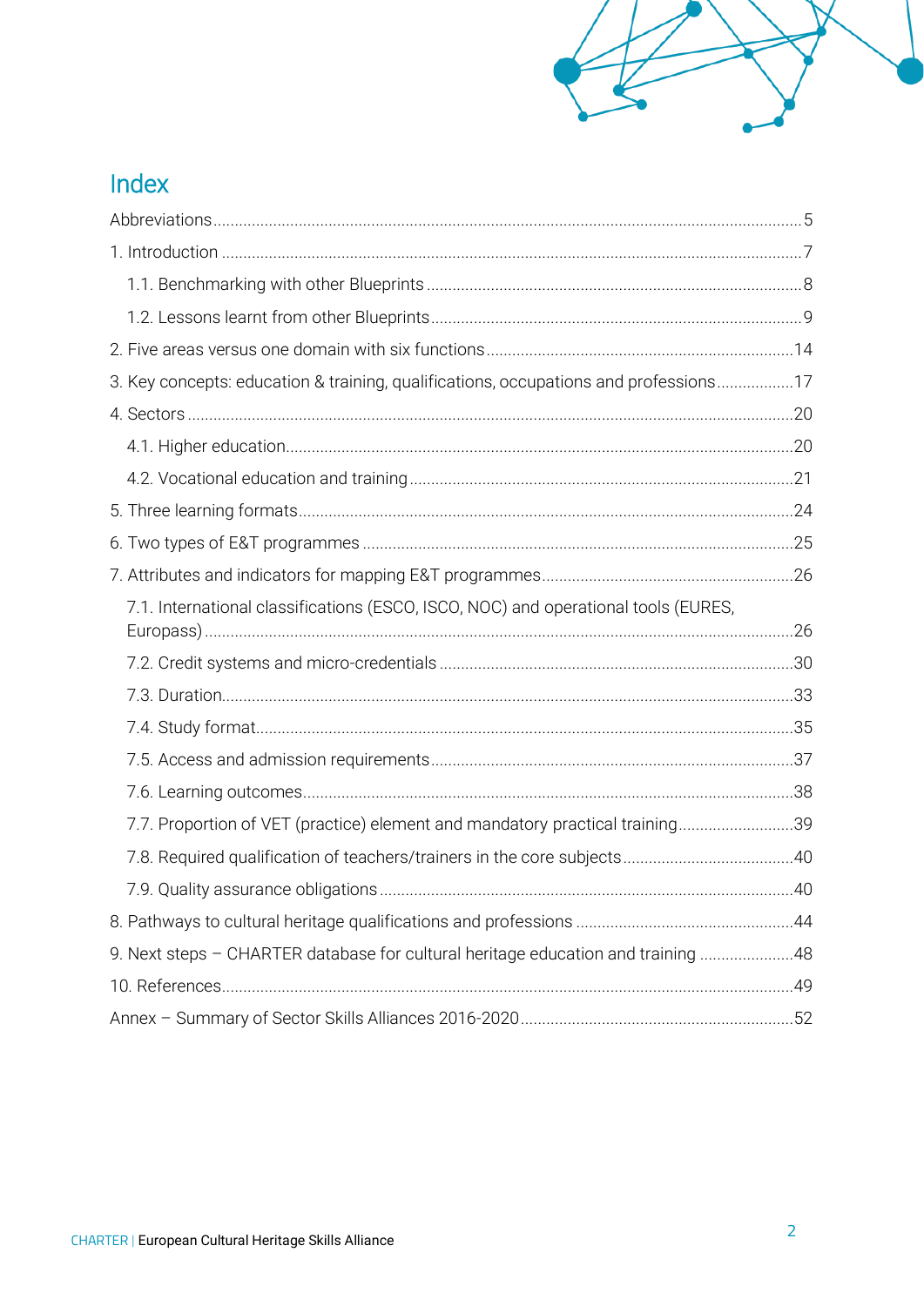# Index

- Abbreviations ....................................................................................................................... 5
- 1. Introduction ..................................................................................................................... 7
  - 1.1. Benchmarking with other Blueprints ........................................................................ 8
  - 1.2. Lessons learnt from other Blueprints ........................................................................ 9
- 2. Five areas versus one domain with six functions ........................................................... 14
- 3. Key concepts: education & training, qualifications, occupations and professions .......... 17
- 4. Sectors ............................................................................................................................ 20
  - 4.1. Higher education ...................................................................................................... 20
  - 4.2. Vocational education and training ........................................................................... 21
- 5. Three learning formats .................................................................................................... 24
- 6. Two types of E&T programmes ...................................................................................... 25
- 7. Attributes and indicators for mapping E&T programmes ............................................... 26
  - 7.1. International classifications (ESCO, ISCO, NOC) and operational tools (EURES, Europass) ........................................................................................................................ 26
  - 7.2. Credit systems and micro-credentials ...................................................................... 30
  - 7.3. Duration ................................................................................................................... 33
  - 7.4. Study format ............................................................................................................. 35
  - 7.5. Access and admission requirements ........................................................................ 37
  - 7.6. Learning outcomes ................................................................................................... 38
  - 7.7. Proportion of VET (practice) element and mandatory practical training .................. 39
  - 7.8. Required qualification of teachers/trainers in the core subjects ............................... 40
  - 7.9. Quality assurance obligations ................................................................................... 40
- 8. Pathways to cultural heritage qualifications and professions ......................................... 44
- 9. Next steps – CHARTER database for cultural heritage education and training .............. 48
- 10. References ..................................................................................................................... 49
- Annex – Summary of Sector Skills Alliances 2016-2020 .................................................... 52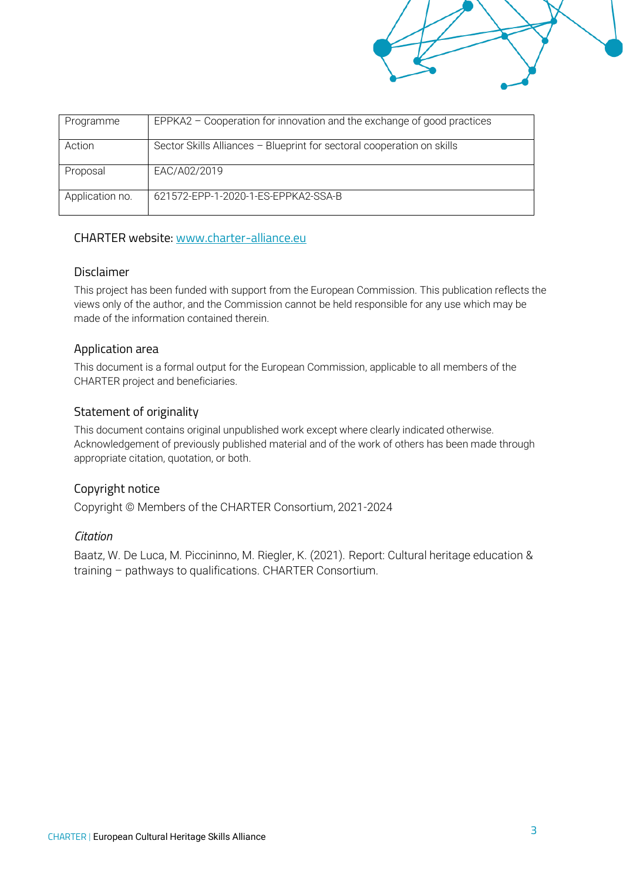| Programme | EPPKA2 – Cooperation for innovation and the exchange of good practices |
| --- | --- |
| Action | Sector Skills Alliances – Blueprint for sectoral cooperation on skills |
| Proposal | EAC/A02/2019 |
| Application no. | 621572-EPP-1-2020-1-ES-EPPKA2-SSA-B |

CHARTER website: [www.charter-alliance.eu](http://www.charter-alliance.eu)

## Disclaimer

This project has been funded with support from the European Commission. This publication reflects the views only of the author, and the Commission cannot be held responsible for any use which may be made of the information contained therein.

## Application area

This document is a formal output for the European Commission, applicable to all members of the CHARTER project and beneficiaries.

## Statement of originality

This document contains original unpublished work except where clearly indicated otherwise. Acknowledgement of previously published material and of the work of others has been made through appropriate citation, quotation, or both.

## Copyright notice

Copyright © Members of the CHARTER Consortium, 2021-2024

### *Citation*

Baatz, W. De Luca, M. Piccininno, M. Riegler, K. (2021). Report: Cultural heritage education & training – pathways to qualifications. CHARTER Consortium.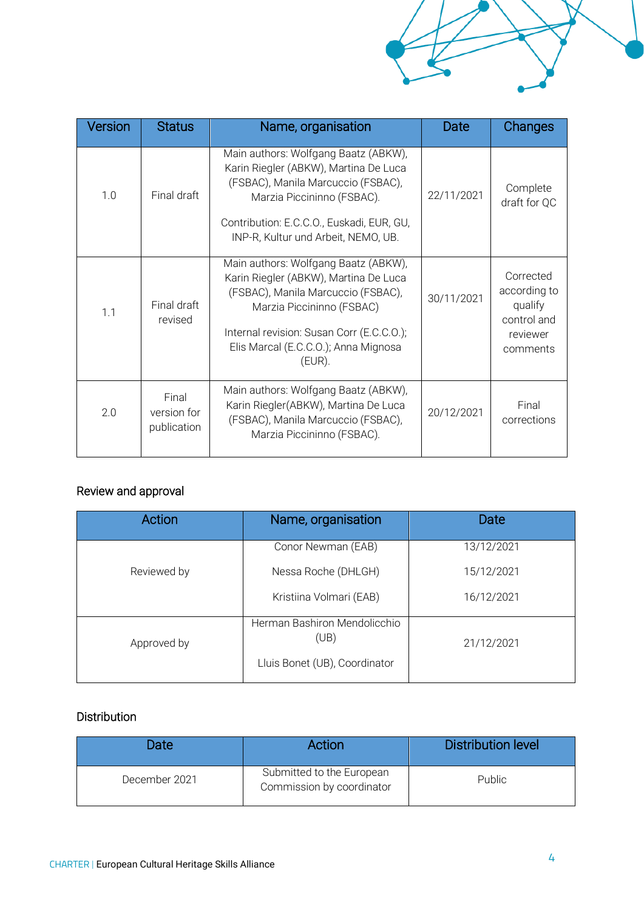| Version | Status | Name, organisation | Date | Changes |
|---|---|---|---|---|
| 1.0 | Final draft | Main authors: Wolfgang Baatz (ABKW), Karin Riegler (ABKW), Martina De Luca (FSBAC), Manila Marcuccio (FSBAC), Marzia Piccininno (FSBAC). Contribution: E.C.C.O., Euskadi, EUR, GU, INP-R, Kultur und Arbeit, NEMO, UB. | 22/11/2021 | Complete draft for QC |
| 1.1 | Final draft revised | Main authors: Wolfgang Baatz (ABKW), Karin Riegler (ABKW), Martina De Luca (FSBAC), Manila Marcuccio (FSBAC), Marzia Piccininno (FSBAC) Internal revision: Susan Corr (E.C.C.O.); Elis Marcal (E.C.C.O.); Anna Mignosa (EUR). | 30/11/2021 | Corrected according to qualify control and reviewer comments |
| 2.0 | Final version for publication | Main authors: Wolfgang Baatz (ABKW), Karin Riegler(ABKW), Martina De Luca (FSBAC), Manila Marcuccio (FSBAC), Marzia Piccininno (FSBAC). | 20/12/2021 | Final corrections |

Review and approval

| Action | Name, organisation | Date |
|---|---|---|
| Reviewed by | Conor Newman (EAB)<br>Nessa Roche (DHLGH)<br>Kristiina Volmari (EAB) | 13/12/2021<br>15/12/2021<br>16/12/2021 |
| Approved by | Herman Bashiron Mendolicchio (UB)<br>Lluis Bonet (UB), Coordinator | 21/12/2021 |

Distribution

| Date | Action | Distribution level |
|---|---|---|
| December 2021 | Submitted to the European Commission by coordinator | Public |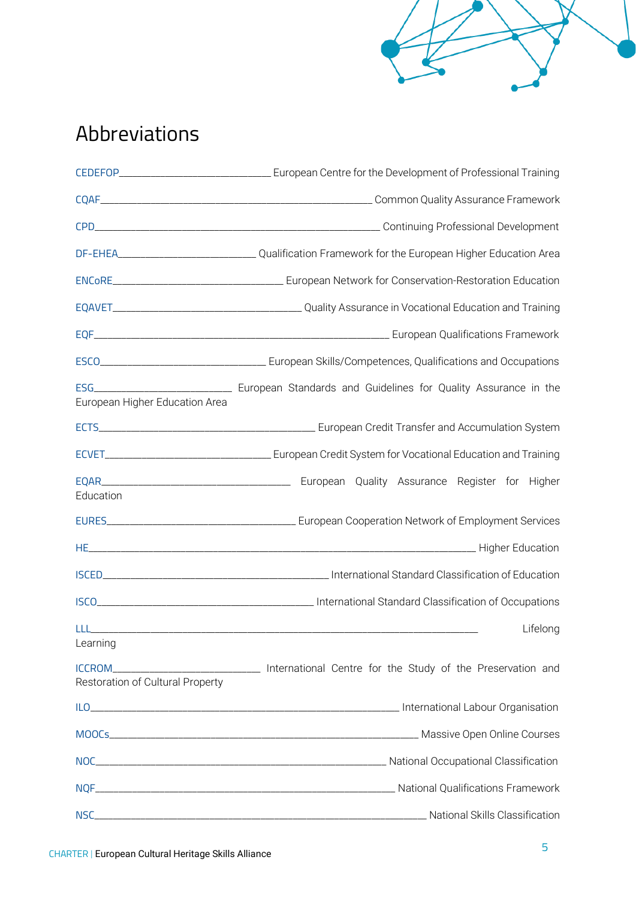# Abbreviations

CEDEFOP ______ European Centre for the Development of Professional Training

CQAF ______ Common Quality Assurance Framework

CPD ______ Continuing Professional Development

DF-EHEA ______ Qualification Framework for the European Higher Education Area

ENCoRE ______ European Network for Conservation-Restoration Education

EQAVET ______ Quality Assurance in Vocational Education and Training

EQF ______ European Qualifications Framework

ESCO ______ European Skills/Competences, Qualifications and Occupations

ESG ______ European Standards and Guidelines for Quality Assurance in the European Higher Education Area

ECTS ______ European Credit Transfer and Accumulation System

ECVET ______ European Credit System for Vocational Education and Training

EQAR ______ European Quality Assurance Register for Higher Education

EURES ______ European Cooperation Network of Employment Services

HE ______ Higher Education

ISCED ______ International Standard Classification of Education

ISCO ______ International Standard Classification of Occupations

LLL ______ Lifelong Learning

ICCROM ______ International Centre for the Study of the Preservation and Restoration of Cultural Property

ILO ______ International Labour Organisation

MOOCs ______ Massive Open Online Courses

NOC ______ National Occupational Classification

NQF ______ National Qualifications Framework

NSC ______ National Skills Classification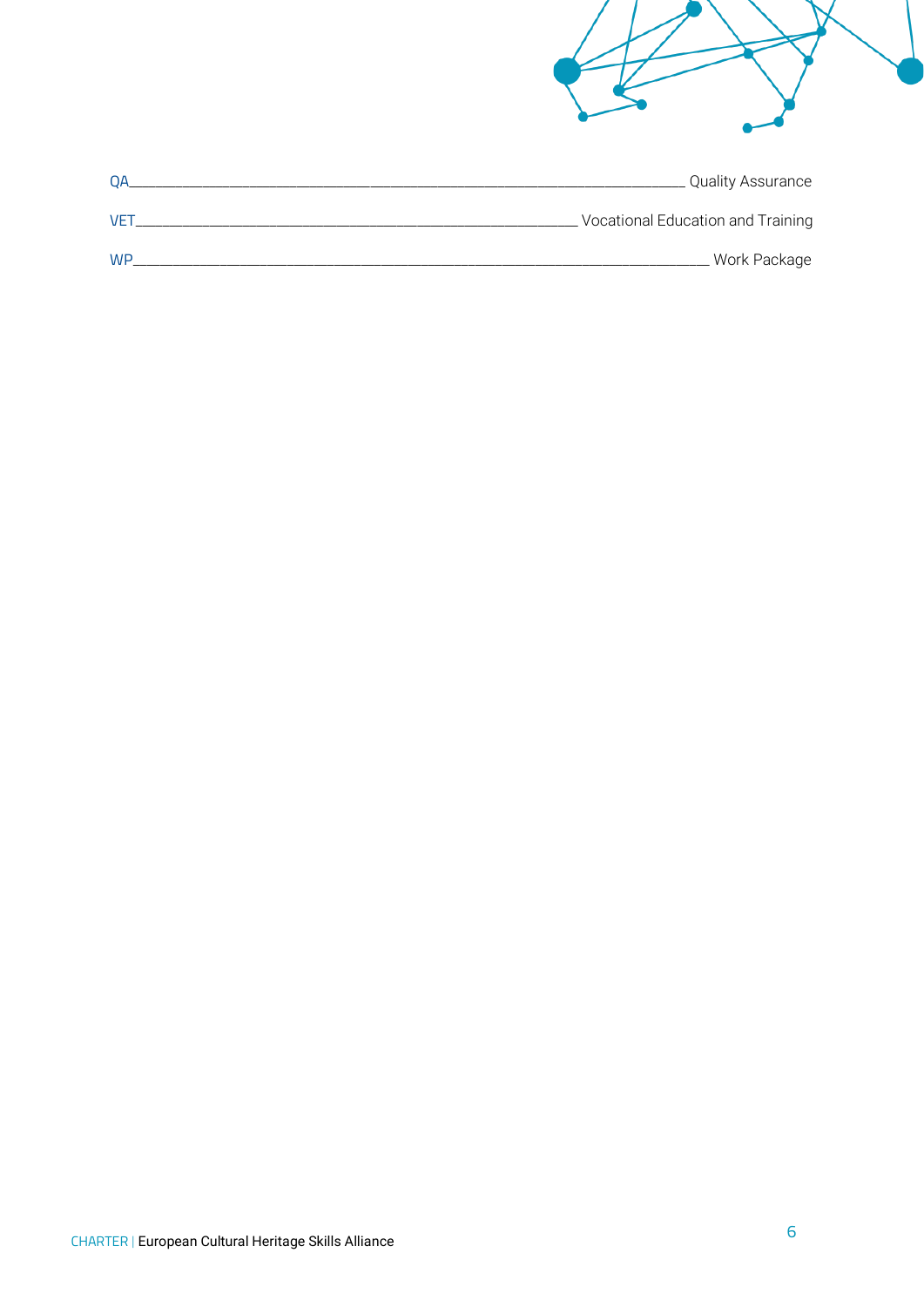QA_________________________________________________________________ Quality Assurance

VET______________________________________________________ Vocational Education and Training

WP_______________________________________________________________________ Work Package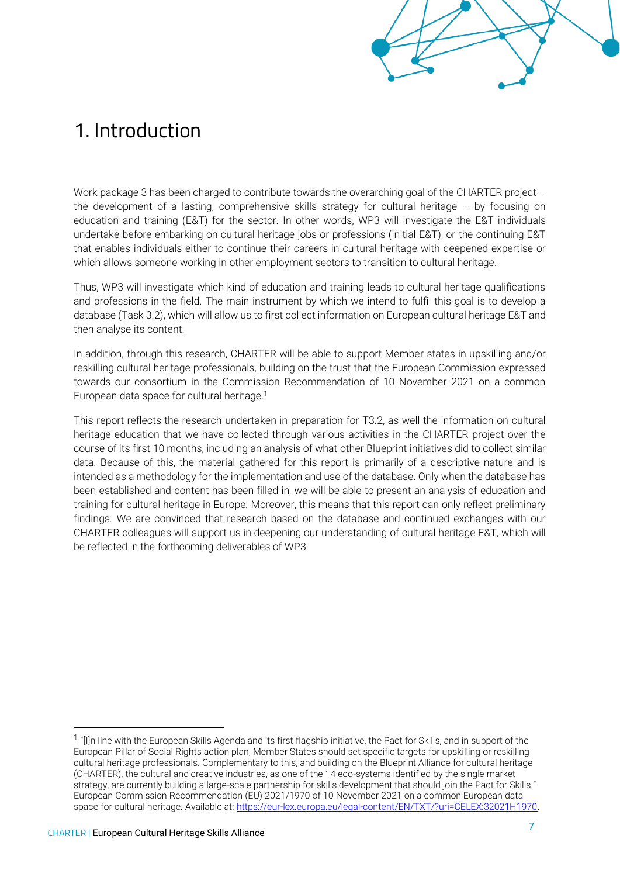# 1. Introduction

Work package 3 has been charged to contribute towards the overarching goal of the CHARTER project – the development of a lasting, comprehensive skills strategy for cultural heritage – by focusing on education and training (E&T) for the sector. In other words, WP3 will investigate the E&T individuals undertake before embarking on cultural heritage jobs or professions (initial E&T), or the continuing E&T that enables individuals either to continue their careers in cultural heritage with deepened expertise or which allows someone working in other employment sectors to transition to cultural heritage.

Thus, WP3 will investigate which kind of education and training leads to cultural heritage qualifications and professions in the field. The main instrument by which we intend to fulfil this goal is to develop a database (Task 3.2), which will allow us to first collect information on European cultural heritage E&T and then analyse its content.

In addition, through this research, CHARTER will be able to support Member states in upskilling and/or reskilling cultural heritage professionals, building on the trust that the European Commission expressed towards our consortium in the Commission Recommendation of 10 November 2021 on a common European data space for cultural heritage.[1]

This report reflects the research undertaken in preparation for T3.2, as well the information on cultural heritage education that we have collected through various activities in the CHARTER project over the course of its first 10 months, including an analysis of what other Blueprint initiatives did to collect similar data. Because of this, the material gathered for this report is primarily of a descriptive nature and is intended as a methodology for the implementation and use of the database. Only when the database has been established and content has been filled in, we will be able to present an analysis of education and training for cultural heritage in Europe. Moreover, this means that this report can only reflect preliminary findings. We are convinced that research based on the database and continued exchanges with our CHARTER colleagues will support us in deepening our understanding of cultural heritage E&T, which will be reflected in the forthcoming deliverables of WP3.

---

[1] "[I]n line with the European Skills Agenda and its first flagship initiative, the Pact for Skills, and in support of the European Pillar of Social Rights action plan, Member States should set specific targets for upskilling or reskilling cultural heritage professionals. Complementary to this, and building on the Blueprint Alliance for cultural heritage (CHARTER), the cultural and creative industries, as one of the 14 eco-systems identified by the single market strategy, are currently building a large-scale partnership for skills development that should join the Pact for Skills." European Commission Recommendation (EU) 2021/1970 of 10 November 2021 on a common European data space for cultural heritage. Available at: https://eur-lex.europa.eu/legal-content/EN/TXT/?uri=CELEX:32021H1970.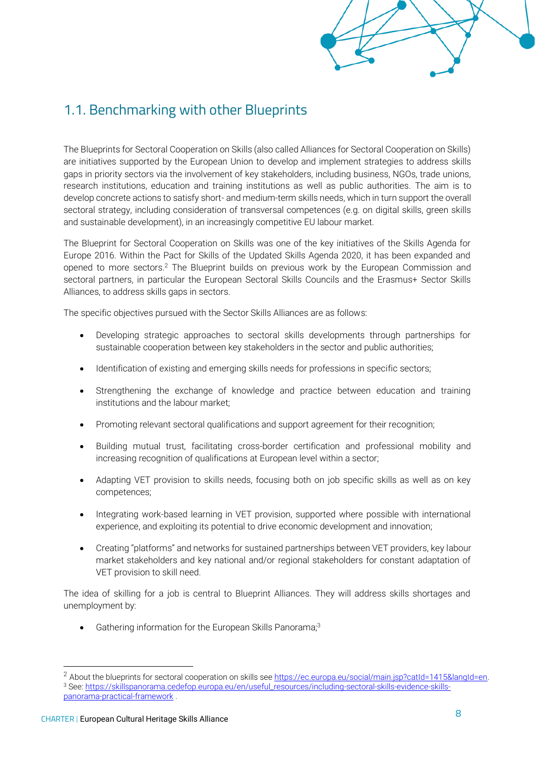## 1.1. Benchmarking with other Blueprints

The Blueprints for Sectoral Cooperation on Skills (also called Alliances for Sectoral Cooperation on Skills) are initiatives supported by the European Union to develop and implement strategies to address skills gaps in priority sectors via the involvement of key stakeholders, including business, NGOs, trade unions, research institutions, education and training institutions as well as public authorities. The aim is to develop concrete actions to satisfy short- and medium-term skills needs, which in turn support the overall sectoral strategy, including consideration of transversal competences (e.g. on digital skills, green skills and sustainable development), in an increasingly competitive EU labour market.

The Blueprint for Sectoral Cooperation on Skills was one of the key initiatives of the Skills Agenda for Europe 2016. Within the Pact for Skills of the Updated Skills Agenda 2020, it has been expanded and opened to more sectors.[2] The Blueprint builds on previous work by the European Commission and sectoral partners, in particular the European Sectoral Skills Councils and the Erasmus+ Sector Skills Alliances, to address skills gaps in sectors.

The specific objectives pursued with the Sector Skills Alliances are as follows:

- Developing strategic approaches to sectoral skills developments through partnerships for sustainable cooperation between key stakeholders in the sector and public authorities;
- Identification of existing and emerging skills needs for professions in specific sectors;
- Strengthening the exchange of knowledge and practice between education and training institutions and the labour market;
- Promoting relevant sectoral qualifications and support agreement for their recognition;
- Building mutual trust, facilitating cross-border certification and professional mobility and increasing recognition of qualifications at European level within a sector;
- Adapting VET provision to skills needs, focusing both on job specific skills as well as on key competences;
- Integrating work-based learning in VET provision, supported where possible with international experience, and exploiting its potential to drive economic development and innovation;
- Creating "platforms" and networks for sustained partnerships between VET providers, key labour market stakeholders and key national and/or regional stakeholders for constant adaptation of VET provision to skill need.

The idea of skilling for a job is central to Blueprint Alliances. They will address skills shortages and unemployment by:

- Gathering information for the European Skills Panorama;[3]

[2] About the blueprints for sectoral cooperation on skills see https://ec.europa.eu/social/main.jsp?catId=1415&langId=en.

[3] See: https://skillspanorama.cedefop.europa.eu/en/useful_resources/including-sectoral-skills-evidence-skills-panorama-practical-framework .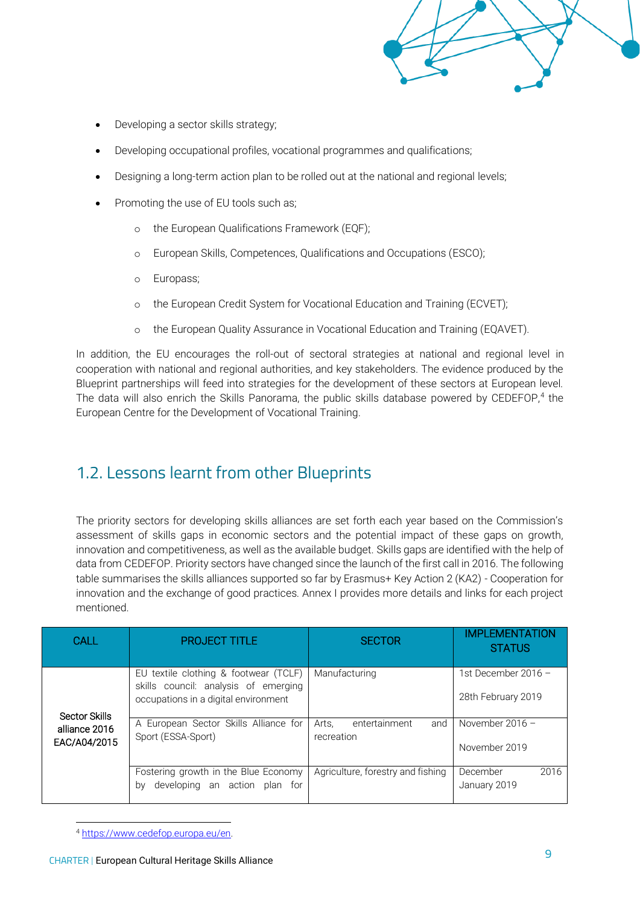- Developing a sector skills strategy;
- Developing occupational profiles, vocational programmes and qualifications;
- Designing a long-term action plan to be rolled out at the national and regional levels;
- Promoting the use of EU tools such as;
  - the European Qualifications Framework (EQF);
  - European Skills, Competences, Qualifications and Occupations (ESCO);
  - Europass;
  - the European Credit System for Vocational Education and Training (ECVET);
  - the European Quality Assurance in Vocational Education and Training (EQAVET).

In addition, the EU encourages the roll-out of sectoral strategies at national and regional level in cooperation with national and regional authorities, and key stakeholders. The evidence produced by the Blueprint partnerships will feed into strategies for the development of these sectors at European level. The data will also enrich the Skills Panorama, the public skills database powered by CEDEFOP,[4] the European Centre for the Development of Vocational Training.

## 1.2. Lessons learnt from other Blueprints

The priority sectors for developing skills alliances are set forth each year based on the Commission's assessment of skills gaps in economic sectors and the potential impact of these gaps on growth, innovation and competitiveness, as well as the available budget. Skills gaps are identified with the help of data from CEDEFOP. Priority sectors have changed since the launch of the first call in 2016. The following table summarises the skills alliances supported so far by Erasmus+ Key Action 2 (KA2) - Cooperation for innovation and the exchange of good practices. Annex I provides more details and links for each project mentioned.

| CALL | PROJECT TITLE | SECTOR | IMPLEMENTATION STATUS |
|---|---|---|---|
| Sector Skills alliance 2016 EAC/A04/2015 | EU textile clothing & footwear (TCLF) skills council: analysis of emerging occupations in a digital environment | Manufacturing | 1st December 2016 – 28th February 2019 |
| | A European Sector Skills Alliance for Sport (ESSA-Sport) | Arts, entertainment and recreation | November 2016 – November 2019 |
| | Fostering growth in the Blue Economy by developing an action plan for | Agriculture, forestry and fishing | December 2016 January 2019 |

[4] https://www.cedefop.europa.eu/en.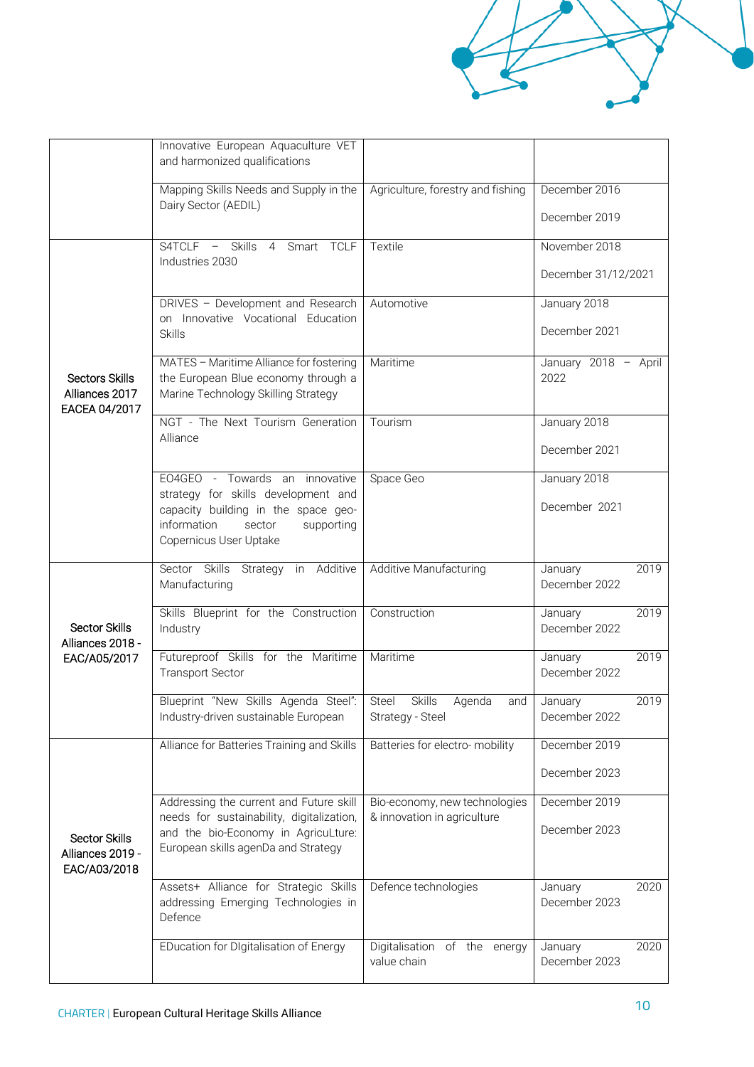| | | | |
|---|---|---|---|
| | Innovative European Aquaculture VET and harmonized qualifications | | |
| | Mapping Skills Needs and Supply in the Dairy Sector (AEDIL) | Agriculture, forestry and fishing | December 2016<br><br>December 2019 |
| Sectors Skills Alliances 2017 EACEA 04/2017 | S4TCLF – Skills 4 Smart TCLF Industries 2030 | Textile | November 2018<br><br>December 31/12/2021 |
| | DRIVES – Development and Research on Innovative Vocational Education Skills | Automotive | January 2018<br><br>December 2021 |
| | MATES – Maritime Alliance for fostering the European Blue economy through a Marine Technology Skilling Strategy | Maritime | January 2018 – April 2022 |
| | NGT - The Next Tourism Generation Alliance | Tourism | January 2018<br><br>December 2021 |
| | EO4GEO - Towards an innovative strategy for skills development and capacity building in the space geo-information sector supporting Copernicus User Uptake | Space Geo | January 2018<br><br>December 2021 |
| Sector Skills Alliances 2018 - EAC/A05/2017 | Sector Skills Strategy in Additive Manufacturing | Additive Manufacturing | January 2019 December 2022 |
| | Skills Blueprint for the Construction Industry | Construction | January 2019 December 2022 |
| | Futureproof Skills for the Maritime Transport Sector | Maritime | January 2019 December 2022 |
| | Blueprint "New Skills Agenda Steel": Industry-driven sustainable European | Steel Skills Agenda and Strategy - Steel | January 2019 December 2022 |
| Sector Skills Alliances 2019 - EAC/A03/2018 | Alliance for Batteries Training and Skills | Batteries for electro- mobility | December 2019<br><br>December 2023 |
| | Addressing the current and Future skill needs for sustainability, digitalization, and the bio-Economy in AgricuLture: European skills agenDa and Strategy | Bio-economy, new technologies & innovation in agriculture | December 2019<br><br>December 2023 |
| | Assets+ Alliance for Strategic Skills addressing Emerging Technologies in Defence | Defence technologies | January 2020 December 2023 |
| | EDucation for DIgitalisation of Energy | Digitalisation of the energy value chain | January 2020 December 2023 |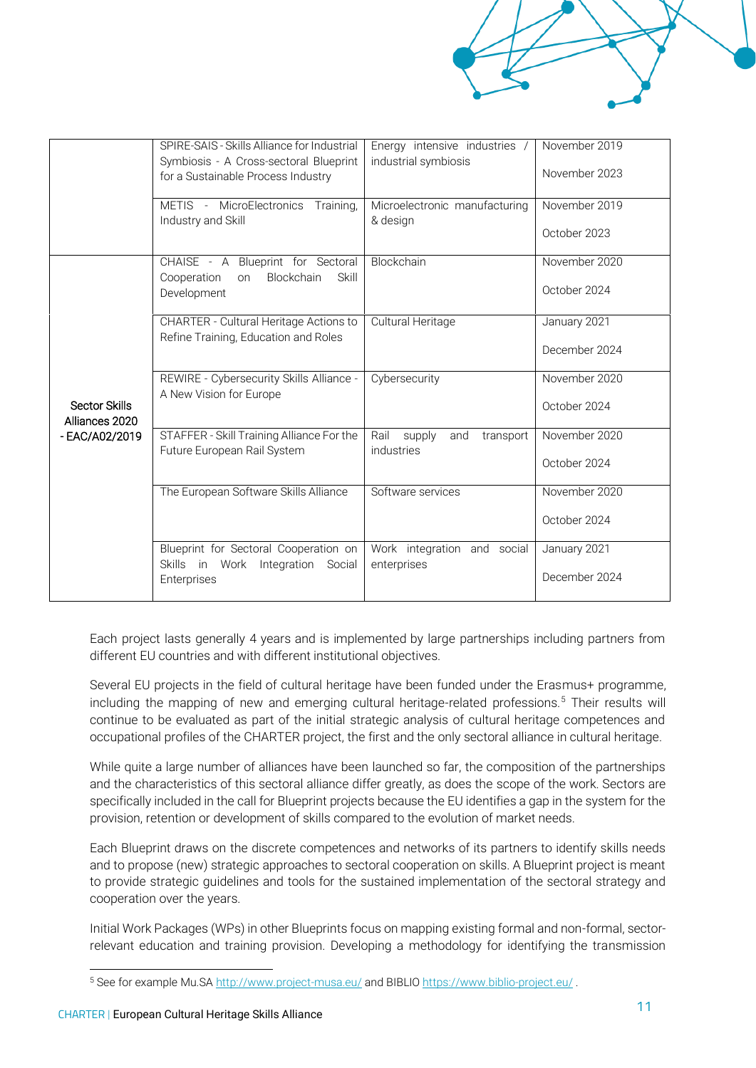| | | | |
|---|---|---|---|
| | SPIRE-SAIS - Skills Alliance for Industrial Symbiosis - A Cross-sectoral Blueprint for a Sustainable Process Industry | Energy intensive industries / industrial symbiosis | November 2019<br><br>November 2023 |
| | METIS - MicroElectronics Training, Industry and Skill | Microelectronic manufacturing & design | November 2019<br><br>October 2023 |
| Sector Skills Alliances 2020 - EAC/A02/2019 | CHAISE - A Blueprint for Sectoral Cooperation on Blockchain Skill Development | Blockchain | November 2020<br><br>October 2024 |
| | CHARTER - Cultural Heritage Actions to Refine Training, Education and Roles | Cultural Heritage | January 2021<br><br>December 2024 |
| | REWIRE - Cybersecurity Skills Alliance - A New Vision for Europe | Cybersecurity | November 2020<br><br>October 2024 |
| | STAFFER - Skill Training Alliance For the Future European Rail System | Rail supply and transport industries | November 2020<br><br>October 2024 |
| | The European Software Skills Alliance | Software services | November 2020<br><br>October 2024 |
| | Blueprint for Sectoral Cooperation on Skills in Work Integration Social Enterprises | Work integration and social enterprises | January 2021<br><br>December 2024 |

Each project lasts generally 4 years and is implemented by large partnerships including partners from different EU countries and with different institutional objectives.

Several EU projects in the field of cultural heritage have been funded under the Erasmus+ programme, including the mapping of new and emerging cultural heritage-related professions.[5] Their results will continue to be evaluated as part of the initial strategic analysis of cultural heritage competences and occupational profiles of the CHARTER project, the first and the only sectoral alliance in cultural heritage.

While quite a large number of alliances have been launched so far, the composition of the partnerships and the characteristics of this sectoral alliance differ greatly, as does the scope of the work. Sectors are specifically included in the call for Blueprint projects because the EU identifies a gap in the system for the provision, retention or development of skills compared to the evolution of market needs.

Each Blueprint draws on the discrete competences and networks of its partners to identify skills needs and to propose (new) strategic approaches to sectoral cooperation on skills. A Blueprint project is meant to provide strategic guidelines and tools for the sustained implementation of the sectoral strategy and cooperation over the years.

Initial Work Packages (WPs) in other Blueprints focus on mapping existing formal and non-formal, sector-relevant education and training provision. Developing a methodology for identifying the transmission

[5] See for example Mu.SA http://www.project-musa.eu/ and BIBLIO https://www.biblio-project.eu/ .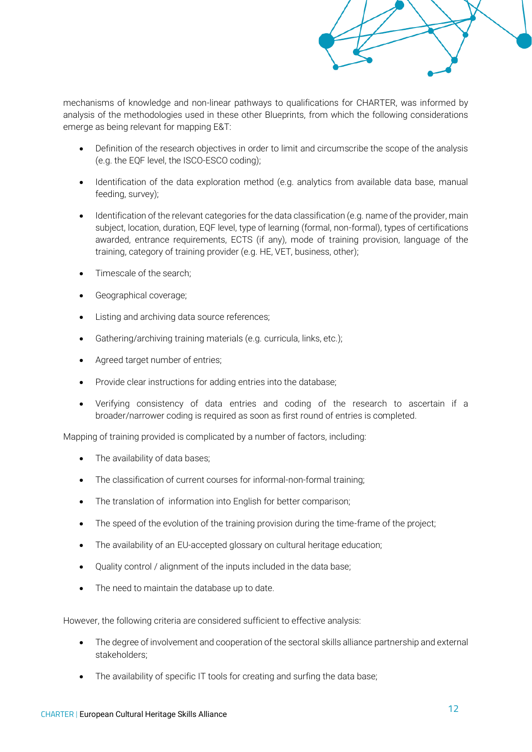mechanisms of knowledge and non-linear pathways to qualifications for CHARTER, was informed by analysis of the methodologies used in these other Blueprints, from which the following considerations emerge as being relevant for mapping E&T:

- Definition of the research objectives in order to limit and circumscribe the scope of the analysis (e.g. the EQF level, the ISCO-ESCO coding);
- Identification of the data exploration method (e.g. analytics from available data base, manual feeding, survey);
- Identification of the relevant categories for the data classification (e.g. name of the provider, main subject, location, duration, EQF level, type of learning (formal, non-formal), types of certifications awarded, entrance requirements, ECTS (if any), mode of training provision, language of the training, category of training provider (e.g. HE, VET, business, other);
- Timescale of the search;
- Geographical coverage;
- Listing and archiving data source references;
- Gathering/archiving training materials (e.g. curricula, links, etc.);
- Agreed target number of entries;
- Provide clear instructions for adding entries into the database;
- Verifying consistency of data entries and coding of the research to ascertain if a broader/narrower coding is required as soon as first round of entries is completed.

Mapping of training provided is complicated by a number of factors, including:

- The availability of data bases;
- The classification of current courses for informal-non-formal training;
- The translation of information into English for better comparison;
- The speed of the evolution of the training provision during the time-frame of the project;
- The availability of an EU-accepted glossary on cultural heritage education;
- Quality control / alignment of the inputs included in the data base;
- The need to maintain the database up to date.

However, the following criteria are considered sufficient to effective analysis:

- The degree of involvement and cooperation of the sectoral skills alliance partnership and external stakeholders;
- The availability of specific IT tools for creating and surfing the data base;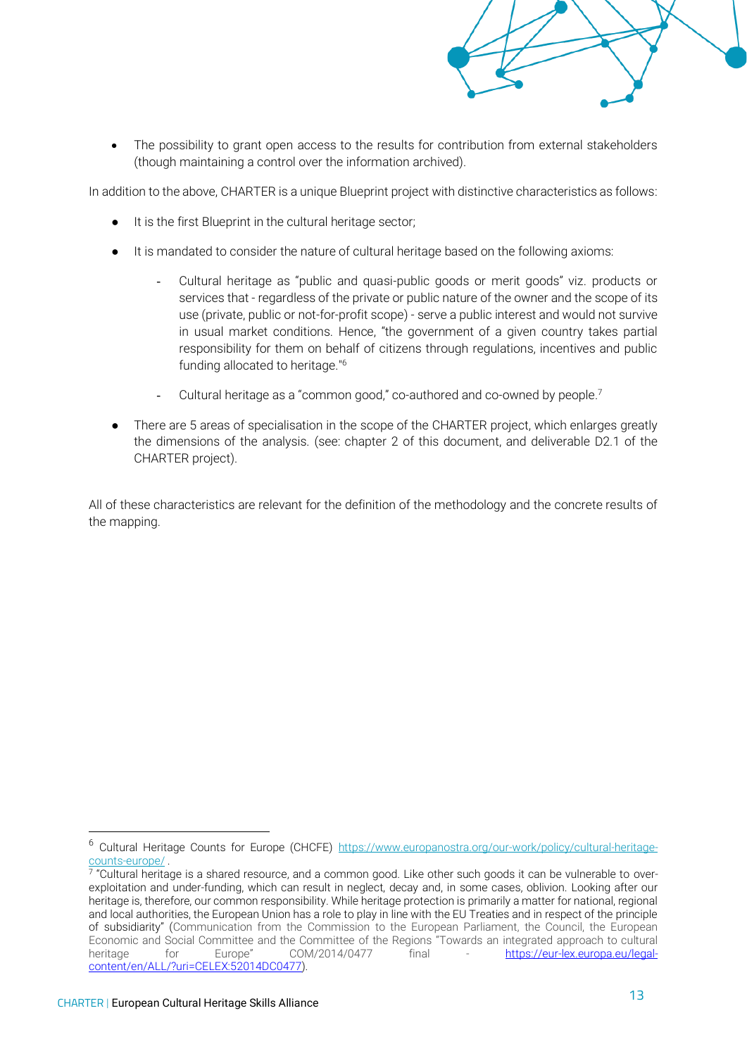- The possibility to grant open access to the results for contribution from external stakeholders (though maintaining a control over the information archived).

In addition to the above, CHARTER is a unique Blueprint project with distinctive characteristics as follows:

- It is the first Blueprint in the cultural heritage sector;
- It is mandated to consider the nature of cultural heritage based on the following axioms:
    - Cultural heritage as "public and quasi-public goods or merit goods" viz. products or services that - regardless of the private or public nature of the owner and the scope of its use (private, public or not-for-profit scope) - serve a public interest and would not survive in usual market conditions. Hence, "the government of a given country takes partial responsibility for them on behalf of citizens through regulations, incentives and public funding allocated to heritage."[6]
    - Cultural heritage as a "common good," co-authored and co-owned by people.[7]
- There are 5 areas of specialisation in the scope of the CHARTER project, which enlarges greatly the dimensions of the analysis. (see: chapter 2 of this document, and deliverable D2.1 of the CHARTER project).

All of these characteristics are relevant for the definition of the methodology and the concrete results of the mapping.

---

[6] Cultural Heritage Counts for Europe (CHCFE) https://www.europanostra.org/our-work/policy/cultural-heritage-counts-europe/ .

[7] "Cultural heritage is a shared resource, and a common good. Like other such goods it can be vulnerable to over-exploitation and under-funding, which can result in neglect, decay and, in some cases, oblivion. Looking after our heritage is, therefore, our common responsibility. While heritage protection is primarily a matter for national, regional and local authorities, the European Union has a role to play in line with the EU Treaties and in respect of the principle of subsidiarity" (Communication from the Commission to the European Parliament, the Council, the European Economic and Social Committee and the Committee of the Regions "Towards an integrated approach to cultural heritage for Europe" COM/2014/0477 final - https://eur-lex.europa.eu/legal-content/en/ALL/?uri=CELEX:52014DC0477).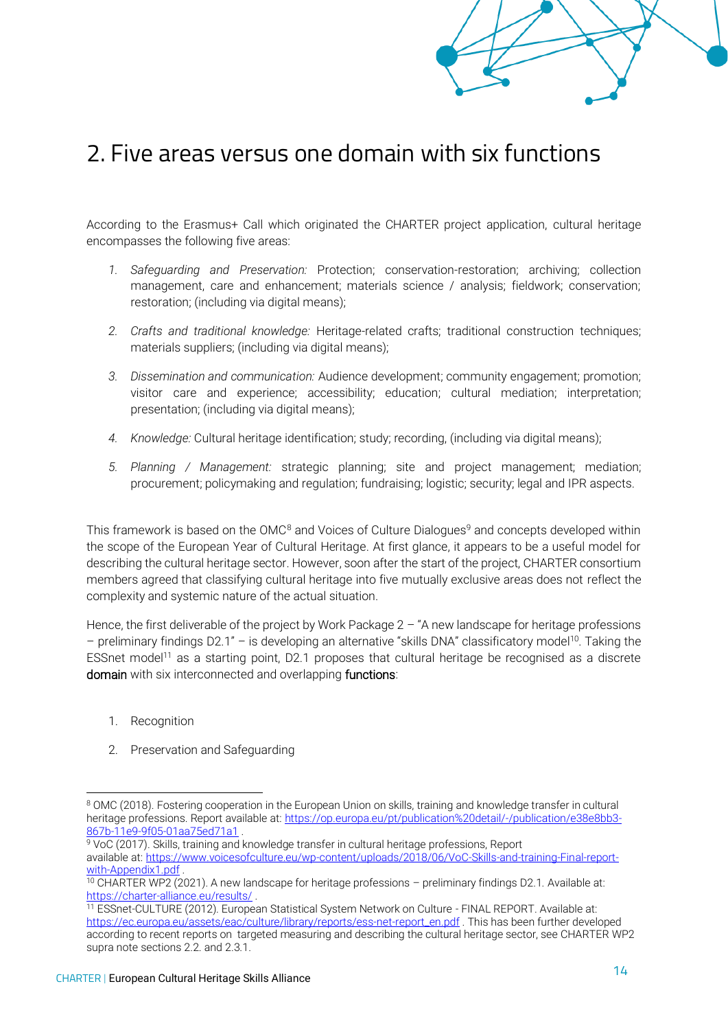# 2. Five areas versus one domain with six functions

According to the Erasmus+ Call which originated the CHARTER project application, cultural heritage encompasses the following five areas:

1. *Safeguarding and Preservation:* Protection; conservation-restoration; archiving; collection management, care and enhancement; materials science / analysis; fieldwork; conservation; restoration; (including via digital means);

2. *Crafts and traditional knowledge:* Heritage-related crafts; traditional construction techniques; materials suppliers; (including via digital means);

3. *Dissemination and communication:* Audience development; community engagement; promotion; visitor care and experience; accessibility; education; cultural mediation; interpretation; presentation; (including via digital means);

4. *Knowledge:* Cultural heritage identification; study; recording, (including via digital means);

5. *Planning / Management:* strategic planning; site and project management; mediation; procurement; policymaking and regulation; fundraising; logistic; security; legal and IPR aspects.

This framework is based on the OMC[8] and Voices of Culture Dialogues[9] and concepts developed within the scope of the European Year of Cultural Heritage. At first glance, it appears to be a useful model for describing the cultural heritage sector. However, soon after the start of the project, CHARTER consortium members agreed that classifying cultural heritage into five mutually exclusive areas does not reflect the complexity and systemic nature of the actual situation.

Hence, the first deliverable of the project by Work Package 2 – "A new landscape for heritage professions – preliminary findings D2.1" – is developing an alternative "skills DNA" classificatory model[10]. Taking the ESSnet model[11] as a starting point, D2.1 proposes that cultural heritage be recognised as a discrete **domain** with six interconnected and overlapping **functions**:

1. Recognition
2. Preservation and Safeguarding

---

[8] OMC (2018). Fostering cooperation in the European Union on skills, training and knowledge transfer in cultural heritage professions. Report available at: https://op.europa.eu/pt/publication%20detail/-/publication/e38e8bb3-867b-11e9-9f05-01aa75ed71a1 .

[9] VoC (2017). Skills, training and knowledge transfer in cultural heritage professions, Report available at: https://www.voicesofculture.eu/wp-content/uploads/2018/06/VoC-Skills-and-training-Final-report-with-Appendix1.pdf .

[10] CHARTER WP2 (2021). A new landscape for heritage professions – preliminary findings D2.1. Available at: https://charter-alliance.eu/results/ .

[11] ESSnet-CULTURE (2012). European Statistical System Network on Culture - FINAL REPORT. Available at: https://ec.europa.eu/assets/eac/culture/library/reports/ess-net-report_en.pdf . This has been further developed according to recent reports on targeted measuring and describing the cultural heritage sector, see CHARTER WP2 supra note sections 2.2. and 2.3.1.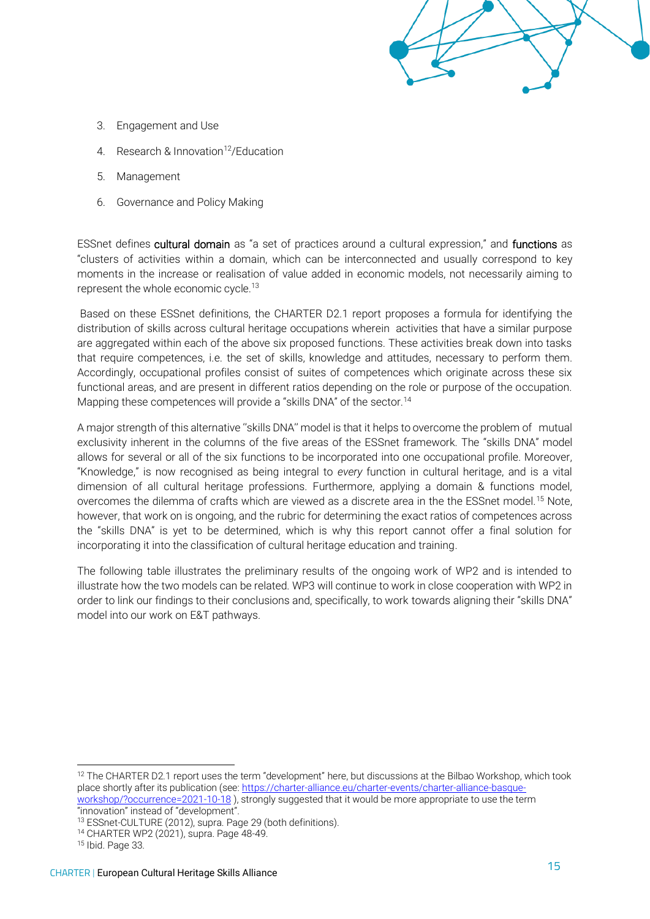3. Engagement and Use
4. Research & Innovation[12]/Education
5. Management
6. Governance and Policy Making

ESSnet defines **cultural domain** as "a set of practices around a cultural expression," and **functions** as "clusters of activities within a domain, which can be interconnected and usually correspond to key moments in the increase or realisation of value added in economic models, not necessarily aiming to represent the whole economic cycle.[13]

Based on these ESSnet definitions, the CHARTER D2.1 report proposes a formula for identifying the distribution of skills across cultural heritage occupations wherein activities that have a similar purpose are aggregated within each of the above six proposed functions. These activities break down into tasks that require competences, i.e. the set of skills, knowledge and attitudes, necessary to perform them. Accordingly, occupational profiles consist of suites of competences which originate across these six functional areas, and are present in different ratios depending on the role or purpose of the occupation. Mapping these competences will provide a "skills DNA" of the sector.[14]

A major strength of this alternative ''skills DNA'' model is that it helps to overcome the problem of mutual exclusivity inherent in the columns of the five areas of the ESSnet framework. The "skills DNA" model allows for several or all of the six functions to be incorporated into one occupational profile. Moreover, "Knowledge," is now recognised as being integral to *every* function in cultural heritage, and is a vital dimension of all cultural heritage professions. Furthermore, applying a domain & functions model, overcomes the dilemma of crafts which are viewed as a discrete area in the the ESSnet model.[15] Note, however, that work on is ongoing, and the rubric for determining the exact ratios of competences across the "skills DNA" is yet to be determined, which is why this report cannot offer a final solution for incorporating it into the classification of cultural heritage education and training.

The following table illustrates the preliminary results of the ongoing work of WP2 and is intended to illustrate how the two models can be related. WP3 will continue to work in close cooperation with WP2 in order to link our findings to their conclusions and, specifically, to work towards aligning their "skills DNA" model into our work on E&T pathways.

---

[12] The CHARTER D2.1 report uses the term "development" here, but discussions at the Bilbao Workshop, which took place shortly after its publication (see: https://charter-alliance.eu/charter-events/charter-alliance-basque-workshop/?occurrence=2021-10-18 ), strongly suggested that it would be more appropriate to use the term "innovation" instead of "development".

[13] ESSnet-CULTURE (2012), supra. Page 29 (both definitions).

[14] CHARTER WP2 (2021), supra. Page 48-49.

[15] Ibid. Page 33.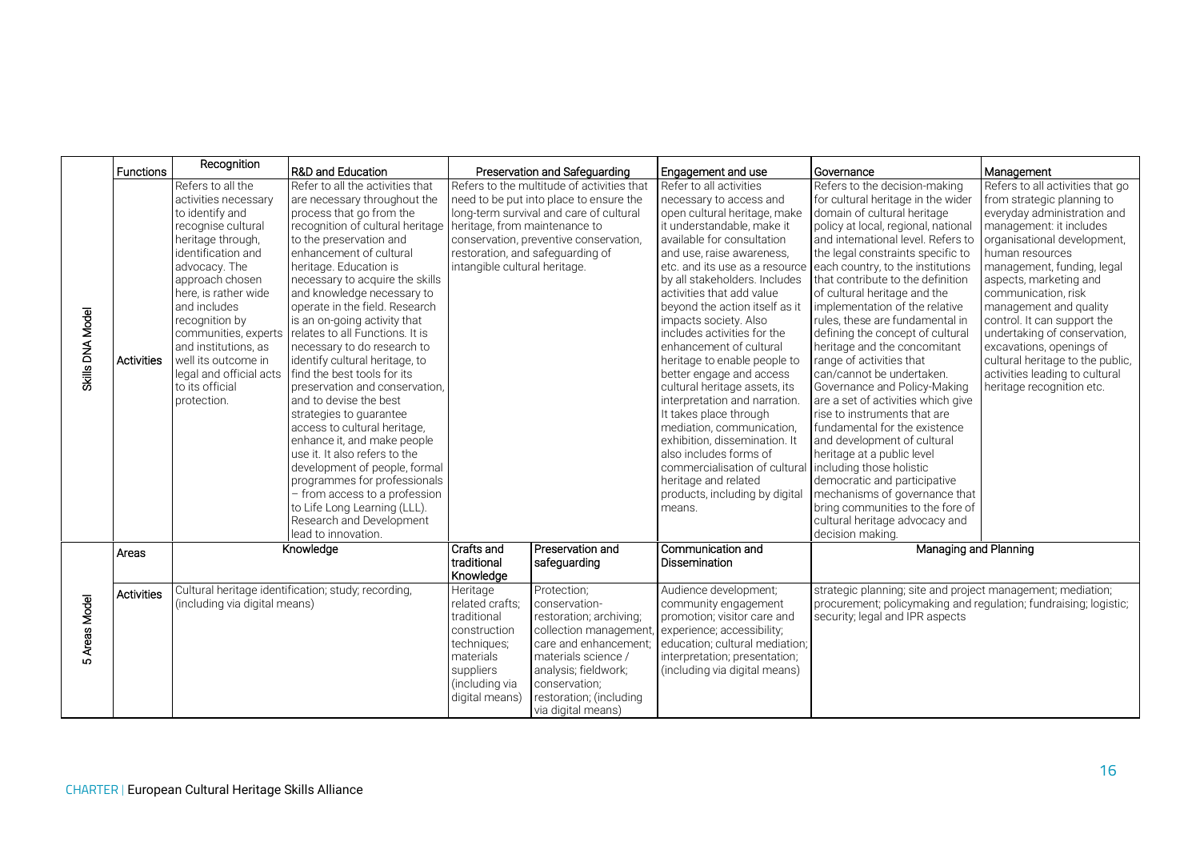| | Functions | Recognition | R&D and Education | Preservation and Safeguarding | | Engagement and use | Governance | Management |
|---|---|---|---|---|---|---|---|---|
| Skills DNA Model | Activities | Refers to all the activities necessary to identify and recognise cultural heritage through, identification and advocacy. The approach chosen here, is rather wide and includes recognition by communities, experts and institutions, as well its outcome in legal and official acts to its official protection. | Refer to all the activities that are necessary throughout the process that go from the recognition of cultural heritage to the preservation and enhancement of cultural heritage. Education is necessary to acquire the skills and knowledge necessary to operate in the field. Research is an on-going activity that relates to all Functions. It is necessary to do research to identify cultural heritage, to find the best tools for its preservation and conservation, and to devise the best strategies to guarantee access to cultural heritage, enhance it, and make people use it. It also refers to the development of people, formal programmes for professionals – from access to a profession to Life Long Learning (LLL). Research and Development lead to innovation. | Refers to the multitude of activities that need to be put into place to ensure the long-term survival and care of cultural heritage, from maintenance to conservation, preventive conservation, restoration, and safeguarding of intangible cultural heritage. | | Refer to all activities necessary to access and open cultural heritage, make it understandable, make it available for consultation and use, raise awareness, etc. and its use as a resource by all stakeholders. Includes activities that add value beyond the action itself as it impacts society. Also includes activities for the enhancement of cultural heritage to enable people to better engage and access cultural heritage assets, its interpretation and narration. It takes place through mediation, communication, exhibition, dissemination. It also includes forms of commercialisation of cultural heritage and related products, including by digital means. | Refers to the decision-making for cultural heritage in the wider domain of cultural heritage policy at local, regional, national and international level. Refers to each country, to the institutions that contribute to the definition of cultural heritage and the implementation of the relative rules, these are fundamental in defining the concept of cultural heritage and the concomitant range of activities that can/cannot be undertaken. Governance and Policy-Making are a set of activities which give rise to instruments that are fundamental for the existence and development of cultural heritage at a public level including those holistic democratic and participative mechanisms of governance that bring communities to the fore of cultural heritage advocacy and decision making. | Refers to all activities that go from strategic planning to everyday administration and management: it includes organisational development, human resources management, funding, legal aspects, marketing and communication, risk management and quality control. It can support the undertaking of conservation, excavations, openings of cultural heritage to the public, activities leading to cultural heritage recognition etc. |
| 5 Areas Model | Areas | Knowledge | | Crafts and traditional Knowledge | Preservation and safeguarding | Communication and Dissemination | Managing and Planning | |
| | Activities | Cultural heritage identification; study; recording, (including via digital means) | | Heritage related crafts; traditional construction techniques; materials suppliers (including via digital means) | Protection; conservation-restoration; archiving; collection management, care and enhancement; materials science / analysis; fieldwork; conservation; restoration; (including via digital means) | Audience development; community engagement promotion; visitor care and experience; accessibility; education; cultural mediation; interpretation; presentation; (including via digital means) | strategic planning; site and project management; mediation; procurement; policymaking and regulation; fundraising; logistic; security; legal and IPR aspects | |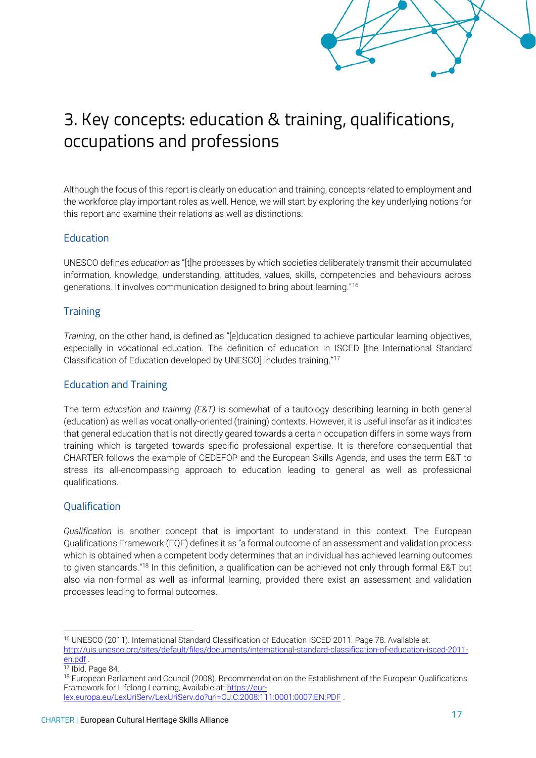# 3. Key concepts: education & training, qualifications, occupations and professions

Although the focus of this report is clearly on education and training, concepts related to employment and the workforce play important roles as well. Hence, we will start by exploring the key underlying notions for this report and examine their relations as well as distinctions.

## Education

UNESCO defines *education* as "[t]he processes by which societies deliberately transmit their accumulated information, knowledge, understanding, attitudes, values, skills, competencies and behaviours across generations. It involves communication designed to bring about learning."[16]

## Training

*Training*, on the other hand, is defined as "[e]ducation designed to achieve particular learning objectives, especially in vocational education. The definition of education in ISCED [the International Standard Classification of Education developed by UNESCO] includes training."[17]

## Education and Training

The term *education and training (E&T)* is somewhat of a tautology describing learning in both general (education) as well as vocationally-oriented (training) contexts. However, it is useful insofar as it indicates that general education that is not directly geared towards a certain occupation differs in some ways from training which is targeted towards specific professional expertise. It is therefore consequential that CHARTER follows the example of CEDEFOP and the European Skills Agenda, and uses the term E&T to stress its all-encompassing approach to education leading to general as well as professional qualifications.

## Qualification

*Qualification* is another concept that is important to understand in this context. The European Qualifications Framework (EQF) defines it as "a formal outcome of an assessment and validation process which is obtained when a competent body determines that an individual has achieved learning outcomes to given standards."[18] In this definition, a qualification can be achieved not only through formal E&T but also via non-formal as well as informal learning, provided there exist an assessment and validation processes leading to formal outcomes.

---

[16] UNESCO (2011). International Standard Classification of Education ISCED 2011. Page 78. Available at: http://uis.unesco.org/sites/default/files/documents/international-standard-classification-of-education-isced-2011-en.pdf .

[17] Ibid. Page 84.

[18] European Parliament and Council (2008). Recommendation on the Establishment of the European Qualifications Framework for Lifelong Learning, Available at: https://eur-lex.europa.eu/LexUriServ/LexUriServ.do?uri=OJ:C:2008:111:0001:0007:EN:PDF .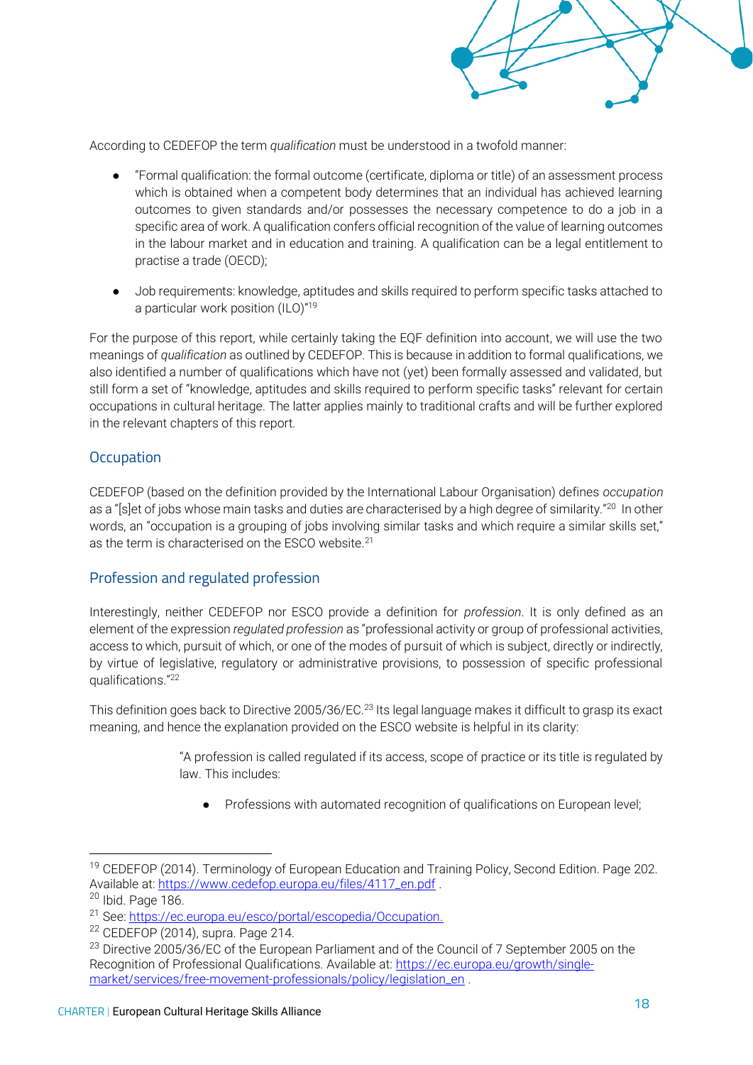According to CEDEFOP the term *qualification* must be understood in a twofold manner:

- "Formal qualification: the formal outcome (certificate, diploma or title) of an assessment process which is obtained when a competent body determines that an individual has achieved learning outcomes to given standards and/or possesses the necessary competence to do a job in a specific area of work. A qualification confers official recognition of the value of learning outcomes in the labour market and in education and training. A qualification can be a legal entitlement to practise a trade (OECD);
- Job requirements: knowledge, aptitudes and skills required to perform specific tasks attached to a particular work position (ILO)"[19]

For the purpose of this report, while certainly taking the EQF definition into account, we will use the two meanings of *qualification* as outlined by CEDEFOP. This is because in addition to formal qualifications, we also identified a number of qualifications which have not (yet) been formally assessed and validated, but still form a set of "knowledge, aptitudes and skills required to perform specific tasks" relevant for certain occupations in cultural heritage. The latter applies mainly to traditional crafts and will be further explored in the relevant chapters of this report.

## Occupation

CEDEFOP (based on the definition provided by the International Labour Organisation) defines *occupation* as a "[s]et of jobs whose main tasks and duties are characterised by a high degree of similarity."[20] In other words, an "occupation is a grouping of jobs involving similar tasks and which require a similar skills set," as the term is characterised on the ESCO website.[21]

## Profession and regulated profession

Interestingly, neither CEDEFOP nor ESCO provide a definition for *profession*. It is only defined as an element of the expression *regulated profession* as "professional activity or group of professional activities, access to which, pursuit of which, or one of the modes of pursuit of which is subject, directly or indirectly, by virtue of legislative, regulatory or administrative provisions, to possession of specific professional qualifications."[22]

This definition goes back to Directive 2005/36/EC.[23] Its legal language makes it difficult to grasp its exact meaning, and hence the explanation provided on the ESCO website is helpful in its clarity:

> "A profession is called regulated if its access, scope of practice or its title is regulated by law. This includes:
>
> - Professions with automated recognition of qualifications on European level;

---

[19] CEDEFOP (2014). Terminology of European Education and Training Policy, Second Edition. Page 202. Available at: https://www.cedefop.europa.eu/files/4117_en.pdf .

[20] Ibid. Page 186.

[21] See: https://ec.europa.eu/esco/portal/escopedia/Occupation.

[22] CEDEFOP (2014), supra. Page 214.

[23] Directive 2005/36/EC of the European Parliament and of the Council of 7 September 2005 on the Recognition of Professional Qualifications. Available at: https://ec.europa.eu/growth/single-market/services/free-movement-professionals/policy/legislation_en .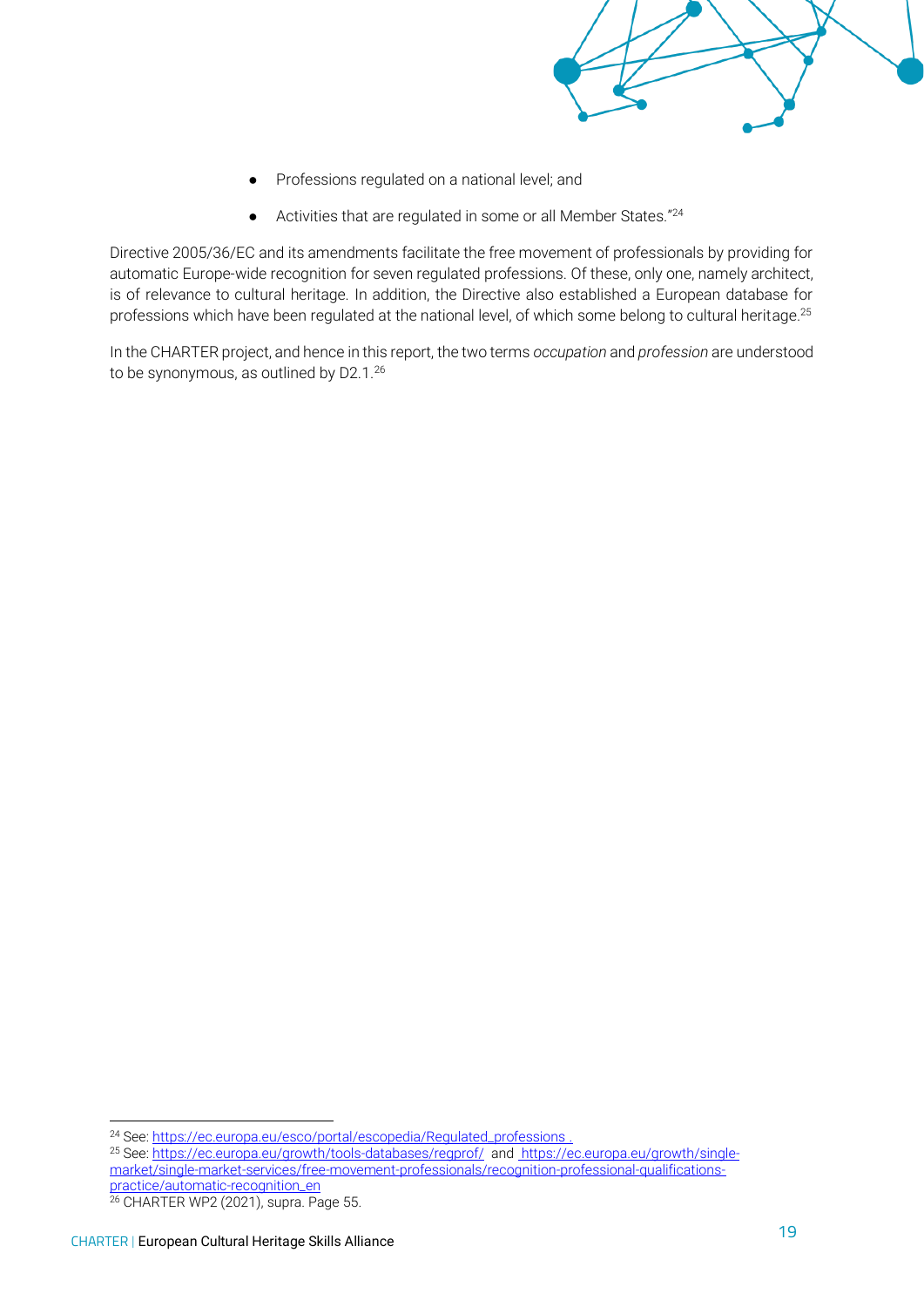- Professions regulated on a national level; and
- Activities that are regulated in some or all Member States."[24]

Directive 2005/36/EC and its amendments facilitate the free movement of professionals by providing for automatic Europe-wide recognition for seven regulated professions. Of these, only one, namely architect, is of relevance to cultural heritage. In addition, the Directive also established a European database for professions which have been regulated at the national level, of which some belong to cultural heritage.[25]

In the CHARTER project, and hence in this report, the two terms *occupation* and *profession* are understood to be synonymous, as outlined by D2.1.[26]

---

[24] See: https://ec.europa.eu/esco/portal/escopedia/Regulated_professions .

[25] See: https://ec.europa.eu/growth/tools-databases/regprof/ and https://ec.europa.eu/growth/single-market/single-market-services/free-movement-professionals/recognition-professional-qualifications-practice/automatic-recognition_en

[26] CHARTER WP2 (2021), supra. Page 55.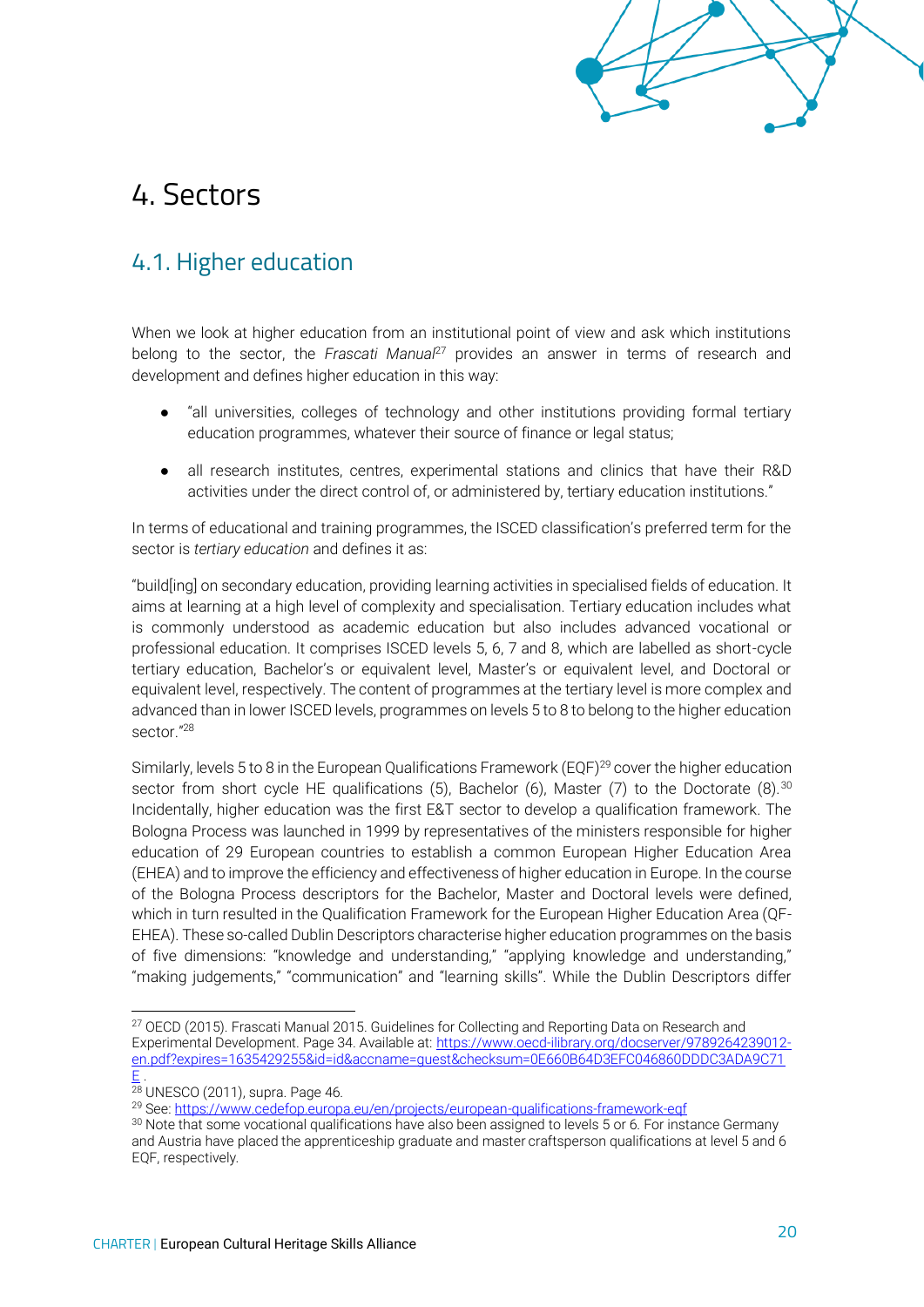# 4. Sectors

## 4.1. Higher education

When we look at higher education from an institutional point of view and ask which institutions belong to the sector, the *Frascati Manual*[27] provides an answer in terms of research and development and defines higher education in this way:

- "all universities, colleges of technology and other institutions providing formal tertiary education programmes, whatever their source of finance or legal status;
- all research institutes, centres, experimental stations and clinics that have their R&D activities under the direct control of, or administered by, tertiary education institutions."

In terms of educational and training programmes, the ISCED classification's preferred term for the sector is *tertiary education* and defines it as:

"build[ing] on secondary education, providing learning activities in specialised fields of education. It aims at learning at a high level of complexity and specialisation. Tertiary education includes what is commonly understood as academic education but also includes advanced vocational or professional education. It comprises ISCED levels 5, 6, 7 and 8, which are labelled as short-cycle tertiary education, Bachelor's or equivalent level, Master's or equivalent level, and Doctoral or equivalent level, respectively. The content of programmes at the tertiary level is more complex and advanced than in lower ISCED levels, programmes on levels 5 to 8 to belong to the higher education sector."[28]

Similarly, levels 5 to 8 in the European Qualifications Framework (EQF)[29] cover the higher education sector from short cycle HE qualifications (5), Bachelor (6), Master (7) to the Doctorate (8).[30] Incidentally, higher education was the first E&T sector to develop a qualification framework. The Bologna Process was launched in 1999 by representatives of the ministers responsible for higher education of 29 European countries to establish a common European Higher Education Area (EHEA) and to improve the efficiency and effectiveness of higher education in Europe. In the course of the Bologna Process descriptors for the Bachelor, Master and Doctoral levels were defined, which in turn resulted in the Qualification Framework for the European Higher Education Area (QF-EHEA). These so-called Dublin Descriptors characterise higher education programmes on the basis of five dimensions: "knowledge and understanding," "applying knowledge and understanding," "making judgements," "communication" and "learning skills". While the Dublin Descriptors differ

---

[27] OECD (2015). Frascati Manual 2015. Guidelines for Collecting and Reporting Data on Research and Experimental Development. Page 34. Available at: https://www.oecd-ilibrary.org/docserver/9789264239012-en.pdf?expires=1635429255&id=id&accname=guest&checksum=0E660B64D3EFC046860DDDC3ADA9C71E .

[28] UNESCO (2011), supra. Page 46.

[29] See: https://www.cedefop.europa.eu/en/projects/european-qualifications-framework-eqf

[30] Note that some vocational qualifications have also been assigned to levels 5 or 6. For instance Germany and Austria have placed the apprenticeship graduate and master craftsperson qualifications at level 5 and 6 EQF, respectively.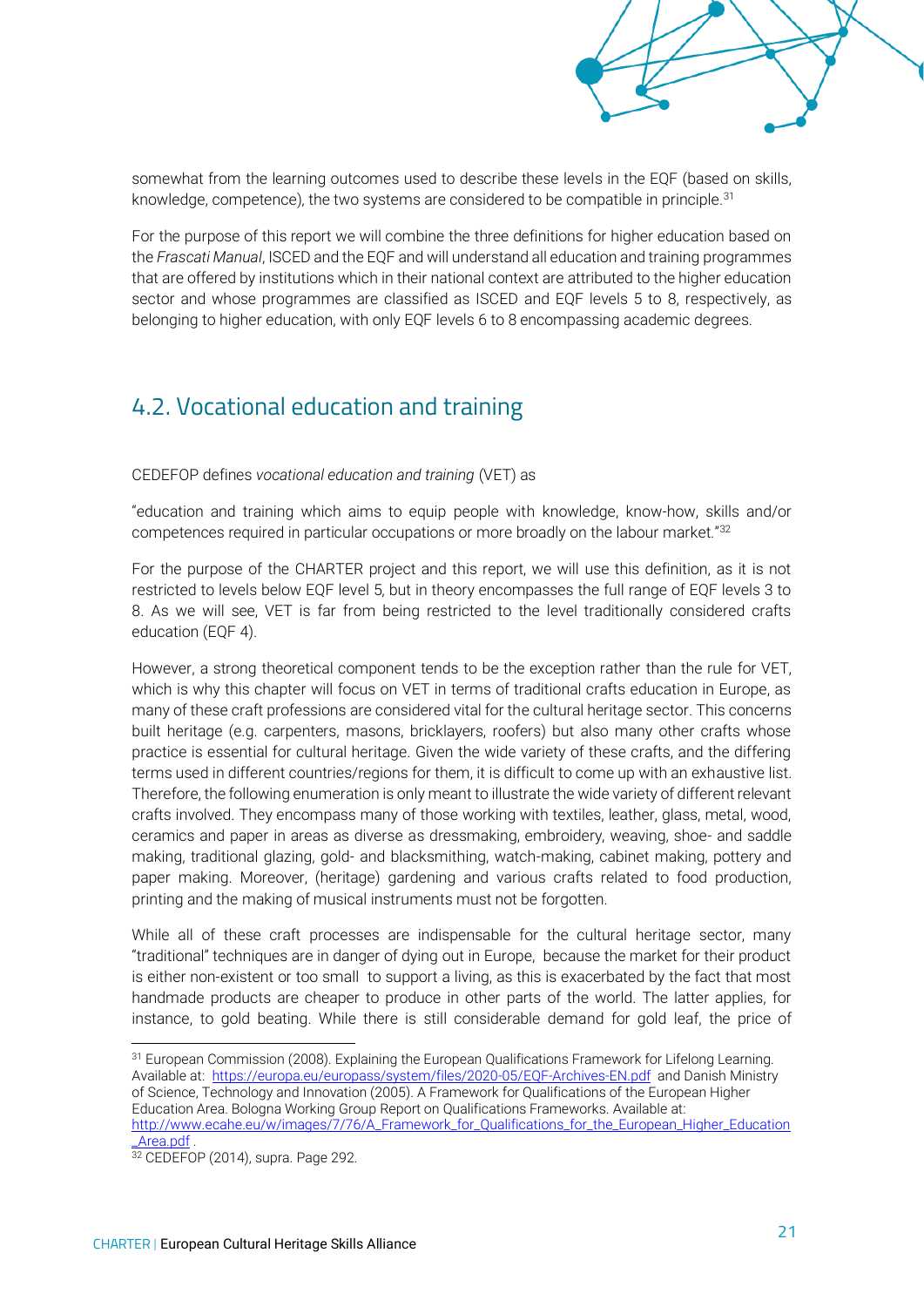somewhat from the learning outcomes used to describe these levels in the EQF (based on skills, knowledge, competence), the two systems are considered to be compatible in principle.[31]

For the purpose of this report we will combine the three definitions for higher education based on the *Frascati Manual*, ISCED and the EQF and will understand all education and training programmes that are offered by institutions which in their national context are attributed to the higher education sector and whose programmes are classified as ISCED and EQF levels 5 to 8, respectively, as belonging to higher education, with only EQF levels 6 to 8 encompassing academic degrees.

## 4.2. Vocational education and training

CEDEFOP defines *vocational education and training* (VET) as

"education and training which aims to equip people with knowledge, know-how, skills and/or competences required in particular occupations or more broadly on the labour market."[32]

For the purpose of the CHARTER project and this report, we will use this definition, as it is not restricted to levels below EQF level 5, but in theory encompasses the full range of EQF levels 3 to 8. As we will see, VET is far from being restricted to the level traditionally considered crafts education (EQF 4).

However, a strong theoretical component tends to be the exception rather than the rule for VET, which is why this chapter will focus on VET in terms of traditional crafts education in Europe, as many of these craft professions are considered vital for the cultural heritage sector. This concerns built heritage (e.g. carpenters, masons, bricklayers, roofers) but also many other crafts whose practice is essential for cultural heritage. Given the wide variety of these crafts, and the differing terms used in different countries/regions for them, it is difficult to come up with an exhaustive list. Therefore, the following enumeration is only meant to illustrate the wide variety of different relevant crafts involved. They encompass many of those working with textiles, leather, glass, metal, wood, ceramics and paper in areas as diverse as dressmaking, embroidery, weaving, shoe- and saddle making, traditional glazing, gold- and blacksmithing, watch-making, cabinet making, pottery and paper making. Moreover, (heritage) gardening and various crafts related to food production, printing and the making of musical instruments must not be forgotten.

While all of these craft processes are indispensable for the cultural heritage sector, many "traditional" techniques are in danger of dying out in Europe, because the market for their product is either non-existent or too small to support a living, as this is exacerbated by the fact that most handmade products are cheaper to produce in other parts of the world. The latter applies, for instance, to gold beating. While there is still considerable demand for gold leaf, the price of

---

[31] European Commission (2008). Explaining the European Qualifications Framework for Lifelong Learning. Available at: https://europa.eu/europass/system/files/2020-05/EQF-Archives-EN.pdf and Danish Ministry of Science, Technology and Innovation (2005). A Framework for Qualifications of the European Higher Education Area. Bologna Working Group Report on Qualifications Frameworks. Available at: http://www.ecahe.eu/w/images/7/76/A_Framework_for_Qualifications_for_the_European_Higher_Education_Area.pdf .

[32] CEDEFOP (2014), supra. Page 292.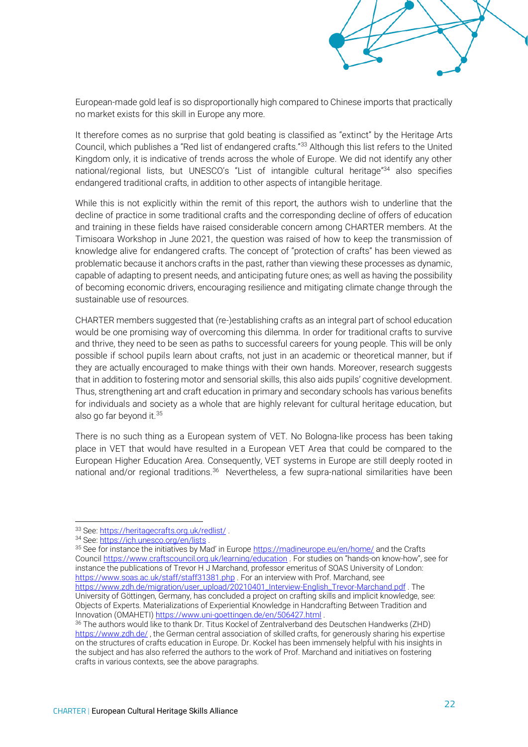European-made gold leaf is so disproportionally high compared to Chinese imports that practically no market exists for this skill in Europe any more.

It therefore comes as no surprise that gold beating is classified as "extinct" by the Heritage Arts Council, which publishes a "Red list of endangered crafts."[33] Although this list refers to the United Kingdom only, it is indicative of trends across the whole of Europe. We did not identify any other national/regional lists, but UNESCO's "List of intangible cultural heritage"[34] also specifies endangered traditional crafts, in addition to other aspects of intangible heritage.

While this is not explicitly within the remit of this report, the authors wish to underline that the decline of practice in some traditional crafts and the corresponding decline of offers of education and training in these fields have raised considerable concern among CHARTER members. At the Timisoara Workshop in June 2021, the question was raised of how to keep the transmission of knowledge alive for endangered crafts. The concept of "protection of crafts" has been viewed as problematic because it anchors crafts in the past, rather than viewing these processes as dynamic, capable of adapting to present needs, and anticipating future ones; as well as having the possibility of becoming economic drivers, encouraging resilience and mitigating climate change through the sustainable use of resources.

CHARTER members suggested that (re-)establishing crafts as an integral part of school education would be one promising way of overcoming this dilemma. In order for traditional crafts to survive and thrive, they need to be seen as paths to successful careers for young people. This will be only possible if school pupils learn about crafts, not just in an academic or theoretical manner, but if they are actually encouraged to make things with their own hands. Moreover, research suggests that in addition to fostering motor and sensorial skills, this also aids pupils' cognitive development. Thus, strengthening art and craft education in primary and secondary schools has various benefits for individuals and society as a whole that are highly relevant for cultural heritage education, but also go far beyond it.[35]

There is no such thing as a European system of VET. No Bologna-like process has been taking place in VET that would have resulted in a European VET Area that could be compared to the European Higher Education Area. Consequently, VET systems in Europe are still deeply rooted in national and/or regional traditions.[36] Nevertheless, a few supra-national similarities have been

---

[33] See: https://heritagecrafts.org.uk/redlist/ .

[34] See: https://ich.unesco.org/en/lists .

[35] See for instance the initiatives by Mad' in Europe https://madineurope.eu/en/home/ and the Crafts Council https://www.craftscouncil.org.uk/learning/education . For studies on "hands-on know-how", see for instance the publications of Trevor H J Marchand, professor emeritus of SOAS University of London: https://www.soas.ac.uk/staff/staff31381.php . For an interview with Prof. Marchand, see https://www.zdh.de/migration/user_upload/20210401_Interview-English_Trevor-Marchand.pdf . The University of Göttingen, Germany, has concluded a project on crafting skills and implicit knowledge, see: Objects of Experts. Materializations of Experiential Knowledge in Handcrafting Between Tradition and Innovation (OMAHETI) https://www.uni-goettingen.de/en/506427.html .

[36] The authors would like to thank Dr. Titus Kockel of Zentralverband des Deutschen Handwerks (ZHD) https://www.zdh.de/ , the German central association of skilled crafts, for generously sharing his expertise on the structures of crafts education in Europe. Dr. Kockel has been immensely helpful with his insights in the subject and has also referred the authors to the work of Prof. Marchand and initiatives on fostering crafts in various contexts, see the above paragraphs.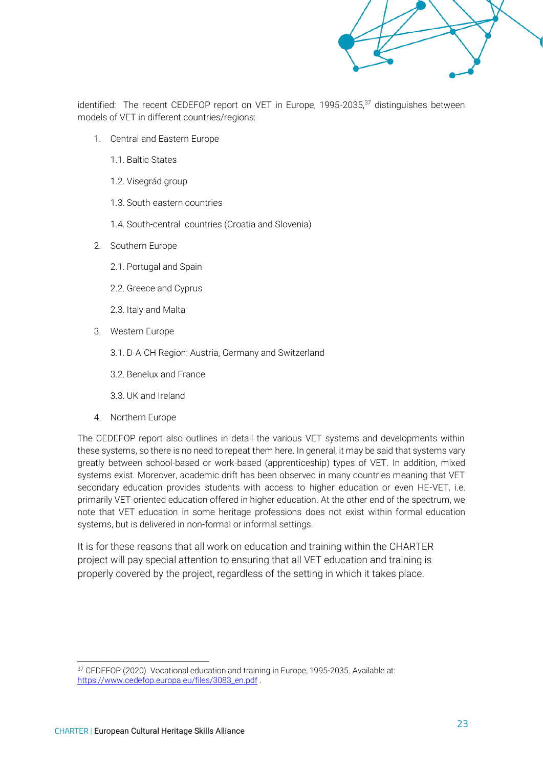identified: The recent CEDEFOP report on VET in Europe, 1995-2035,[37] distinguishes between models of VET in different countries/regions:

1. Central and Eastern Europe
   1.1. Baltic States
   1.2. Visegrád group
   1.3. South-eastern countries
   1.4. South-central countries (Croatia and Slovenia)
2. Southern Europe
   2.1. Portugal and Spain
   2.2. Greece and Cyprus
   2.3. Italy and Malta
3. Western Europe
   3.1. D-A-CH Region: Austria, Germany and Switzerland
   3.2. Benelux and France
   3.3. UK and Ireland
4. Northern Europe

The CEDEFOP report also outlines in detail the various VET systems and developments within these systems, so there is no need to repeat them here. In general, it may be said that systems vary greatly between school-based or work-based (apprenticeship) types of VET. In addition, mixed systems exist. Moreover, academic drift has been observed in many countries meaning that VET secondary education provides students with access to higher education or even HE-VET, i.e. primarily VET-oriented education offered in higher education. At the other end of the spectrum, we note that VET education in some heritage professions does not exist within formal education systems, but is delivered in non-formal or informal settings.

It is for these reasons that all work on education and training within the CHARTER project will pay special attention to ensuring that all VET education and training is properly covered by the project, regardless of the setting in which it takes place.

[37] CEDEFOP (2020). Vocational education and training in Europe, 1995-2035. Available at: https://www.cedefop.europa.eu/files/3083_en.pdf .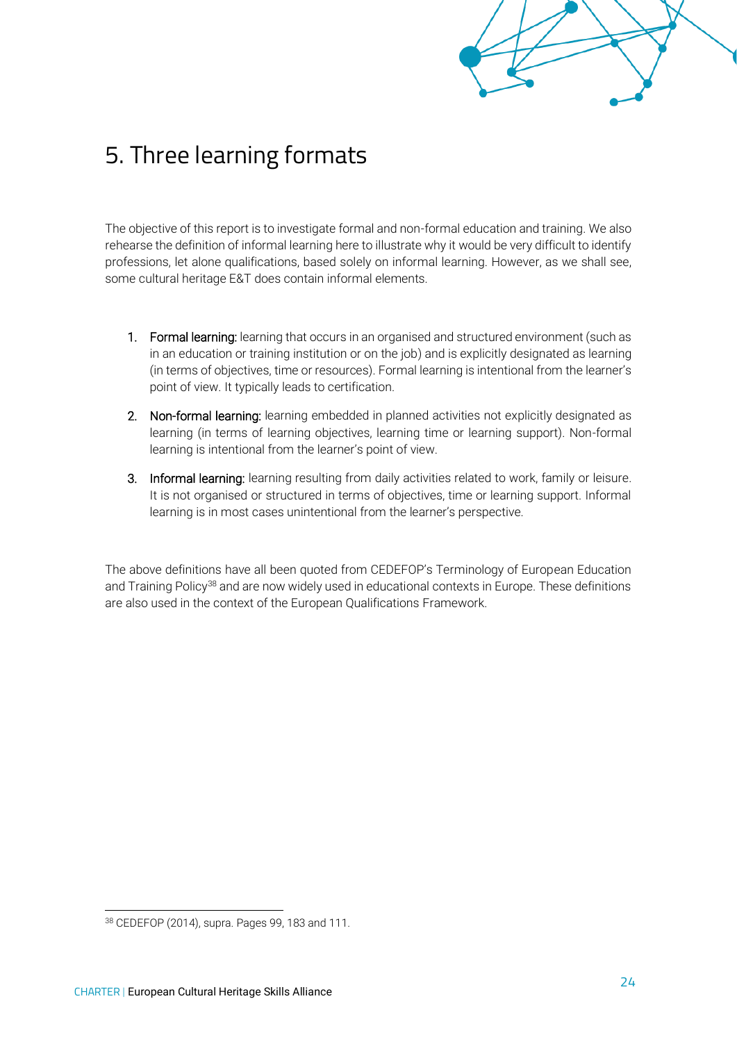# 5. Three learning formats

The objective of this report is to investigate formal and non-formal education and training. We also rehearse the definition of informal learning here to illustrate why it would be very difficult to identify professions, let alone qualifications, based solely on informal learning. However, as we shall see, some cultural heritage E&T does contain informal elements.

1. Formal learning: learning that occurs in an organised and structured environment (such as in an education or training institution or on the job) and is explicitly designated as learning (in terms of objectives, time or resources). Formal learning is intentional from the learner's point of view. It typically leads to certification.
2. Non-formal learning: learning embedded in planned activities not explicitly designated as learning (in terms of learning objectives, learning time or learning support). Non-formal learning is intentional from the learner's point of view.
3. Informal learning: learning resulting from daily activities related to work, family or leisure. It is not organised or structured in terms of objectives, time or learning support. Informal learning is in most cases unintentional from the learner's perspective.

The above definitions have all been quoted from CEDEFOP's Terminology of European Education and Training Policy[38] and are now widely used in educational contexts in Europe. These definitions are also used in the context of the European Qualifications Framework.

[38] CEDEFOP (2014), supra. Pages 99, 183 and 111.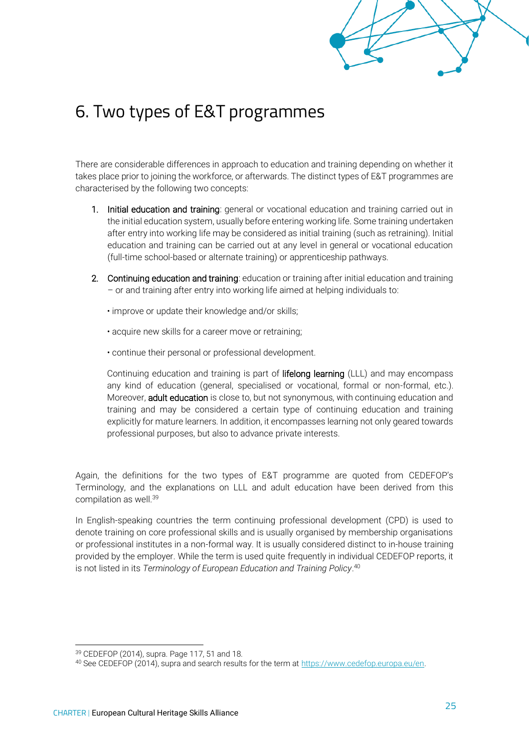# 6. Two types of E&T programmes

There are considerable differences in approach to education and training depending on whether it takes place prior to joining the workforce, or afterwards. The distinct types of E&T programmes are characterised by the following two concepts:

1. **Initial education and training**: general or vocational education and training carried out in the initial education system, usually before entering working life. Some training undertaken after entry into working life may be considered as initial training (such as retraining). Initial education and training can be carried out at any level in general or vocational education (full-time school-based or alternate training) or apprenticeship pathways.

2. **Continuing education and training**: education or training after initial education and training – or and training after entry into working life aimed at helping individuals to:

   • improve or update their knowledge and/or skills;

   • acquire new skills for a career move or retraining;

   • continue their personal or professional development.

   Continuing education and training is part of **lifelong learning** (LLL) and may encompass any kind of education (general, specialised or vocational, formal or non-formal, etc.). Moreover, **adult education** is close to, but not synonymous, with continuing education and training and may be considered a certain type of continuing education and training explicitly for mature learners. In addition, it encompasses learning not only geared towards professional purposes, but also to advance private interests.

Again, the definitions for the two types of E&T programme are quoted from CEDEFOP's Terminology, and the explanations on LLL and adult education have been derived from this compilation as well.[39]

In English-speaking countries the term continuing professional development (CPD) is used to denote training on core professional skills and is usually organised by membership organisations or professional institutes in a non-formal way. It is usually considered distinct to in-house training provided by the employer. While the term is used quite frequently in individual CEDEFOP reports, it is not listed in its *Terminology of European Education and Training Policy*.[40]

---

[39] CEDEFOP (2014), supra. Page 117, 51 and 18.

[40] See CEDEFOP (2014), supra and search results for the term at https://www.cedefop.europa.eu/en.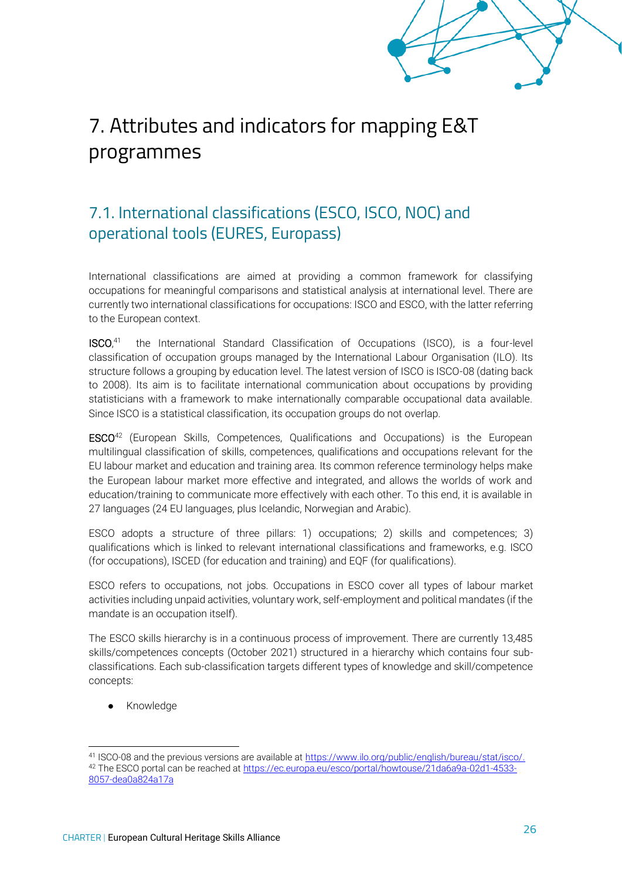# 7. Attributes and indicators for mapping E&T programmes

## 7.1. International classifications (ESCO, ISCO, NOC) and operational tools (EURES, Europass)

International classifications are aimed at providing a common framework for classifying occupations for meaningful comparisons and statistical analysis at international level. There are currently two international classifications for occupations: ISCO and ESCO, with the latter referring to the European context.

**ISCO**,[41] the International Standard Classification of Occupations (ISCO), is a four-level classification of occupation groups managed by the International Labour Organisation (ILO). Its structure follows a grouping by education level. The latest version of ISCO is ISCO-08 (dating back to 2008). Its aim is to facilitate international communication about occupations by providing statisticians with a framework to make internationally comparable occupational data available. Since ISCO is a statistical classification, its occupation groups do not overlap.

**ESCO**[42] (European Skills, Competences, Qualifications and Occupations) is the European multilingual classification of skills, competences, qualifications and occupations relevant for the EU labour market and education and training area. Its common reference terminology helps make the European labour market more effective and integrated, and allows the worlds of work and education/training to communicate more effectively with each other. To this end, it is available in 27 languages (24 EU languages, plus Icelandic, Norwegian and Arabic).

ESCO adopts a structure of three pillars: 1) occupations; 2) skills and competences; 3) qualifications which is linked to relevant international classifications and frameworks, e.g. ISCO (for occupations), ISCED (for education and training) and EQF (for qualifications).

ESCO refers to occupations, not jobs. Occupations in ESCO cover all types of labour market activities including unpaid activities, voluntary work, self-employment and political mandates (if the mandate is an occupation itself).

The ESCO skills hierarchy is in a continuous process of improvement. There are currently 13,485 skills/competences concepts (October 2021) structured in a hierarchy which contains four sub-classifications. Each sub-classification targets different types of knowledge and skill/competence concepts:

- Knowledge

---

[41] ISCO-08 and the previous versions are available at https://www.ilo.org/public/english/bureau/stat/isco/.

[42] The ESCO portal can be reached at https://ec.europa.eu/esco/portal/howtouse/21da6a9a-02d1-4533-8057-dea0a824a17a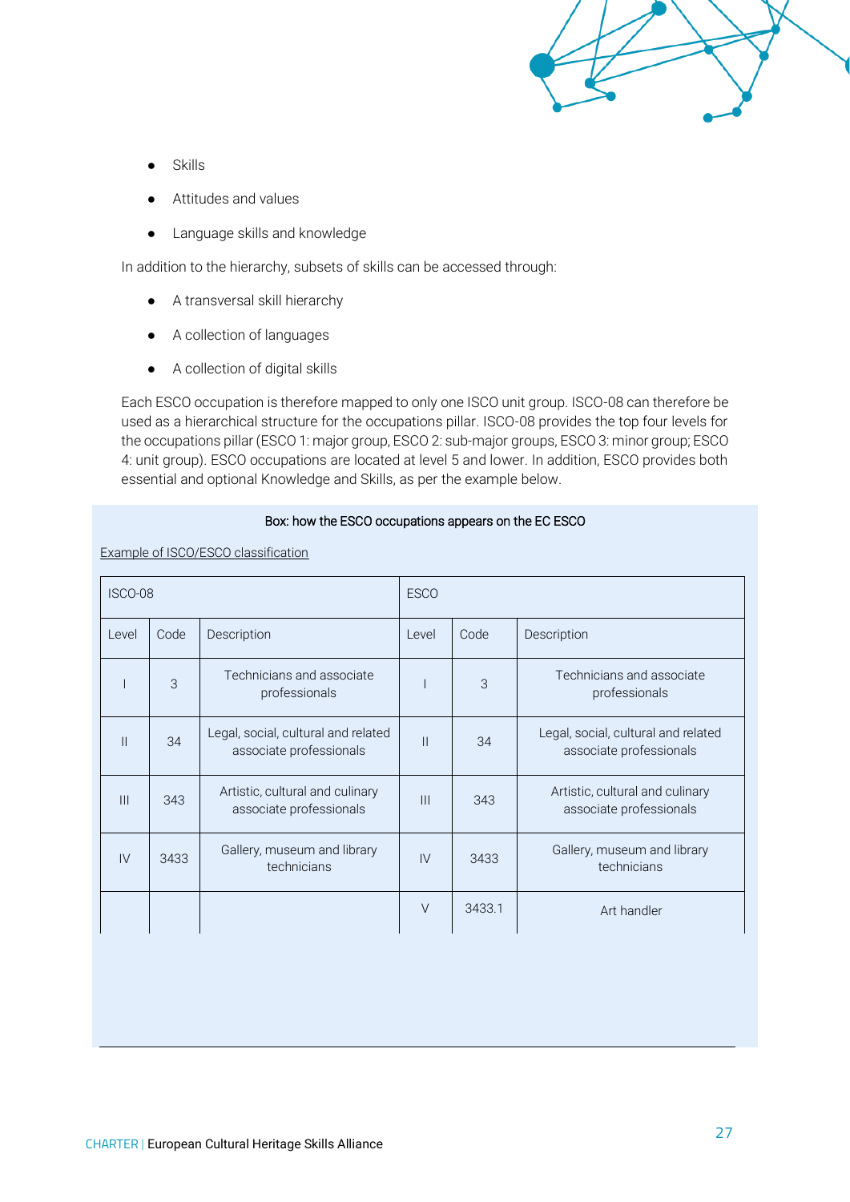- Skills
- Attitudes and values
- Language skills and knowledge

In addition to the hierarchy, subsets of skills can be accessed through:

- A transversal skill hierarchy
- A collection of languages
- A collection of digital skills

Each ESCO occupation is therefore mapped to only one ISCO unit group. ISCO-08 can therefore be used as a hierarchical structure for the occupations pillar. ISCO-08 provides the top four levels for the occupations pillar (ESCO 1: major group, ESCO 2: sub-major groups, ESCO 3: minor group; ESCO 4: unit group). ESCO occupations are located at level 5 and lower. In addition, ESCO provides both essential and optional Knowledge and Skills, as per the example below.

Box: how the ESCO occupations appears on the EC ESCO

Example of ISCO/ESCO classification

| ISCO-08 | | | ESCO | | |
|---|---|---|---|---|---|
| Level | Code | Description | Level | Code | Description |
| I | 3 | Technicians and associate professionals | I | 3 | Technicians and associate professionals |
| II | 34 | Legal, social, cultural and related associate professionals | II | 34 | Legal, social, cultural and related associate professionals |
| III | 343 | Artistic, cultural and culinary associate professionals | III | 343 | Artistic, cultural and culinary associate professionals |
| IV | 3433 | Gallery, museum and library technicians | IV | 3433 | Gallery, museum and library technicians |
| | | | V | 3433.1 | Art handler |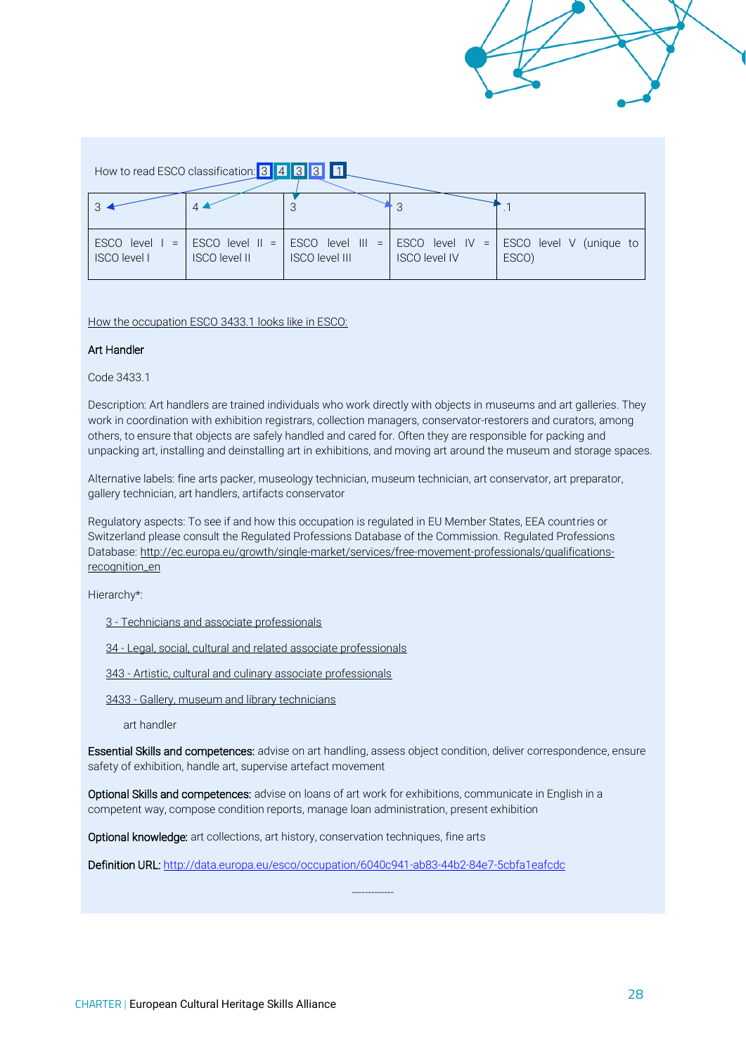How to read ESCO classification: 3 4 3 3 1

| 3 | 4 | 3 | 3 | .1 |
|---|---|---|---|---|
| ESCO level I = ISCO level I | ESCO level II = ISCO level II | ESCO level III = ISCO level III | ESCO level IV = ISCO level IV | ESCO level V (unique to ESCO) |

How the occupation ESCO 3433.1 looks like in ESCO:

Art Handler

Code 3433.1

Description: Art handlers are trained individuals who work directly with objects in museums and art galleries. They work in coordination with exhibition registrars, collection managers, conservator-restorers and curators, among others, to ensure that objects are safely handled and cared for. Often they are responsible for packing and unpacking art, installing and deinstalling art in exhibitions, and moving art around the museum and storage spaces.

Alternative labels: fine arts packer, museology technician, museum technician, art conservator, art preparator, gallery technician, art handlers, artifacts conservator

Regulatory aspects: To see if and how this occupation is regulated in EU Member States, EEA countries or Switzerland please consult the Regulated Professions Database of the Commission. Regulated Professions Database: http://ec.europa.eu/growth/single-market/services/free-movement-professionals/qualifications-recognition_en

Hierarchy*:

- 3 - Technicians and associate professionals
- 34 - Legal, social, cultural and related associate professionals
- 343 - Artistic, cultural and culinary associate professionals
- 3433 - Gallery, museum and library technicians
  - art handler

**Essential Skills and competences:** advise on art handling, assess object condition, deliver correspondence, ensure safety of exhibition, handle art, supervise artefact movement

**Optional Skills and competences:** advise on loans of art work for exhibitions, communicate in English in a competent way, compose condition reports, manage loan administration, present exhibition

**Optional knowledge:** art collections, art history, conservation techniques, fine arts

**Definition URL:** http://data.europa.eu/esco/occupation/6040c941-ab83-44b2-84e7-5cbfa1eafcdc

------------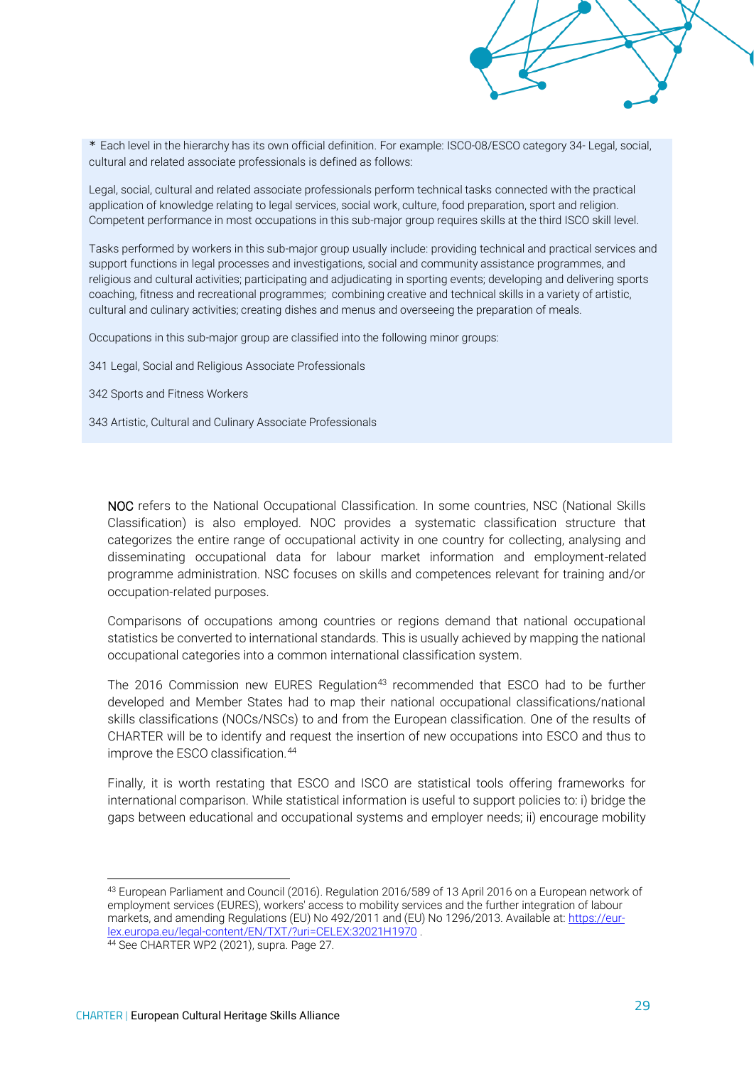* Each level in the hierarchy has its own official definition. For example: ISCO-08/ESCO category 34- Legal, social, cultural and related associate professionals is defined as follows:

Legal, social, cultural and related associate professionals perform technical tasks connected with the practical application of knowledge relating to legal services, social work, culture, food preparation, sport and religion. Competent performance in most occupations in this sub-major group requires skills at the third ISCO skill level.

Tasks performed by workers in this sub-major group usually include: providing technical and practical services and support functions in legal processes and investigations, social and community assistance programmes, and religious and cultural activities; participating and adjudicating in sporting events; developing and delivering sports coaching, fitness and recreational programmes; combining creative and technical skills in a variety of artistic, cultural and culinary activities; creating dishes and menus and overseeing the preparation of meals.

Occupations in this sub-major group are classified into the following minor groups:

341 Legal, Social and Religious Associate Professionals

342 Sports and Fitness Workers

343 Artistic, Cultural and Culinary Associate Professionals

NOC refers to the National Occupational Classification. In some countries, NSC (National Skills Classification) is also employed. NOC provides a systematic classification structure that categorizes the entire range of occupational activity in one country for collecting, analysing and disseminating occupational data for labour market information and employment-related programme administration. NSC focuses on skills and competences relevant for training and/or occupation-related purposes.

Comparisons of occupations among countries or regions demand that national occupational statistics be converted to international standards. This is usually achieved by mapping the national occupational categories into a common international classification system.

The 2016 Commission new EURES Regulation[43] recommended that ESCO had to be further developed and Member States had to map their national occupational classifications/national skills classifications (NOCs/NSCs) to and from the European classification. One of the results of CHARTER will be to identify and request the insertion of new occupations into ESCO and thus to improve the ESCO classification.[44]

Finally, it is worth restating that ESCO and ISCO are statistical tools offering frameworks for international comparison. While statistical information is useful to support policies to: i) bridge the gaps between educational and occupational systems and employer needs; ii) encourage mobility

[43] European Parliament and Council (2016). Regulation 2016/589 of 13 April 2016 on a European network of employment services (EURES), workers' access to mobility services and the further integration of labour markets, and amending Regulations (EU) No 492/2011 and (EU) No 1296/2013. Available at: https://eur-lex.europa.eu/legal-content/EN/TXT/?uri=CELEX:32021H1970 .

[44] See CHARTER WP2 (2021), supra. Page 27.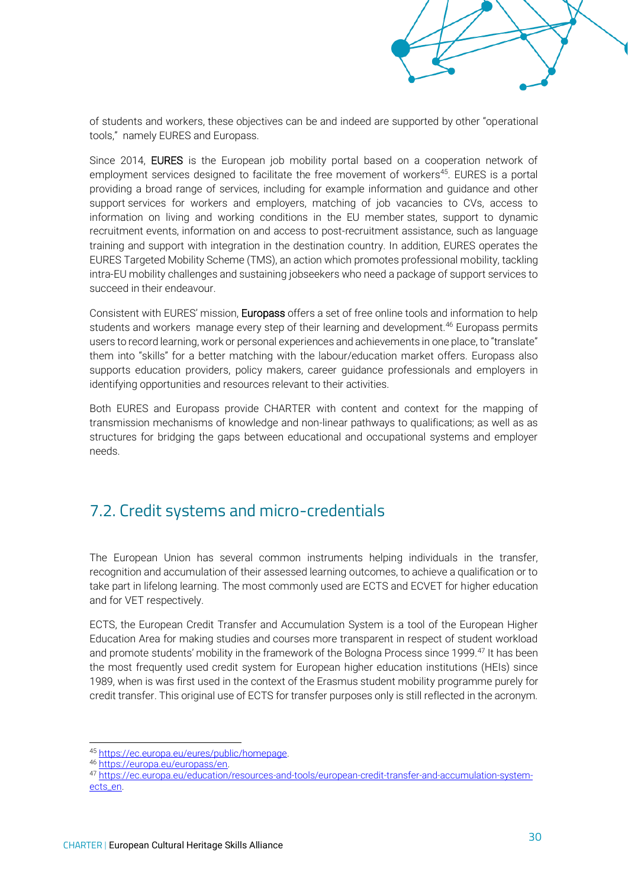of students and workers, these objectives can be and indeed are supported by other "operational tools," namely EURES and Europass.

Since 2014, **EURES** is the European job mobility portal based on a cooperation network of employment services designed to facilitate the free movement of workers[45]. EURES is a portal providing a broad range of services, including for example information and guidance and other support services for workers and employers, matching of job vacancies to CVs, access to information on living and working conditions in the EU member states, support to dynamic recruitment events, information on and access to post-recruitment assistance, such as language training and support with integration in the destination country. In addition, EURES operates the EURES Targeted Mobility Scheme (TMS), an action which promotes professional mobility, tackling intra-EU mobility challenges and sustaining jobseekers who need a package of support services to succeed in their endeavour.

Consistent with EURES' mission, **Europass** offers a set of free online tools and information to help students and workers manage every step of their learning and development.[46] Europass permits users to record learning, work or personal experiences and achievements in one place, to "translate" them into "skills" for a better matching with the labour/education market offers. Europass also supports education providers, policy makers, career guidance professionals and employers in identifying opportunities and resources relevant to their activities.

Both EURES and Europass provide CHARTER with content and context for the mapping of transmission mechanisms of knowledge and non-linear pathways to qualifications; as well as as structures for bridging the gaps between educational and occupational systems and employer needs.

## 7.2. Credit systems and micro-credentials

The European Union has several common instruments helping individuals in the transfer, recognition and accumulation of their assessed learning outcomes, to achieve a qualification or to take part in lifelong learning. The most commonly used are ECTS and ECVET for higher education and for VET respectively.

ECTS, the European Credit Transfer and Accumulation System is a tool of the European Higher Education Area for making studies and courses more transparent in respect of student workload and promote students' mobility in the framework of the Bologna Process since 1999.[47] It has been the most frequently used credit system for European higher education institutions (HEIs) since 1989, when is was first used in the context of the Erasmus student mobility programme purely for credit transfer. This original use of ECTS for transfer purposes only is still reflected in the acronym.

---

[45] https://ec.europa.eu/eures/public/homepage.

[46] https://europa.eu/europass/en.

[47] https://ec.europa.eu/education/resources-and-tools/european-credit-transfer-and-accumulation-system-ects_en.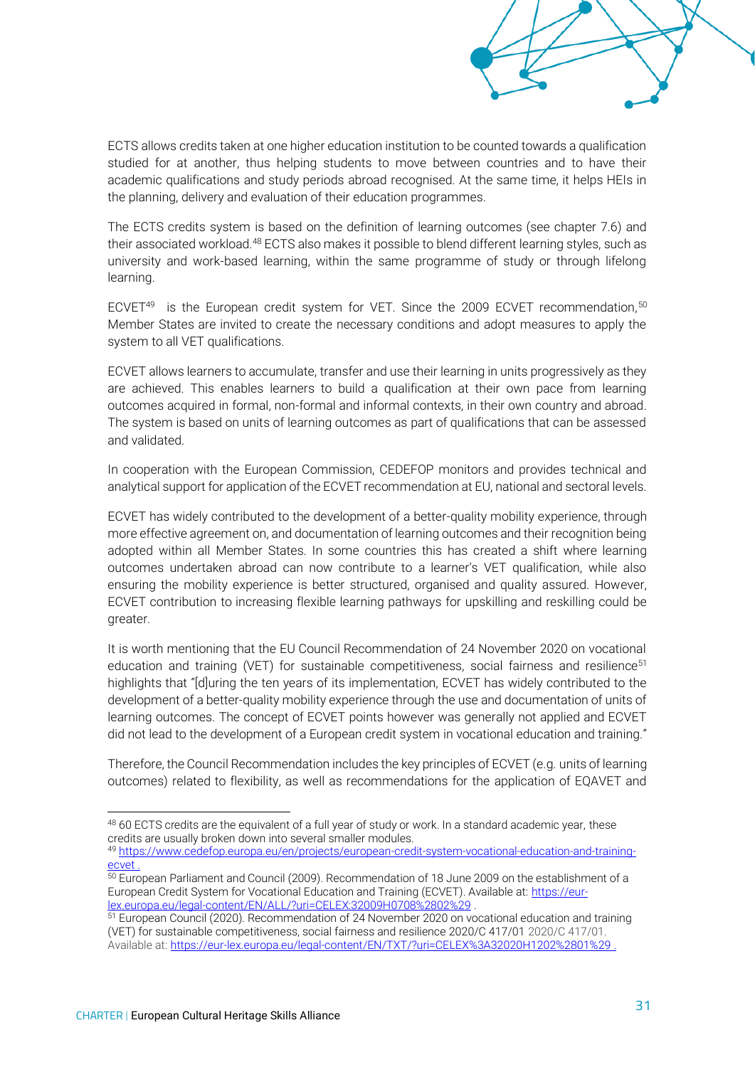ECTS allows credits taken at one higher education institution to be counted towards a qualification studied for at another, thus helping students to move between countries and to have their academic qualifications and study periods abroad recognised. At the same time, it helps HEIs in the planning, delivery and evaluation of their education programmes.

The ECTS credits system is based on the definition of learning outcomes (see chapter 7.6) and their associated workload.[48] ECTS also makes it possible to blend different learning styles, such as university and work-based learning, within the same programme of study or through lifelong learning.

ECVET[49] is the European credit system for VET. Since the 2009 ECVET recommendation,[50] Member States are invited to create the necessary conditions and adopt measures to apply the system to all VET qualifications.

ECVET allows learners to accumulate, transfer and use their learning in units progressively as they are achieved. This enables learners to build a qualification at their own pace from learning outcomes acquired in formal, non-formal and informal contexts, in their own country and abroad. The system is based on units of learning outcomes as part of qualifications that can be assessed and validated.

In cooperation with the European Commission, CEDEFOP monitors and provides technical and analytical support for application of the ECVET recommendation at EU, national and sectoral levels.

ECVET has widely contributed to the development of a better-quality mobility experience, through more effective agreement on, and documentation of learning outcomes and their recognition being adopted within all Member States. In some countries this has created a shift where learning outcomes undertaken abroad can now contribute to a learner's VET qualification, while also ensuring the mobility experience is better structured, organised and quality assured. However, ECVET contribution to increasing flexible learning pathways for upskilling and reskilling could be greater.

It is worth mentioning that the EU Council Recommendation of 24 November 2020 on vocational education and training (VET) for sustainable competitiveness, social fairness and resilience[51] highlights that "[d]uring the ten years of its implementation, ECVET has widely contributed to the development of a better-quality mobility experience through the use and documentation of units of learning outcomes. The concept of ECVET points however was generally not applied and ECVET did not lead to the development of a European credit system in vocational education and training."

Therefore, the Council Recommendation includes the key principles of ECVET (e.g. units of learning outcomes) related to flexibility, as well as recommendations for the application of EQAVET and

---

[48] 60 ECTS credits are the equivalent of a full year of study or work. In a standard academic year, these credits are usually broken down into several smaller modules.

[49] https://www.cedefop.europa.eu/en/projects/european-credit-system-vocational-education-and-training-ecvet .

[50] European Parliament and Council (2009). Recommendation of 18 June 2009 on the establishment of a European Credit System for Vocational Education and Training (ECVET). Available at: https://eur-lex.europa.eu/legal-content/EN/ALL/?uri=CELEX:32009H0708%2802%29 .

[51] European Council (2020). Recommendation of 24 November 2020 on vocational education and training (VET) for sustainable competitiveness, social fairness and resilience 2020/C 417/01 2020/C 417/01. Available at: https://eur-lex.europa.eu/legal-content/EN/TXT/?uri=CELEX%3A32020H1202%2801%29 .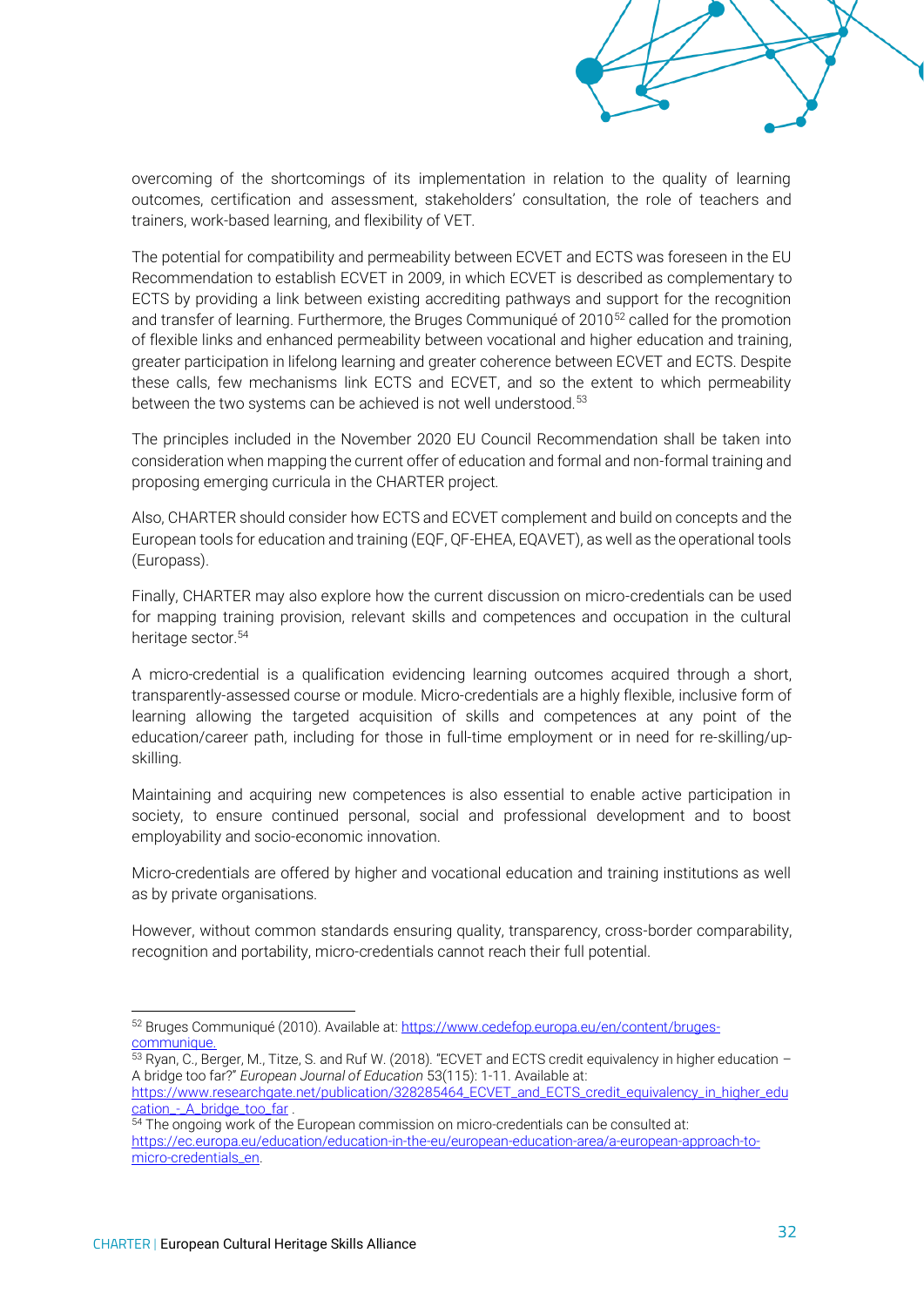overcoming of the shortcomings of its implementation in relation to the quality of learning outcomes, certification and assessment, stakeholders' consultation, the role of teachers and trainers, work-based learning, and flexibility of VET.

The potential for compatibility and permeability between ECVET and ECTS was foreseen in the EU Recommendation to establish ECVET in 2009, in which ECVET is described as complementary to ECTS by providing a link between existing accrediting pathways and support for the recognition and transfer of learning. Furthermore, the Bruges Communiqué of 2010[52] called for the promotion of flexible links and enhanced permeability between vocational and higher education and training, greater participation in lifelong learning and greater coherence between ECVET and ECTS. Despite these calls, few mechanisms link ECTS and ECVET, and so the extent to which permeability between the two systems can be achieved is not well understood.[53]

The principles included in the November 2020 EU Council Recommendation shall be taken into consideration when mapping the current offer of education and formal and non-formal training and proposing emerging curricula in the CHARTER project.

Also, CHARTER should consider how ECTS and ECVET complement and build on concepts and the European tools for education and training (EQF, QF-EHEA, EQAVET), as well as the operational tools (Europass).

Finally, CHARTER may also explore how the current discussion on micro-credentials can be used for mapping training provision, relevant skills and competences and occupation in the cultural heritage sector.[54]

A micro-credential is a qualification evidencing learning outcomes acquired through a short, transparently-assessed course or module. Micro-credentials are a highly flexible, inclusive form of learning allowing the targeted acquisition of skills and competences at any point of the education/career path, including for those in full-time employment or in need for re-skilling/up-skilling.

Maintaining and acquiring new competences is also essential to enable active participation in society, to ensure continued personal, social and professional development and to boost employability and socio-economic innovation.

Micro-credentials are offered by higher and vocational education and training institutions as well as by private organisations.

However, without common standards ensuring quality, transparency, cross-border comparability, recognition and portability, micro-credentials cannot reach their full potential.

---

[52] Bruges Communiqué (2010). Available at: https://www.cedefop.europa.eu/en/content/bruges-communique.

[53] Ryan, C., Berger, M., Titze, S. and Ruf W. (2018). "ECVET and ECTS credit equivalency in higher education – A bridge too far?" *European Journal of Education* 53(115): 1-11. Available at: https://www.researchgate.net/publication/328285464_ECVET_and_ECTS_credit_equivalency_in_higher_education_-_A_bridge_too_far .

[54] The ongoing work of the European commission on micro-credentials can be consulted at: https://ec.europa.eu/education/education-in-the-eu/european-education-area/a-european-approach-to-micro-credentials_en.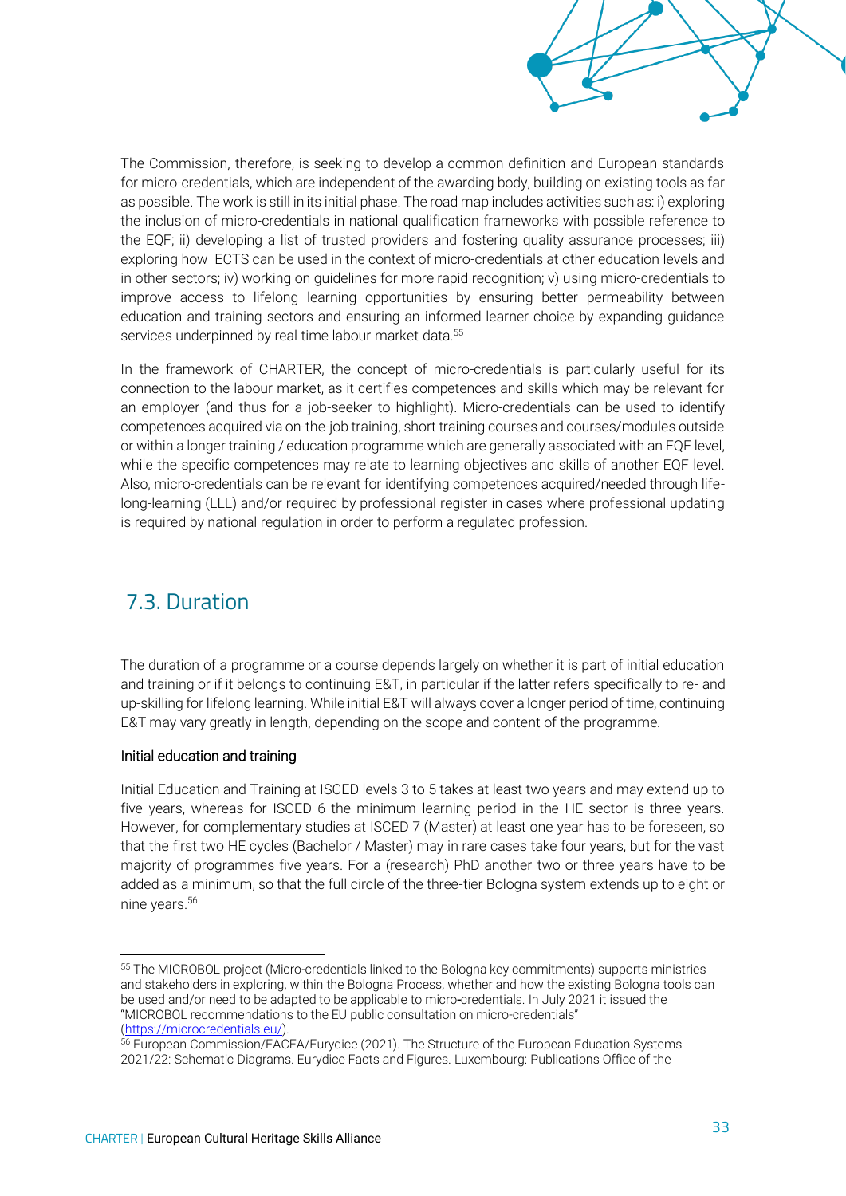The Commission, therefore, is seeking to develop a common definition and European standards for micro-credentials, which are independent of the awarding body, building on existing tools as far as possible. The work is still in its initial phase. The road map includes activities such as: i) exploring the inclusion of micro-credentials in national qualification frameworks with possible reference to the EQF; ii) developing a list of trusted providers and fostering quality assurance processes; iii) exploring how ECTS can be used in the context of micro-credentials at other education levels and in other sectors; iv) working on guidelines for more rapid recognition; v) using micro-credentials to improve access to lifelong learning opportunities by ensuring better permeability between education and training sectors and ensuring an informed learner choice by expanding guidance services underpinned by real time labour market data.[55]

In the framework of CHARTER, the concept of micro-credentials is particularly useful for its connection to the labour market, as it certifies competences and skills which may be relevant for an employer (and thus for a job-seeker to highlight). Micro-credentials can be used to identify competences acquired via on-the-job training, short training courses and courses/modules outside or within a longer training / education programme which are generally associated with an EQF level, while the specific competences may relate to learning objectives and skills of another EQF level. Also, micro-credentials can be relevant for identifying competences acquired/needed through life-long-learning (LLL) and/or required by professional register in cases where professional updating is required by national regulation in order to perform a regulated profession.

## 7.3. Duration

The duration of a programme or a course depends largely on whether it is part of initial education and training or if it belongs to continuing E&T, in particular if the latter refers specifically to re- and up-skilling for lifelong learning. While initial E&T will always cover a longer period of time, continuing E&T may vary greatly in length, depending on the scope and content of the programme.

### Initial education and training

Initial Education and Training at ISCED levels 3 to 5 takes at least two years and may extend up to five years, whereas for ISCED 6 the minimum learning period in the HE sector is three years. However, for complementary studies at ISCED 7 (Master) at least one year has to be foreseen, so that the first two HE cycles (Bachelor / Master) may in rare cases take four years, but for the vast majority of programmes five years. For a (research) PhD another two or three years have to be added as a minimum, so that the full circle of the three-tier Bologna system extends up to eight or nine years.[56]

---

[55] The MICROBOL project (Micro-credentials linked to the Bologna key commitments) supports ministries and stakeholders in exploring, within the Bologna Process, whether and how the existing Bologna tools can be used and/or need to be adapted to be applicable to micro-credentials. In July 2021 it issued the "MICROBOL recommendations to the EU public consultation on micro-credentials" (https://microcredentials.eu/).

[56] European Commission/EACEA/Eurydice (2021). The Structure of the European Education Systems 2021/22: Schematic Diagrams. Eurydice Facts and Figures. Luxembourg: Publications Office of the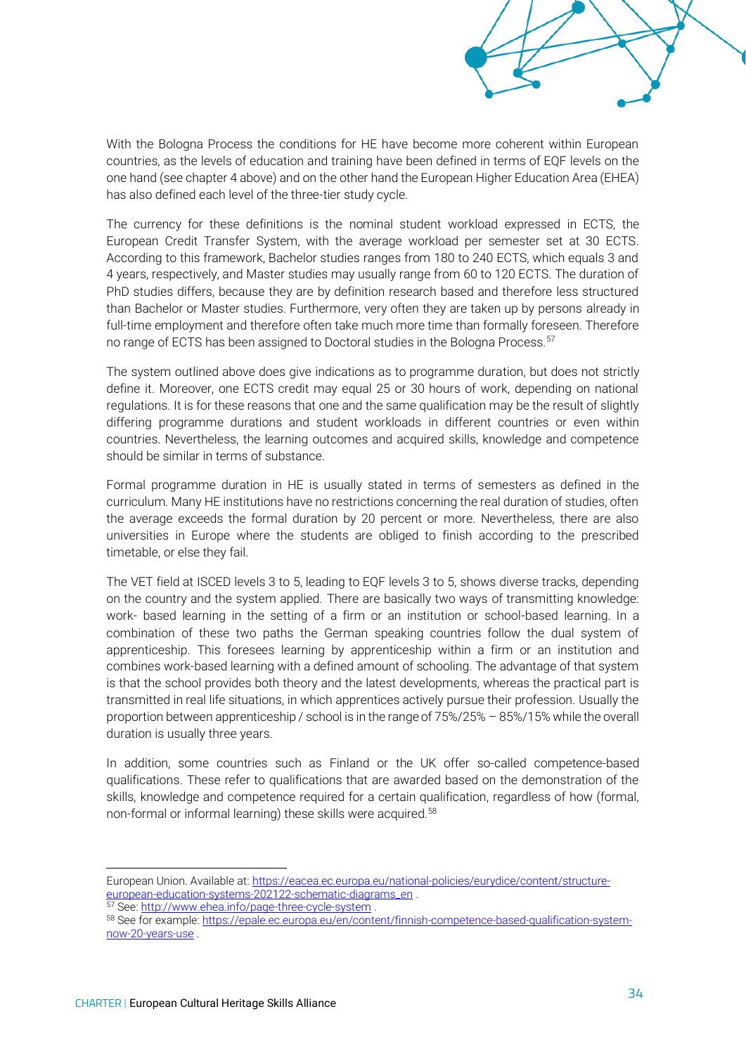With the Bologna Process the conditions for HE have become more coherent within European countries, as the levels of education and training have been defined in terms of EQF levels on the one hand (see chapter 4 above) and on the other hand the European Higher Education Area (EHEA) has also defined each level of the three-tier study cycle.

The currency for these definitions is the nominal student workload expressed in ECTS, the European Credit Transfer System, with the average workload per semester set at 30 ECTS. According to this framework, Bachelor studies ranges from 180 to 240 ECTS, which equals 3 and 4 years, respectively, and Master studies may usually range from 60 to 120 ECTS. The duration of PhD studies differs, because they are by definition research based and therefore less structured than Bachelor or Master studies. Furthermore, very often they are taken up by persons already in full-time employment and therefore often take much more time than formally foreseen. Therefore no range of ECTS has been assigned to Doctoral studies in the Bologna Process.[57]

The system outlined above does give indications as to programme duration, but does not strictly define it. Moreover, one ECTS credit may equal 25 or 30 hours of work, depending on national regulations. It is for these reasons that one and the same qualification may be the result of slightly differing programme durations and student workloads in different countries or even within countries. Nevertheless, the learning outcomes and acquired skills, knowledge and competence should be similar in terms of substance.

Formal programme duration in HE is usually stated in terms of semesters as defined in the curriculum. Many HE institutions have no restrictions concerning the real duration of studies, often the average exceeds the formal duration by 20 percent or more. Nevertheless, there are also universities in Europe where the students are obliged to finish according to the prescribed timetable, or else they fail.

The VET field at ISCED levels 3 to 5, leading to EQF levels 3 to 5, shows diverse tracks, depending on the country and the system applied. There are basically two ways of transmitting knowledge: work- based learning in the setting of a firm or an institution or school-based learning. In a combination of these two paths the German speaking countries follow the dual system of apprenticeship. This foresees learning by apprenticeship within a firm or an institution and combines work-based learning with a defined amount of schooling. The advantage of that system is that the school provides both theory and the latest developments, whereas the practical part is transmitted in real life situations, in which apprentices actively pursue their profession. Usually the proportion between apprenticeship / school is in the range of 75%/25% – 85%/15% while the overall duration is usually three years.

In addition, some countries such as Finland or the UK offer so-called competence-based qualifications. These refer to qualifications that are awarded based on the demonstration of the skills, knowledge and competence required for a certain qualification, regardless of how (formal, non-formal or informal learning) these skills were acquired.[58]

---

European Union. Available at: https://eacea.ec.europa.eu/national-policies/eurydice/content/structure-european-education-systems-202122-schematic-diagrams_en .

[57] See: http://www.ehea.info/page-three-cycle-system .

[58] See for example: https://epale.ec.europa.eu/en/content/finnish-competence-based-qualification-system-now-20-years-use .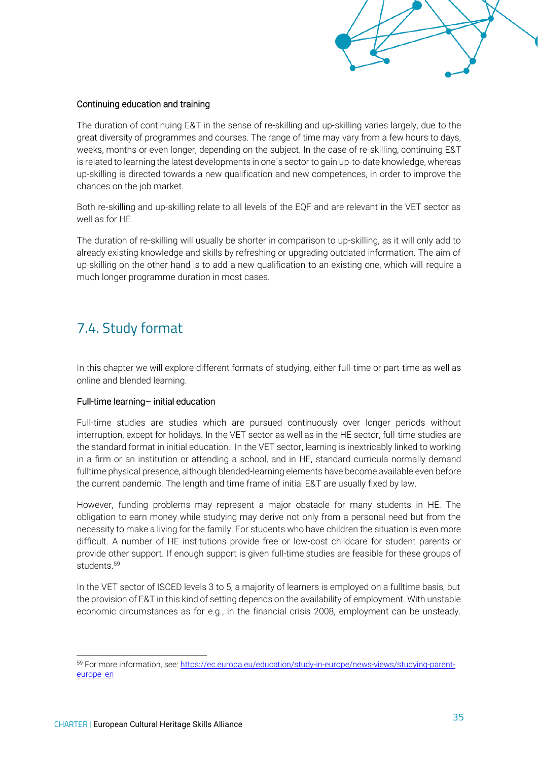#### Continuing education and training

The duration of continuing E&T in the sense of re-skilling and up-skilling varies largely, due to the great diversity of programmes and courses. The range of time may vary from a few hours to days, weeks, months or even longer, depending on the subject. In the case of re-skilling, continuing E&T is related to learning the latest developments in one´s sector to gain up-to-date knowledge, whereas up-skilling is directed towards a new qualification and new competences, in order to improve the chances on the job market.

Both re-skilling and up-skilling relate to all levels of the EQF and are relevant in the VET sector as well as for HE.

The duration of re-skilling will usually be shorter in comparison to up-skilling, as it will only add to already existing knowledge and skills by refreshing or upgrading outdated information. The aim of up-skilling on the other hand is to add a new qualification to an existing one, which will require a much longer programme duration in most cases.

## 7.4. Study format

In this chapter we will explore different formats of studying, either full-time or part-time as well as online and blended learning.

#### Full-time learning– initial education

Full-time studies are studies which are pursued continuously over longer periods without interruption, except for holidays. In the VET sector as well as in the HE sector, full-time studies are the standard format in initial education. In the VET sector, learning is inextricably linked to working in a firm or an institution or attending a school, and in HE, standard curricula normally demand fulltime physical presence, although blended-learning elements have become available even before the current pandemic. The length and time frame of initial E&T are usually fixed by law.

However, funding problems may represent a major obstacle for many students in HE. The obligation to earn money while studying may derive not only from a personal need but from the necessity to make a living for the family. For students who have children the situation is even more difficult. A number of HE institutions provide free or low-cost childcare for student parents or provide other support. If enough support is given full-time studies are feasible for these groups of students.[59]

In the VET sector of ISCED levels 3 to 5, a majority of learners is employed on a fulltime basis, but the provision of E&T in this kind of setting depends on the availability of employment. With unstable economic circumstances as for e.g., in the financial crisis 2008, employment can be unsteady.

[59] For more information, see: https://ec.europa.eu/education/study-in-europe/news-views/studying-parent-europe_en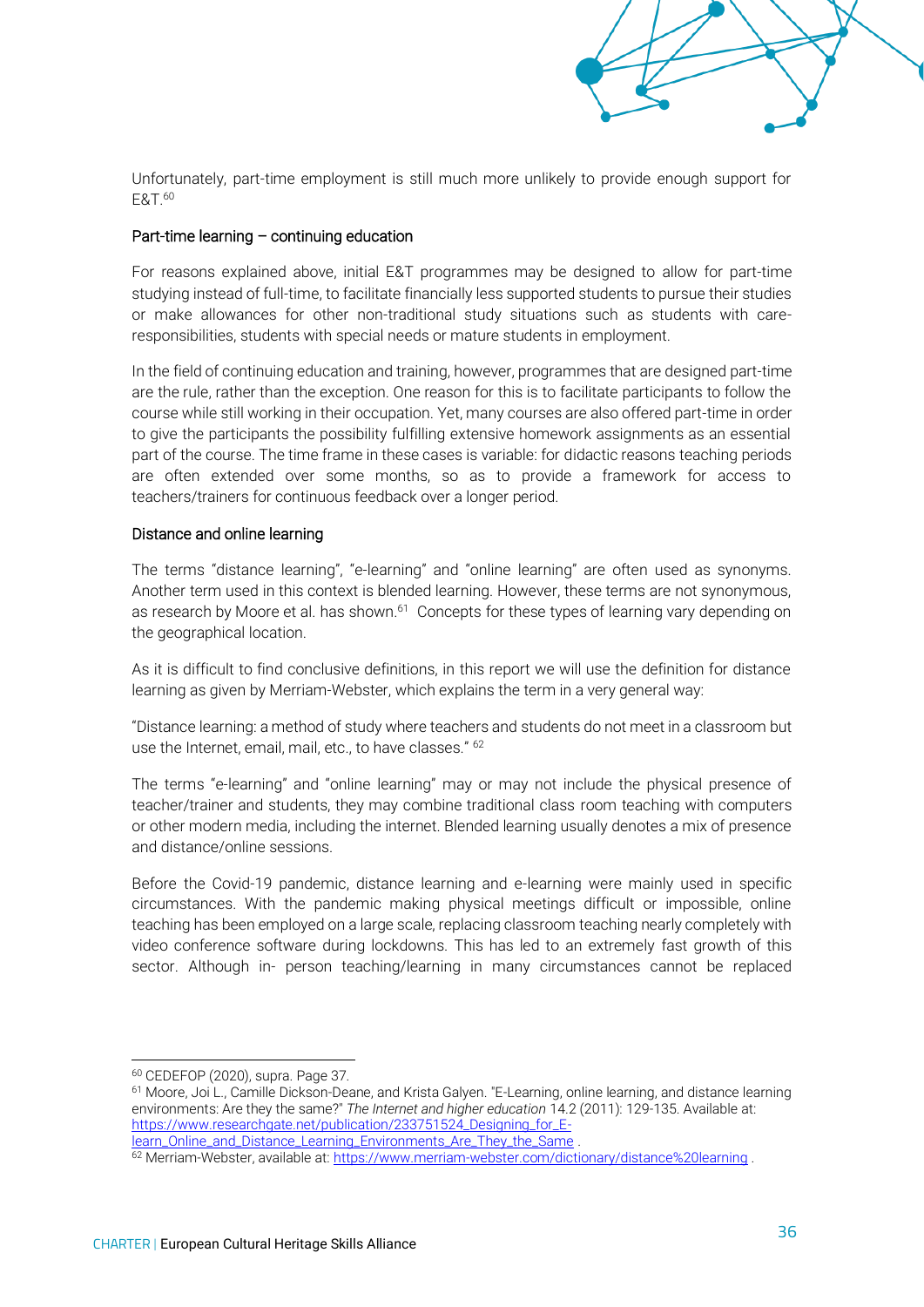Unfortunately, part-time employment is still much more unlikely to provide enough support for E&T.[60]

### Part-time learning – continuing education

For reasons explained above, initial E&T programmes may be designed to allow for part-time studying instead of full-time, to facilitate financially less supported students to pursue their studies or make allowances for other non-traditional study situations such as students with care-responsibilities, students with special needs or mature students in employment.

In the field of continuing education and training, however, programmes that are designed part-time are the rule, rather than the exception. One reason for this is to facilitate participants to follow the course while still working in their occupation. Yet, many courses are also offered part-time in order to give the participants the possibility fulfilling extensive homework assignments as an essential part of the course. The time frame in these cases is variable: for didactic reasons teaching periods are often extended over some months, so as to provide a framework for access to teachers/trainers for continuous feedback over a longer period.

### Distance and online learning

The terms "distance learning", "e-learning" and "online learning" are often used as synonyms. Another term used in this context is blended learning. However, these terms are not synonymous, as research by Moore et al. has shown.[61] Concepts for these types of learning vary depending on the geographical location.

As it is difficult to find conclusive definitions, in this report we will use the definition for distance learning as given by Merriam-Webster, which explains the term in a very general way:

"Distance learning: a method of study where teachers and students do not meet in a classroom but use the Internet, email, mail, etc., to have classes." [62]

The terms "e-learning" and "online learning" may or may not include the physical presence of teacher/trainer and students, they may combine traditional class room teaching with computers or other modern media, including the internet. Blended learning usually denotes a mix of presence and distance/online sessions.

Before the Covid-19 pandemic, distance learning and e-learning were mainly used in specific circumstances. With the pandemic making physical meetings difficult or impossible, online teaching has been employed on a large scale, replacing classroom teaching nearly completely with video conference software during lockdowns. This has led to an extremely fast growth of this sector. Although in- person teaching/learning in many circumstances cannot be replaced

---

[60] CEDEFOP (2020), supra. Page 37.

[61] Moore, Joi L., Camille Dickson-Deane, and Krista Galyen. "E-Learning, online learning, and distance learning environments: Are they the same?" *The Internet and higher education* 14.2 (2011): 129-135. Available at: https://www.researchgate.net/publication/233751524_Designing_for_E-learn_Online_and_Distance_Learning_Environments_Are_They_the_Same .

[62] Merriam-Webster, available at: https://www.merriam-webster.com/dictionary/distance%20learning .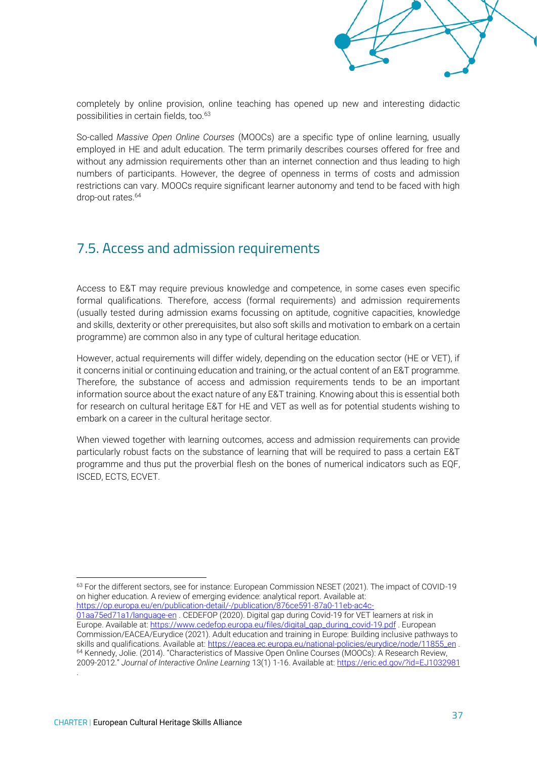completely by online provision, online teaching has opened up new and interesting didactic possibilities in certain fields, too.[63]

So-called *Massive Open Online Courses* (MOOCs) are a specific type of online learning, usually employed in HE and adult education. The term primarily describes courses offered for free and without any admission requirements other than an internet connection and thus leading to high numbers of participants. However, the degree of openness in terms of costs and admission restrictions can vary. MOOCs require significant learner autonomy and tend to be faced with high drop-out rates.[64]

## 7.5. Access and admission requirements

Access to E&T may require previous knowledge and competence, in some cases even specific formal qualifications. Therefore, access (formal requirements) and admission requirements (usually tested during admission exams focussing on aptitude, cognitive capacities, knowledge and skills, dexterity or other prerequisites, but also soft skills and motivation to embark on a certain programme) are common also in any type of cultural heritage education.

However, actual requirements will differ widely, depending on the education sector (HE or VET), if it concerns initial or continuing education and training, or the actual content of an E&T programme. Therefore, the substance of access and admission requirements tends to be an important information source about the exact nature of any E&T training. Knowing about this is essential both for research on cultural heritage E&T for HE and VET as well as for potential students wishing to embark on a career in the cultural heritage sector.

When viewed together with learning outcomes, access and admission requirements can provide particularly robust facts on the substance of learning that will be required to pass a certain E&T programme and thus put the proverbial flesh on the bones of numerical indicators such as EQF, ISCED, ECTS, ECVET.

---

[63] For the different sectors, see for instance: European Commission NESET (2021). The impact of COVID-19 on higher education. A review of emerging evidence: analytical report. Available at: https://op.europa.eu/en/publication-detail/-/publication/876ce591-87a0-11eb-ac4c-01aa75ed71a1/language-en . CEDEFOP (2020). Digital gap during Covid-19 for VET learners at risk in Europe. Available at: https://www.cedefop.europa.eu/files/digital_gap_during_covid-19.pdf . European Commission/EACEA/Eurydice (2021). Adult education and training in Europe: Building inclusive pathways to skills and qualifications. Available at: https://eacea.ec.europa.eu/national-policies/eurydice/node/11855_en .

[64] Kennedy, Jolie. (2014). "Characteristics of Massive Open Online Courses (MOOCs): A Research Review, 2009-2012." *Journal of Interactive Online Learning* 13(1) 1-16. Available at: https://eric.ed.gov/?id=EJ1032981 .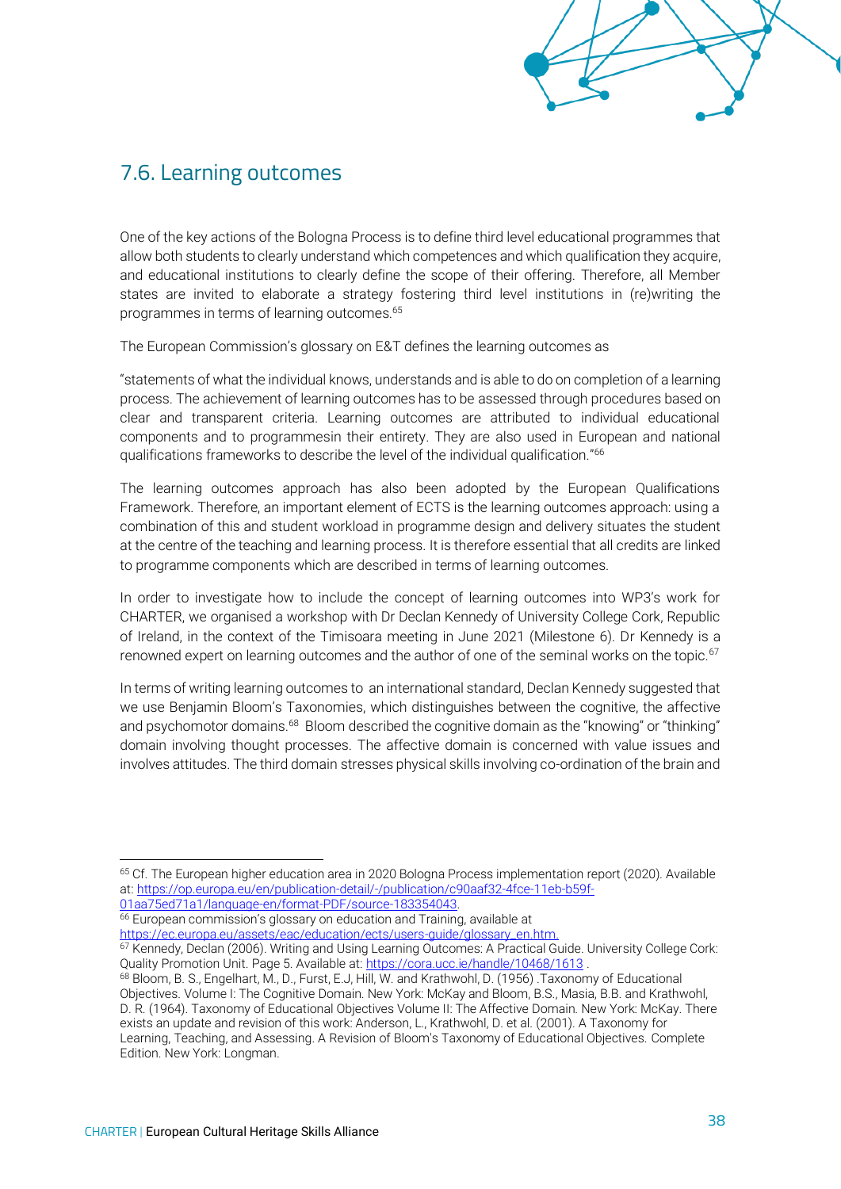## 7.6. Learning outcomes

One of the key actions of the Bologna Process is to define third level educational programmes that allow both students to clearly understand which competences and which qualification they acquire, and educational institutions to clearly define the scope of their offering. Therefore, all Member states are invited to elaborate a strategy fostering third level institutions in (re)writing the programmes in terms of learning outcomes.[65]

The European Commission's glossary on E&T defines the learning outcomes as

"statements of what the individual knows, understands and is able to do on completion of a learning process. The achievement of learning outcomes has to be assessed through procedures based on clear and transparent criteria. Learning outcomes are attributed to individual educational components and to programmesin their entirety. They are also used in European and national qualifications frameworks to describe the level of the individual qualification."[66]

The learning outcomes approach has also been adopted by the European Qualifications Framework. Therefore, an important element of ECTS is the learning outcomes approach: using a combination of this and student workload in programme design and delivery situates the student at the centre of the teaching and learning process. It is therefore essential that all credits are linked to programme components which are described in terms of learning outcomes.

In order to investigate how to include the concept of learning outcomes into WP3's work for CHARTER, we organised a workshop with Dr Declan Kennedy of University College Cork, Republic of Ireland, in the context of the Timisoara meeting in June 2021 (Milestone 6). Dr Kennedy is a renowned expert on learning outcomes and the author of one of the seminal works on the topic.[67]

In terms of writing learning outcomes to an international standard, Declan Kennedy suggested that we use Benjamin Bloom's Taxonomies, which distinguishes between the cognitive, the affective and psychomotor domains.[68] Bloom described the cognitive domain as the "knowing" or "thinking" domain involving thought processes. The affective domain is concerned with value issues and involves attitudes. The third domain stresses physical skills involving co-ordination of the brain and

---

[65] Cf. The European higher education area in 2020 Bologna Process implementation report (2020). Available at: https://op.europa.eu/en/publication-detail/-/publication/c90aaf32-4fce-11eb-b59f-01aa75ed71a1/language-en/format-PDF/source-183354043.

[66] European commission's glossary on education and Training, available at https://ec.europa.eu/assets/eac/education/ects/users-guide/glossary_en.htm.

[67] Kennedy, Declan (2006). Writing and Using Learning Outcomes: A Practical Guide. University College Cork: Quality Promotion Unit. Page 5. Available at: https://cora.ucc.ie/handle/10468/1613 .

[68] Bloom, B. S., Engelhart, M., D., Furst, E.J, Hill, W. and Krathwohl, D. (1956) .Taxonomy of Educational Objectives. Volume I: The Cognitive Domain. New York: McKay and Bloom, B.S., Masia, B.B. and Krathwohl, D. R. (1964). Taxonomy of Educational Objectives Volume II: The Affective Domain. New York: McKay. There exists an update and revision of this work: Anderson, L., Krathwohl, D. et al. (2001). A Taxonomy for Learning, Teaching, and Assessing. A Revision of Bloom's Taxonomy of Educational Objectives. Complete Edition. New York: Longman.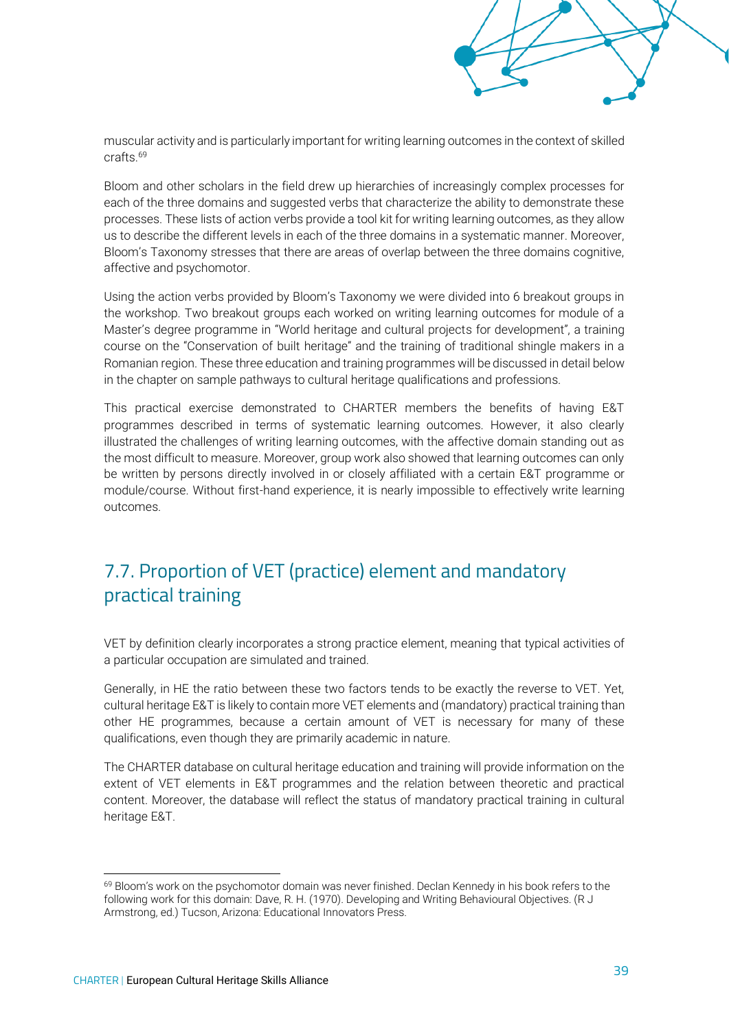muscular activity and is particularly important for writing learning outcomes in the context of skilled crafts.[69]

Bloom and other scholars in the field drew up hierarchies of increasingly complex processes for each of the three domains and suggested verbs that characterize the ability to demonstrate these processes. These lists of action verbs provide a tool kit for writing learning outcomes, as they allow us to describe the different levels in each of the three domains in a systematic manner. Moreover, Bloom's Taxonomy stresses that there are areas of overlap between the three domains cognitive, affective and psychomotor.

Using the action verbs provided by Bloom's Taxonomy we were divided into 6 breakout groups in the workshop. Two breakout groups each worked on writing learning outcomes for module of a Master's degree programme in "World heritage and cultural projects for development", a training course on the "Conservation of built heritage" and the training of traditional shingle makers in a Romanian region. These three education and training programmes will be discussed in detail below in the chapter on sample pathways to cultural heritage qualifications and professions.

This practical exercise demonstrated to CHARTER members the benefits of having E&T programmes described in terms of systematic learning outcomes. However, it also clearly illustrated the challenges of writing learning outcomes, with the affective domain standing out as the most difficult to measure. Moreover, group work also showed that learning outcomes can only be written by persons directly involved in or closely affiliated with a certain E&T programme or module/course. Without first-hand experience, it is nearly impossible to effectively write learning outcomes.

## 7.7. Proportion of VET (practice) element and mandatory practical training

VET by definition clearly incorporates a strong practice element, meaning that typical activities of a particular occupation are simulated and trained.

Generally, in HE the ratio between these two factors tends to be exactly the reverse to VET. Yet, cultural heritage E&T is likely to contain more VET elements and (mandatory) practical training than other HE programmes, because a certain amount of VET is necessary for many of these qualifications, even though they are primarily academic in nature.

The CHARTER database on cultural heritage education and training will provide information on the extent of VET elements in E&T programmes and the relation between theoretic and practical content. Moreover, the database will reflect the status of mandatory practical training in cultural heritage E&T.

[69] Bloom's work on the psychomotor domain was never finished. Declan Kennedy in his book refers to the following work for this domain: Dave, R. H. (1970). Developing and Writing Behavioural Objectives. (R J Armstrong, ed.) Tucson, Arizona: Educational Innovators Press.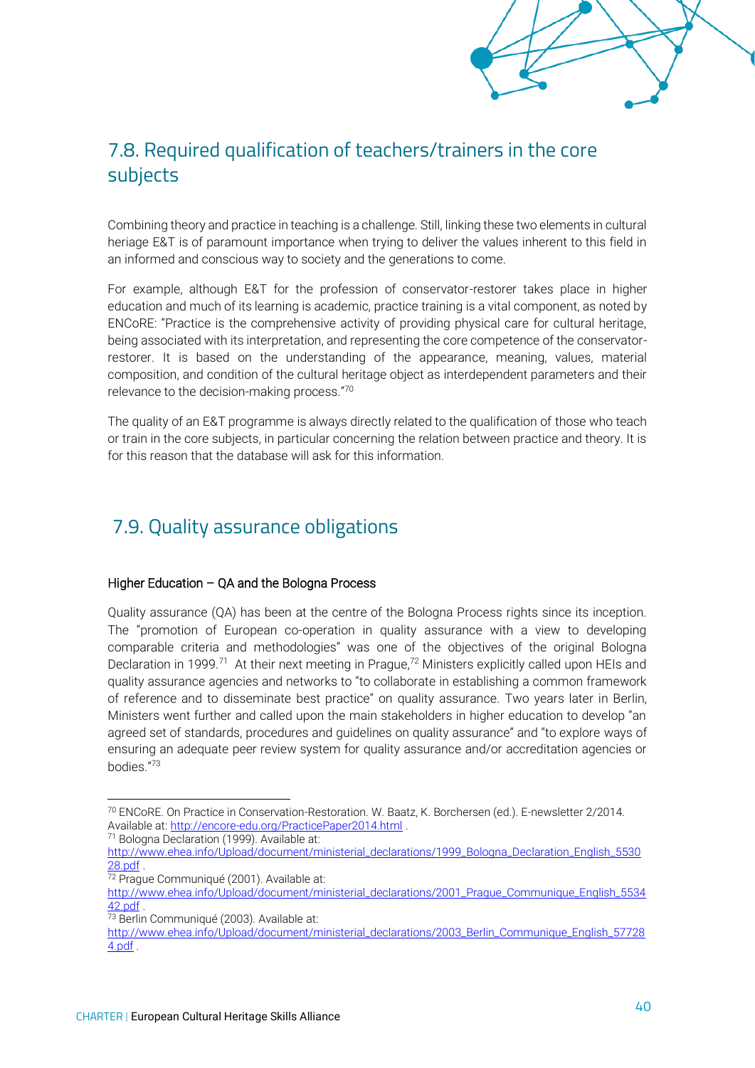## 7.8. Required qualification of teachers/trainers in the core subjects

Combining theory and practice in teaching is a challenge. Still, linking these two elements in cultural heriage E&T is of paramount importance when trying to deliver the values inherent to this field in an informed and conscious way to society and the generations to come.

For example, although E&T for the profession of conservator-restorer takes place in higher education and much of its learning is academic, practice training is a vital component, as noted by ENCoRE: "Practice is the comprehensive activity of providing physical care for cultural heritage, being associated with its interpretation, and representing the core competence of the conservator-restorer. It is based on the understanding of the appearance, meaning, values, material composition, and condition of the cultural heritage object as interdependent parameters and their relevance to the decision-making process."[70]

The quality of an E&T programme is always directly related to the qualification of those who teach or train in the core subjects, in particular concerning the relation between practice and theory. It is for this reason that the database will ask for this information.

## 7.9. Quality assurance obligations

### Higher Education – QA and the Bologna Process

Quality assurance (QA) has been at the centre of the Bologna Process rights since its inception. The "promotion of European co-operation in quality assurance with a view to developing comparable criteria and methodologies" was one of the objectives of the original Bologna Declaration in 1999.[71] At their next meeting in Prague,[72] Ministers explicitly called upon HEIs and quality assurance agencies and networks to "to collaborate in establishing a common framework of reference and to disseminate best practice" on quality assurance. Two years later in Berlin, Ministers went further and called upon the main stakeholders in higher education to develop "an agreed set of standards, procedures and guidelines on quality assurance" and "to explore ways of ensuring an adequate peer review system for quality assurance and/or accreditation agencies or bodies."[73]

---

[70] ENCoRE. On Practice in Conservation-Restoration. W. Baatz, K. Borchersen (ed.). E-newsletter 2/2014. Available at: http://encore-edu.org/PracticePaper2014.html .

[71] Bologna Declaration (1999). Available at: http://www.ehea.info/Upload/document/ministerial_declarations/1999_Bologna_Declaration_English_553028.pdf .

[72] Prague Communiqué (2001). Available at: http://www.ehea.info/Upload/document/ministerial_declarations/2001_Prague_Communique_English_553442.pdf .

[73] Berlin Communiqué (2003). Available at: http://www.ehea.info/Upload/document/ministerial_declarations/2003_Berlin_Communique_English_577284.pdf .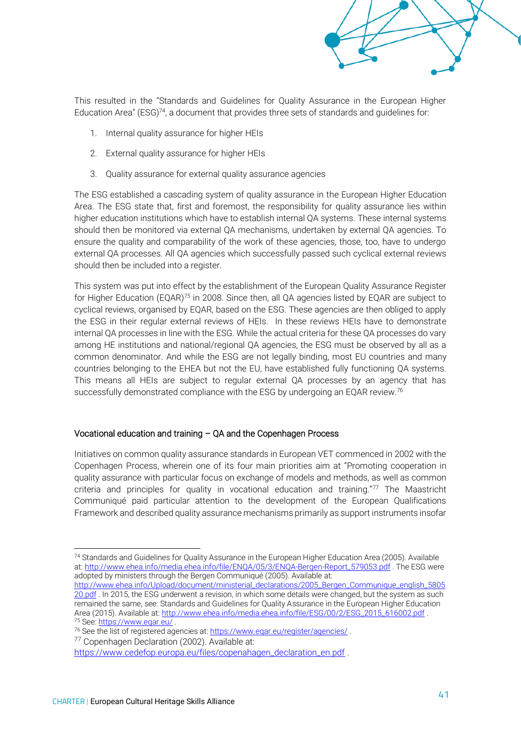This resulted in the "Standards and Guidelines for Quality Assurance in the European Higher Education Area" (ESG)[74], a document that provides three sets of standards and guidelines for:

1. Internal quality assurance for higher HEIs
2. External quality assurance for higher HEIs
3. Quality assurance for external quality assurance agencies

The ESG established a cascading system of quality assurance in the European Higher Education Area. The ESG state that, first and foremost, the responsibility for quality assurance lies within higher education institutions which have to establish internal QA systems. These internal systems should then be monitored via external QA mechanisms, undertaken by external QA agencies. To ensure the quality and comparability of the work of these agencies, those, too, have to undergo external QA processes. All QA agencies which successfully passed such cyclical external reviews should then be included into a register.

This system was put into effect by the establishment of the European Quality Assurance Register for Higher Education (EQAR)[75] in 2008. Since then, all QA agencies listed by EQAR are subject to cyclical reviews, organised by EQAR, based on the ESG. These agencies are then obliged to apply the ESG in their regular external reviews of HEIs. In these reviews HEIs have to demonstrate internal QA processes in line with the ESG. While the actual criteria for these QA processes do vary among HE institutions and national/regional QA agencies, the ESG must be observed by all as a common denominator. And while the ESG are not legally binding, most EU countries and many countries belonging to the EHEA but not the EU, have established fully functioning QA systems. This means all HEIs are subject to regular external QA processes by an agency that has successfully demonstrated compliance with the ESG by undergoing an EQAR review.[76]

#### Vocational education and training – QA and the Copenhagen Process

Initiatives on common quality assurance standards in European VET commenced in 2002 with the Copenhagen Process, wherein one of its four main priorities aim at "Promoting cooperation in quality assurance with particular focus on exchange of models and methods, as well as common criteria and principles for quality in vocational education and training."[77] The Maastricht Communiqué paid particular attention to the development of the European Qualifications Framework and described quality assurance mechanisms primarily as support instruments insofar

---

[74] Standards and Guidelines for Quality Assurance in the European Higher Education Area (2005). Available at: http://www.ehea.info/media.ehea.info/file/ENQA/05/3/ENQA-Bergen-Report_579053.pdf . The ESG were adopted by ministers through the Bergen Communiqué (2005). Available at: http://www.ehea.info/Upload/document/ministerial_declarations/2005_Bergen_Communique_english_580520.pdf . In 2015, the ESG underwent a revision, in which some details were changed, but the system as such remained the same, see: Standards and Guidelines for Quality Assurance in the European Higher Education Area (2015). Available at: http://www.ehea.info/media.ehea.info/file/ESG/00/2/ESG_2015_616002.pdf .

[75] See: https://www.eqar.eu/ .

[76] See the list of registered agencies at: https://www.eqar.eu/register/agencies/ .

[77] Copenhagen Declaration (2002). Available at: https://www.cedefop.europa.eu/files/copenahagen_declaration_en.pdf .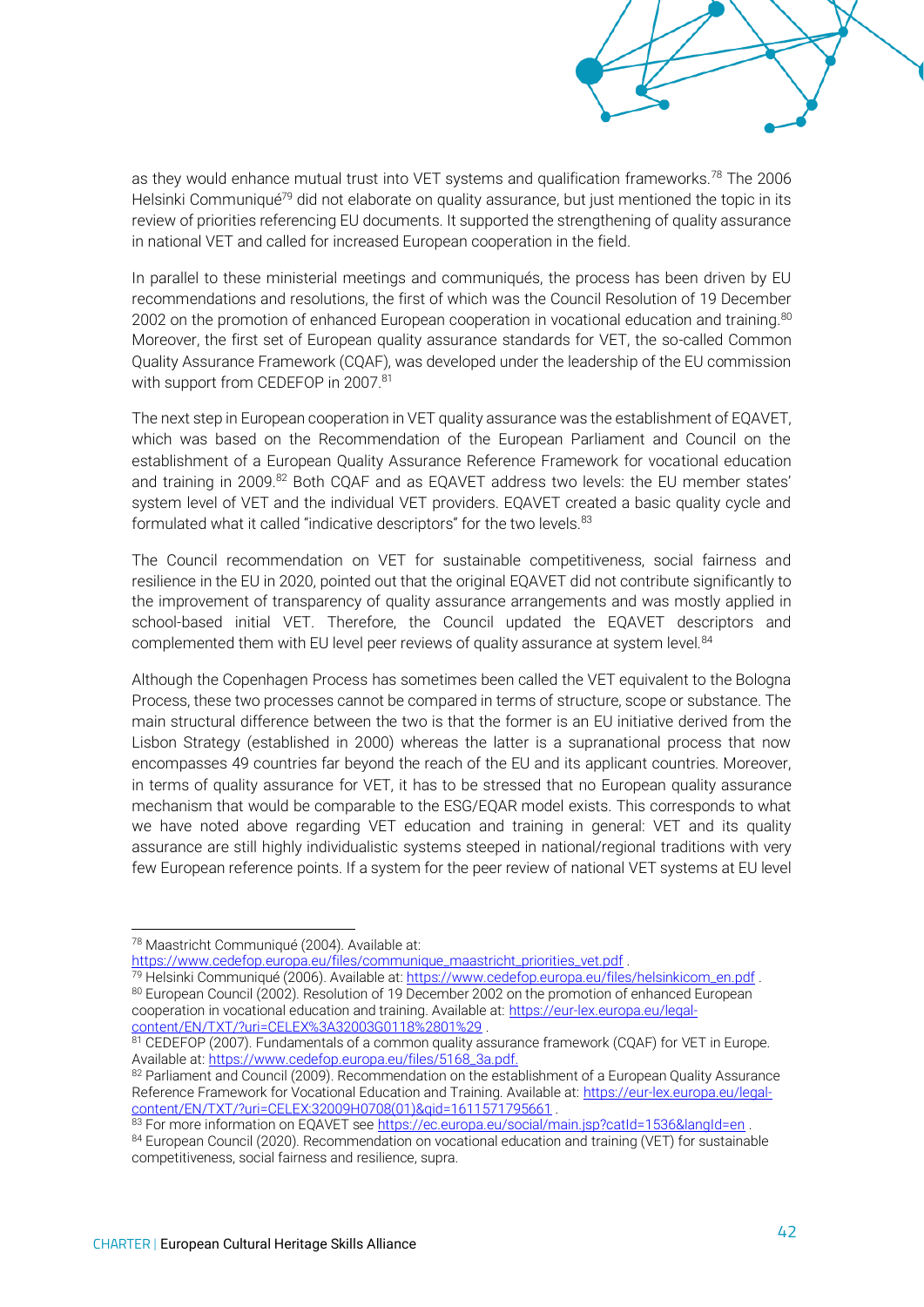as they would enhance mutual trust into VET systems and qualification frameworks.[78] The 2006 Helsinki Communiqué[79] did not elaborate on quality assurance, but just mentioned the topic in its review of priorities referencing EU documents. It supported the strengthening of quality assurance in national VET and called for increased European cooperation in the field.

In parallel to these ministerial meetings and communiqués, the process has been driven by EU recommendations and resolutions, the first of which was the Council Resolution of 19 December 2002 on the promotion of enhanced European cooperation in vocational education and training.[80] Moreover, the first set of European quality assurance standards for VET, the so-called Common Quality Assurance Framework (CQAF), was developed under the leadership of the EU commission with support from CEDEFOP in 2007.[81]

The next step in European cooperation in VET quality assurance was the establishment of EQAVET, which was based on the Recommendation of the European Parliament and Council on the establishment of a European Quality Assurance Reference Framework for vocational education and training in 2009.[82] Both CQAF and as EQAVET address two levels: the EU member states' system level of VET and the individual VET providers. EQAVET created a basic quality cycle and formulated what it called "indicative descriptors" for the two levels.[83]

The Council recommendation on VET for sustainable competitiveness, social fairness and resilience in the EU in 2020, pointed out that the original EQAVET did not contribute significantly to the improvement of transparency of quality assurance arrangements and was mostly applied in school-based initial VET. Therefore, the Council updated the EQAVET descriptors and complemented them with EU level peer reviews of quality assurance at system level.[84]

Although the Copenhagen Process has sometimes been called the VET equivalent to the Bologna Process, these two processes cannot be compared in terms of structure, scope or substance. The main structural difference between the two is that the former is an EU initiative derived from the Lisbon Strategy (established in 2000) whereas the latter is a supranational process that now encompasses 49 countries far beyond the reach of the EU and its applicant countries. Moreover, in terms of quality assurance for VET, it has to be stressed that no European quality assurance mechanism that would be comparable to the ESG/EQAR model exists. This corresponds to what we have noted above regarding VET education and training in general: VET and its quality assurance are still highly individualistic systems steeped in national/regional traditions with very few European reference points. If a system for the peer review of national VET systems at EU level

---

[78] Maastricht Communiqué (2004). Available at: https://www.cedefop.europa.eu/files/communique_maastricht_priorities_vet.pdf .

[79] Helsinki Communiqué (2006). Available at: https://www.cedefop.europa.eu/files/helsinkicom_en.pdf .

[80] European Council (2002). Resolution of 19 December 2002 on the promotion of enhanced European cooperation in vocational education and training. Available at: https://eur-lex.europa.eu/legal-content/EN/TXT/?uri=CELEX%3A32003G0118%2801%29 .

[81] CEDEFOP (2007). Fundamentals of a common quality assurance framework (CQAF) for VET in Europe. Available at: https://www.cedefop.europa.eu/files/5168_3a.pdf.

[82] Parliament and Council (2009). Recommendation on the establishment of a European Quality Assurance Reference Framework for Vocational Education and Training. Available at: https://eur-lex.europa.eu/legal-content/EN/TXT/?uri=CELEX:32009H0708(01)&qid=1611571795661 .

[83] For more information on EQAVET see https://ec.europa.eu/social/main.jsp?catId=1536&langId=en .

[84] European Council (2020). Recommendation on vocational education and training (VET) for sustainable competitiveness, social fairness and resilience, supra.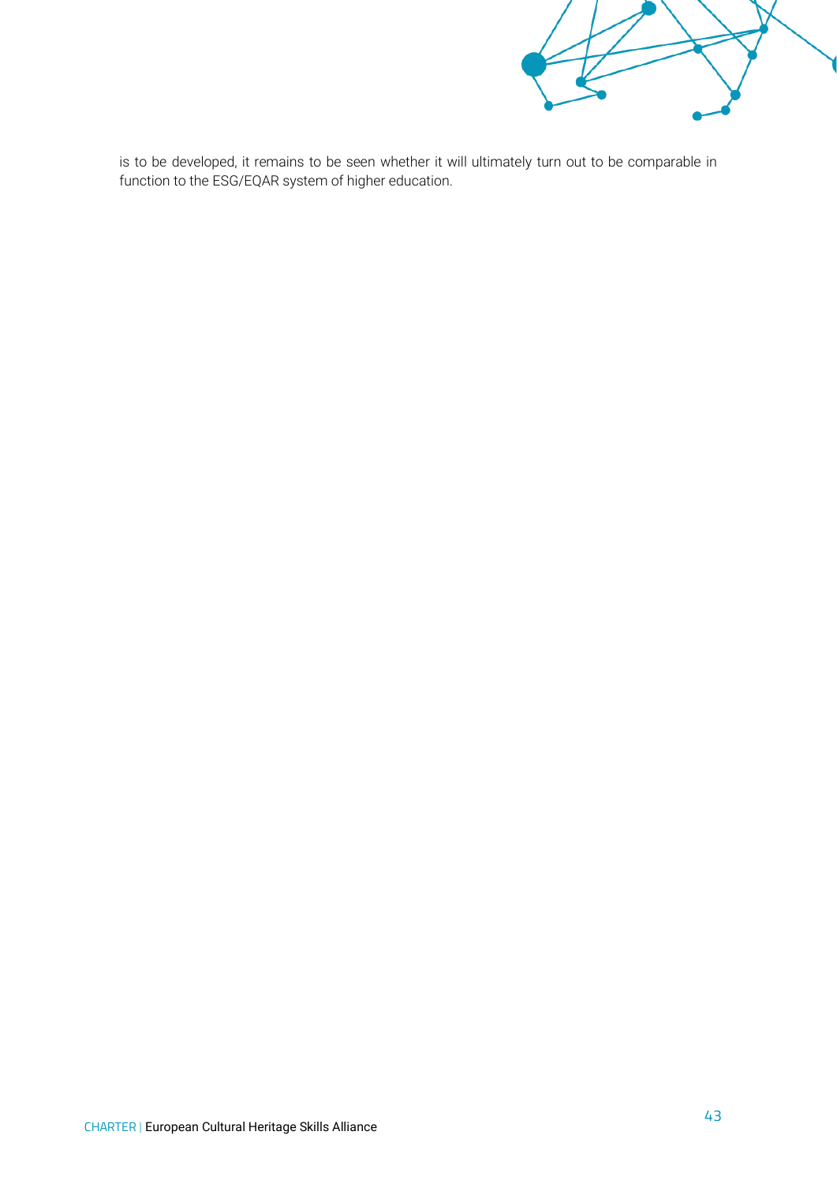is to be developed, it remains to be seen whether it will ultimately turn out to be comparable in function to the ESG/EQAR system of higher education.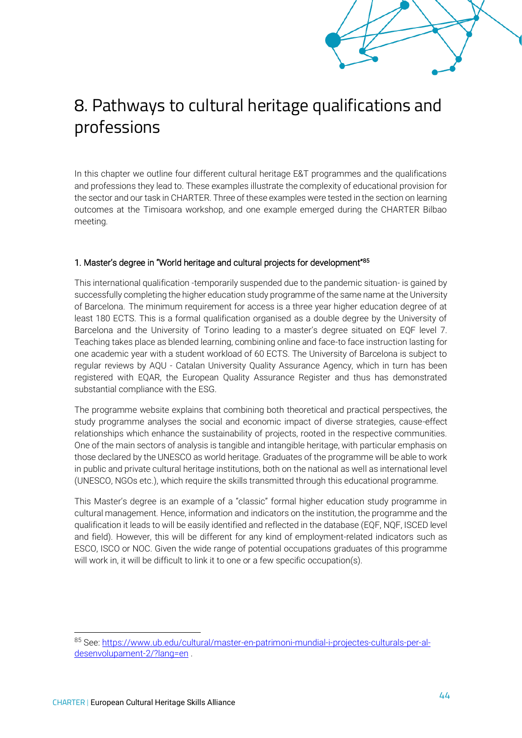# 8. Pathways to cultural heritage qualifications and professions

In this chapter we outline four different cultural heritage E&T programmes and the qualifications and professions they lead to. These examples illustrate the complexity of educational provision for the sector and our task in CHARTER. Three of these examples were tested in the section on learning outcomes at the Timisoara workshop, and one example emerged during the CHARTER Bilbao meeting.

### 1. Master's degree in "World heritage and cultural projects for development"[85]

This international qualification -temporarily suspended due to the pandemic situation- is gained by successfully completing the higher education study programme of the same name at the University of Barcelona. The minimum requirement for access is a three year higher education degree of at least 180 ECTS. This is a formal qualification organised as a double degree by the University of Barcelona and the University of Torino leading to a master's degree situated on EQF level 7. Teaching takes place as blended learning, combining online and face-to face instruction lasting for one academic year with a student workload of 60 ECTS. The University of Barcelona is subject to regular reviews by AQU - Catalan University Quality Assurance Agency, which in turn has been registered with EQAR, the European Quality Assurance Register and thus has demonstrated substantial compliance with the ESG.

The programme website explains that combining both theoretical and practical perspectives, the study programme analyses the social and economic impact of diverse strategies, cause-effect relationships which enhance the sustainability of projects, rooted in the respective communities. One of the main sectors of analysis is tangible and intangible heritage, with particular emphasis on those declared by the UNESCO as world heritage. Graduates of the programme will be able to work in public and private cultural heritage institutions, both on the national as well as international level (UNESCO, NGOs etc.), which require the skills transmitted through this educational programme.

This Master's degree is an example of a "classic" formal higher education study programme in cultural management. Hence, information and indicators on the institution, the programme and the qualification it leads to will be easily identified and reflected in the database (EQF, NQF, ISCED level and field). However, this will be different for any kind of employment-related indicators such as ESCO, ISCO or NOC. Given the wide range of potential occupations graduates of this programme will work in, it will be difficult to link it to one or a few specific occupation(s).

---

[85] See: https://www.ub.edu/cultural/master-en-patrimoni-mundial-i-projectes-culturals-per-al-desenvolupament-2/?lang=en .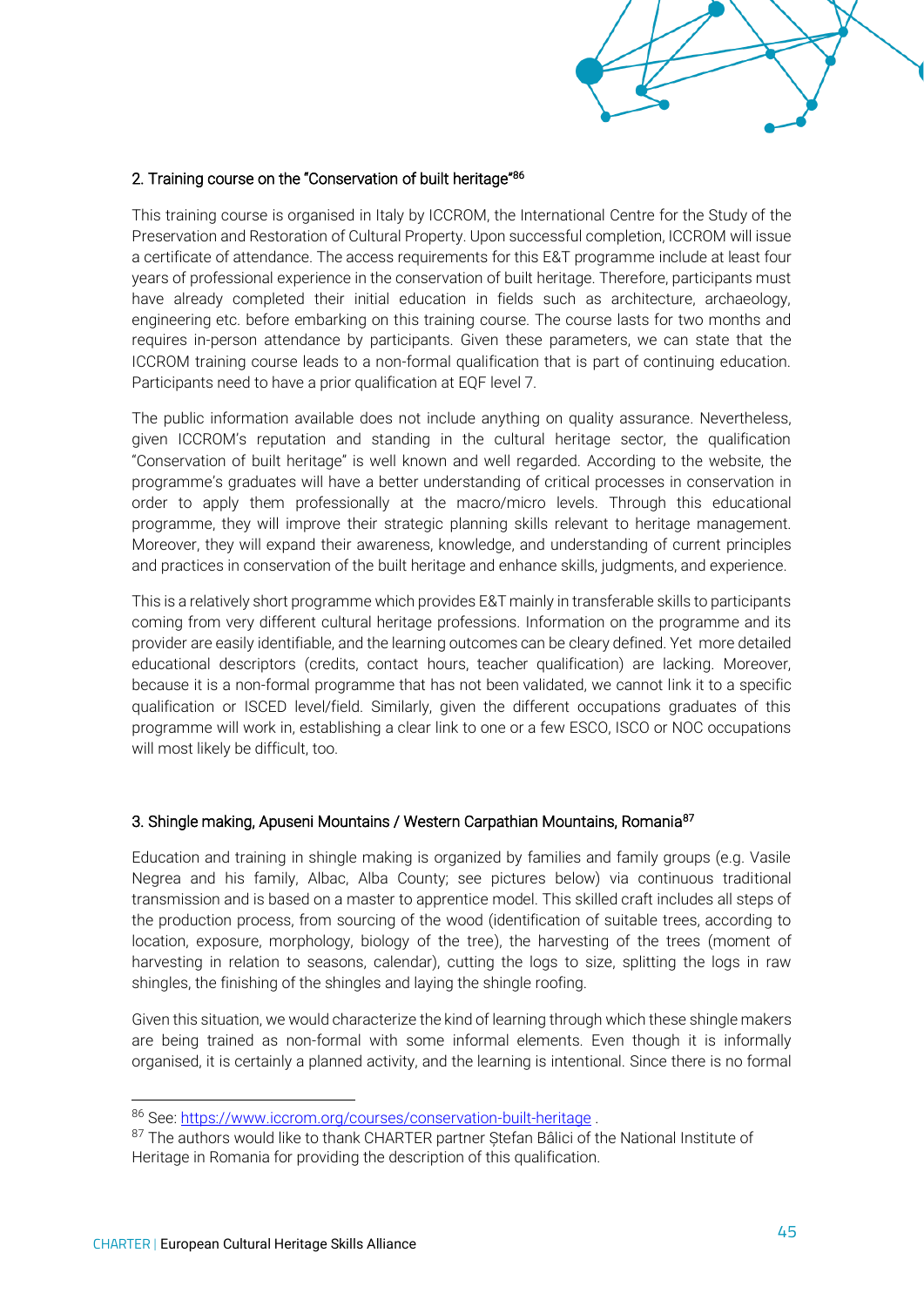### 2. Training course on the "Conservation of built heritage"[86]

This training course is organised in Italy by ICCROM, the International Centre for the Study of the Preservation and Restoration of Cultural Property. Upon successful completion, ICCROM will issue a certificate of attendance. The access requirements for this E&T programme include at least four years of professional experience in the conservation of built heritage. Therefore, participants must have already completed their initial education in fields such as architecture, archaeology, engineering etc. before embarking on this training course. The course lasts for two months and requires in-person attendance by participants. Given these parameters, we can state that the ICCROM training course leads to a non-formal qualification that is part of continuing education. Participants need to have a prior qualification at EQF level 7.

The public information available does not include anything on quality assurance. Nevertheless, given ICCROM's reputation and standing in the cultural heritage sector, the qualification "Conservation of built heritage" is well known and well regarded. According to the website, the programme's graduates will have a better understanding of critical processes in conservation in order to apply them professionally at the macro/micro levels. Through this educational programme, they will improve their strategic planning skills relevant to heritage management. Moreover, they will expand their awareness, knowledge, and understanding of current principles and practices in conservation of the built heritage and enhance skills, judgments, and experience.

This is a relatively short programme which provides E&T mainly in transferable skills to participants coming from very different cultural heritage professions. Information on the programme and its provider are easily identifiable, and the learning outcomes can be cleary defined. Yet more detailed educational descriptors (credits, contact hours, teacher qualification) are lacking. Moreover, because it is a non-formal programme that has not been validated, we cannot link it to a specific qualification or ISCED level/field. Similarly, given the different occupations graduates of this programme will work in, establishing a clear link to one or a few ESCO, ISCO or NOC occupations will most likely be difficult, too.

### 3. Shingle making, Apuseni Mountains / Western Carpathian Mountains, Romania[87]

Education and training in shingle making is organized by families and family groups (e.g. Vasile Negrea and his family, Albac, Alba County; see pictures below) via continuous traditional transmission and is based on a master to apprentice model. This skilled craft includes all steps of the production process, from sourcing of the wood (identification of suitable trees, according to location, exposure, morphology, biology of the tree), the harvesting of the trees (moment of harvesting in relation to seasons, calendar), cutting the logs to size, splitting the logs in raw shingles, the finishing of the shingles and laying the shingle roofing.

Given this situation, we would characterize the kind of learning through which these shingle makers are being trained as non-formal with some informal elements. Even though it is informally organised, it is certainly a planned activity, and the learning is intentional. Since there is no formal

---

[86] See: https://www.iccrom.org/courses/conservation-built-heritage .

[87] The authors would like to thank CHARTER partner Ștefan Bâlici of the National Institute of Heritage in Romania for providing the description of this qualification.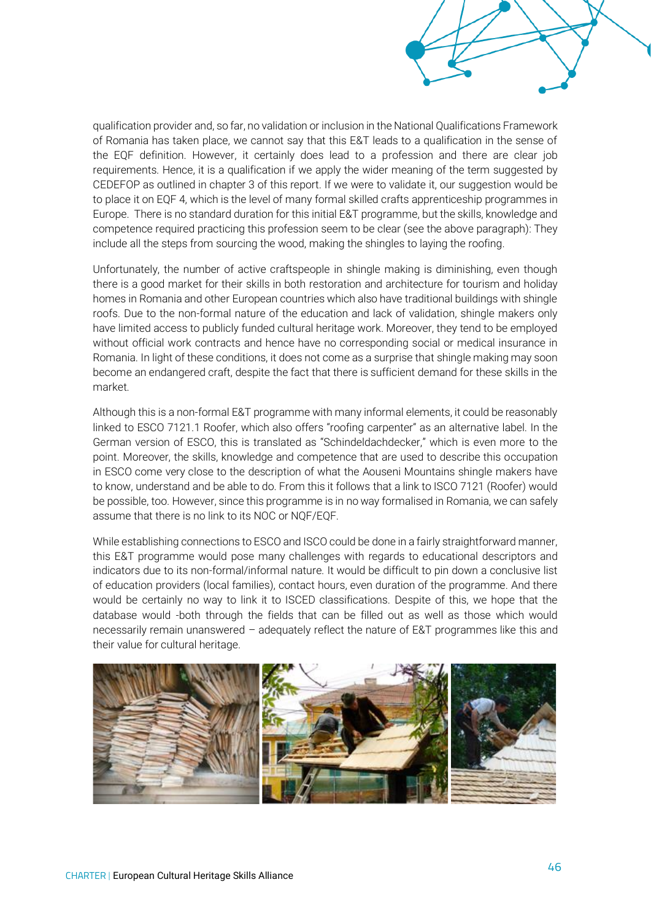qualification provider and, so far, no validation or inclusion in the National Qualifications Framework of Romania has taken place, we cannot say that this E&T leads to a qualification in the sense of the EQF definition. However, it certainly does lead to a profession and there are clear job requirements. Hence, it is a qualification if we apply the wider meaning of the term suggested by CEDEFOP as outlined in chapter 3 of this report. If we were to validate it, our suggestion would be to place it on EQF 4, which is the level of many formal skilled crafts apprenticeship programmes in Europe. There is no standard duration for this initial E&T programme, but the skills, knowledge and competence required practicing this profession seem to be clear (see the above paragraph): They include all the steps from sourcing the wood, making the shingles to laying the roofing.

Unfortunately, the number of active craftspeople in shingle making is diminishing, even though there is a good market for their skills in both restoration and architecture for tourism and holiday homes in Romania and other European countries which also have traditional buildings with shingle roofs. Due to the non-formal nature of the education and lack of validation, shingle makers only have limited access to publicly funded cultural heritage work. Moreover, they tend to be employed without official work contracts and hence have no corresponding social or medical insurance in Romania. In light of these conditions, it does not come as a surprise that shingle making may soon become an endangered craft, despite the fact that there is sufficient demand for these skills in the market.

Although this is a non-formal E&T programme with many informal elements, it could be reasonably linked to ESCO 7121.1 Roofer, which also offers "roofing carpenter" as an alternative label. In the German version of ESCO, this is translated as "Schindeldachdecker," which is even more to the point. Moreover, the skills, knowledge and competence that are used to describe this occupation in ESCO come very close to the description of what the Aouseni Mountains shingle makers have to know, understand and be able to do. From this it follows that a link to ISCO 7121 (Roofer) would be possible, too. However, since this programme is in no way formalised in Romania, we can safely assume that there is no link to its NOC or NQF/EQF.

While establishing connections to ESCO and ISCO could be done in a fairly straightforward manner, this E&T programme would pose many challenges with regards to educational descriptors and indicators due to its non-formal/informal nature. It would be difficult to pin down a conclusive list of education providers (local families), contact hours, even duration of the programme. And there would be certainly no way to link it to ISCED classifications. Despite of this, we hope that the database would -both through the fields that can be filled out as well as those which would necessarily remain unanswered – adequately reflect the nature of E&T programmes like this and their value for cultural heritage.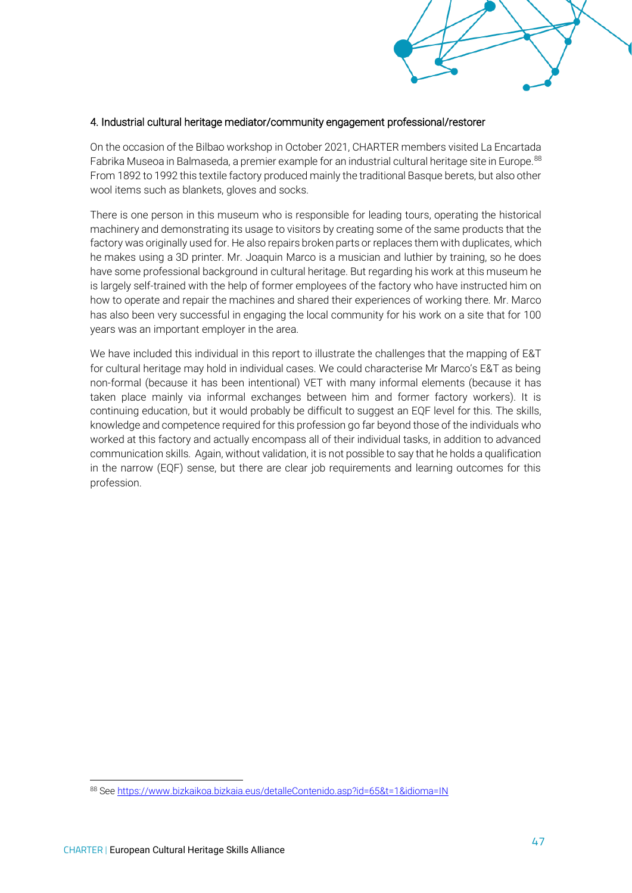#### 4. Industrial cultural heritage mediator/community engagement professional/restorer

On the occasion of the Bilbao workshop in October 2021, CHARTER members visited La Encartada Fabrika Museoa in Balmaseda, a premier example for an industrial cultural heritage site in Europe.[88] From 1892 to 1992 this textile factory produced mainly the traditional Basque berets, but also other wool items such as blankets, gloves and socks.

There is one person in this museum who is responsible for leading tours, operating the historical machinery and demonstrating its usage to visitors by creating some of the same products that the factory was originally used for. He also repairs broken parts or replaces them with duplicates, which he makes using a 3D printer. Mr. Joaquin Marco is a musician and luthier by training, so he does have some professional background in cultural heritage. But regarding his work at this museum he is largely self-trained with the help of former employees of the factory who have instructed him on how to operate and repair the machines and shared their experiences of working there. Mr. Marco has also been very successful in engaging the local community for his work on a site that for 100 years was an important employer in the area.

We have included this individual in this report to illustrate the challenges that the mapping of E&T for cultural heritage may hold in individual cases. We could characterise Mr Marco's E&T as being non-formal (because it has been intentional) VET with many informal elements (because it has taken place mainly via informal exchanges between him and former factory workers). It is continuing education, but it would probably be difficult to suggest an EQF level for this. The skills, knowledge and competence required for this profession go far beyond those of the individuals who worked at this factory and actually encompass all of their individual tasks, in addition to advanced communication skills. Again, without validation, it is not possible to say that he holds a qualification in the narrow (EQF) sense, but there are clear job requirements and learning outcomes for this profession.

[88] See https://www.bizkaikoa.bizkaia.eus/detalleContenido.asp?id=65&t=1&idioma=IN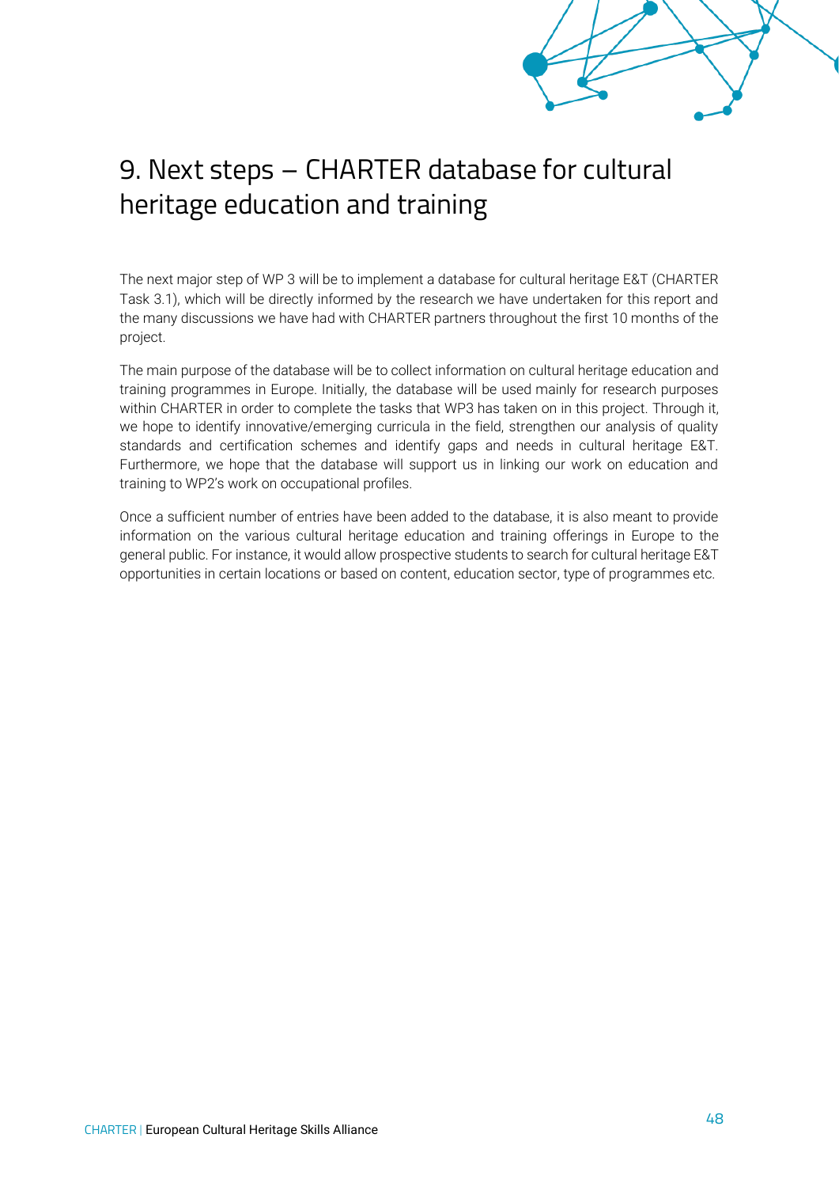# 9. Next steps – CHARTER database for cultural heritage education and training

The next major step of WP 3 will be to implement a database for cultural heritage E&T (CHARTER Task 3.1), which will be directly informed by the research we have undertaken for this report and the many discussions we have had with CHARTER partners throughout the first 10 months of the project.

The main purpose of the database will be to collect information on cultural heritage education and training programmes in Europe. Initially, the database will be used mainly for research purposes within CHARTER in order to complete the tasks that WP3 has taken on in this project. Through it, we hope to identify innovative/emerging curricula in the field, strengthen our analysis of quality standards and certification schemes and identify gaps and needs in cultural heritage E&T. Furthermore, we hope that the database will support us in linking our work on education and training to WP2's work on occupational profiles.

Once a sufficient number of entries have been added to the database, it is also meant to provide information on the various cultural heritage education and training offerings in Europe to the general public. For instance, it would allow prospective students to search for cultural heritage E&T opportunities in certain locations or based on content, education sector, type of programmes etc.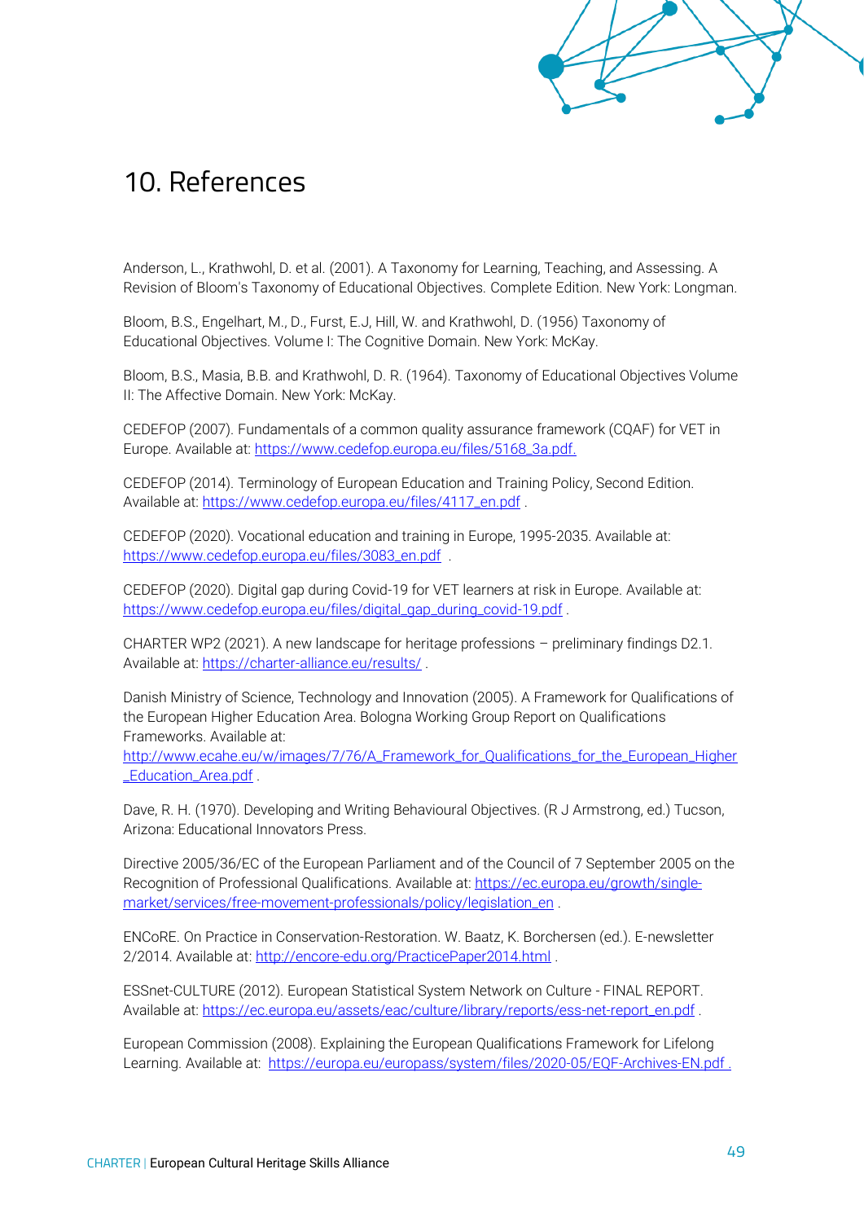# 10. References

Anderson, L., Krathwohl, D. et al. (2001). A Taxonomy for Learning, Teaching, and Assessing. A Revision of Bloom's Taxonomy of Educational Objectives. Complete Edition. New York: Longman.

Bloom, B.S., Engelhart, M., D., Furst, E.J, Hill, W. and Krathwohl, D. (1956) Taxonomy of Educational Objectives. Volume I: The Cognitive Domain. New York: McKay.

Bloom, B.S., Masia, B.B. and Krathwohl, D. R. (1964). Taxonomy of Educational Objectives Volume II: The Affective Domain. New York: McKay.

CEDEFOP (2007). Fundamentals of a common quality assurance framework (CQAF) for VET in Europe. Available at: https://www.cedefop.europa.eu/files/5168_3a.pdf.

CEDEFOP (2014). Terminology of European Education and Training Policy, Second Edition. Available at: https://www.cedefop.europa.eu/files/4117_en.pdf .

CEDEFOP (2020). Vocational education and training in Europe, 1995-2035. Available at: https://www.cedefop.europa.eu/files/3083_en.pdf .

CEDEFOP (2020). Digital gap during Covid-19 for VET learners at risk in Europe. Available at: https://www.cedefop.europa.eu/files/digital_gap_during_covid-19.pdf .

CHARTER WP2 (2021). A new landscape for heritage professions – preliminary findings D2.1. Available at: https://charter-alliance.eu/results/ .

Danish Ministry of Science, Technology and Innovation (2005). A Framework for Qualifications of the European Higher Education Area. Bologna Working Group Report on Qualifications Frameworks. Available at: http://www.ecahe.eu/w/images/7/76/A_Framework_for_Qualifications_for_the_European_Higher_Education_Area.pdf .

Dave, R. H. (1970). Developing and Writing Behavioural Objectives. (R J Armstrong, ed.) Tucson, Arizona: Educational Innovators Press.

Directive 2005/36/EC of the European Parliament and of the Council of 7 September 2005 on the Recognition of Professional Qualifications. Available at: https://ec.europa.eu/growth/single-market/services/free-movement-professionals/policy/legislation_en .

ENCoRE. On Practice in Conservation-Restoration. W. Baatz, K. Borchersen (ed.). E-newsletter 2/2014. Available at: http://encore-edu.org/PracticePaper2014.html .

ESSnet-CULTURE (2012). European Statistical System Network on Culture - FINAL REPORT. Available at: https://ec.europa.eu/assets/eac/culture/library/reports/ess-net-report_en.pdf .

European Commission (2008). Explaining the European Qualifications Framework for Lifelong Learning. Available at: https://europa.eu/europass/system/files/2020-05/EQF-Archives-EN.pdf .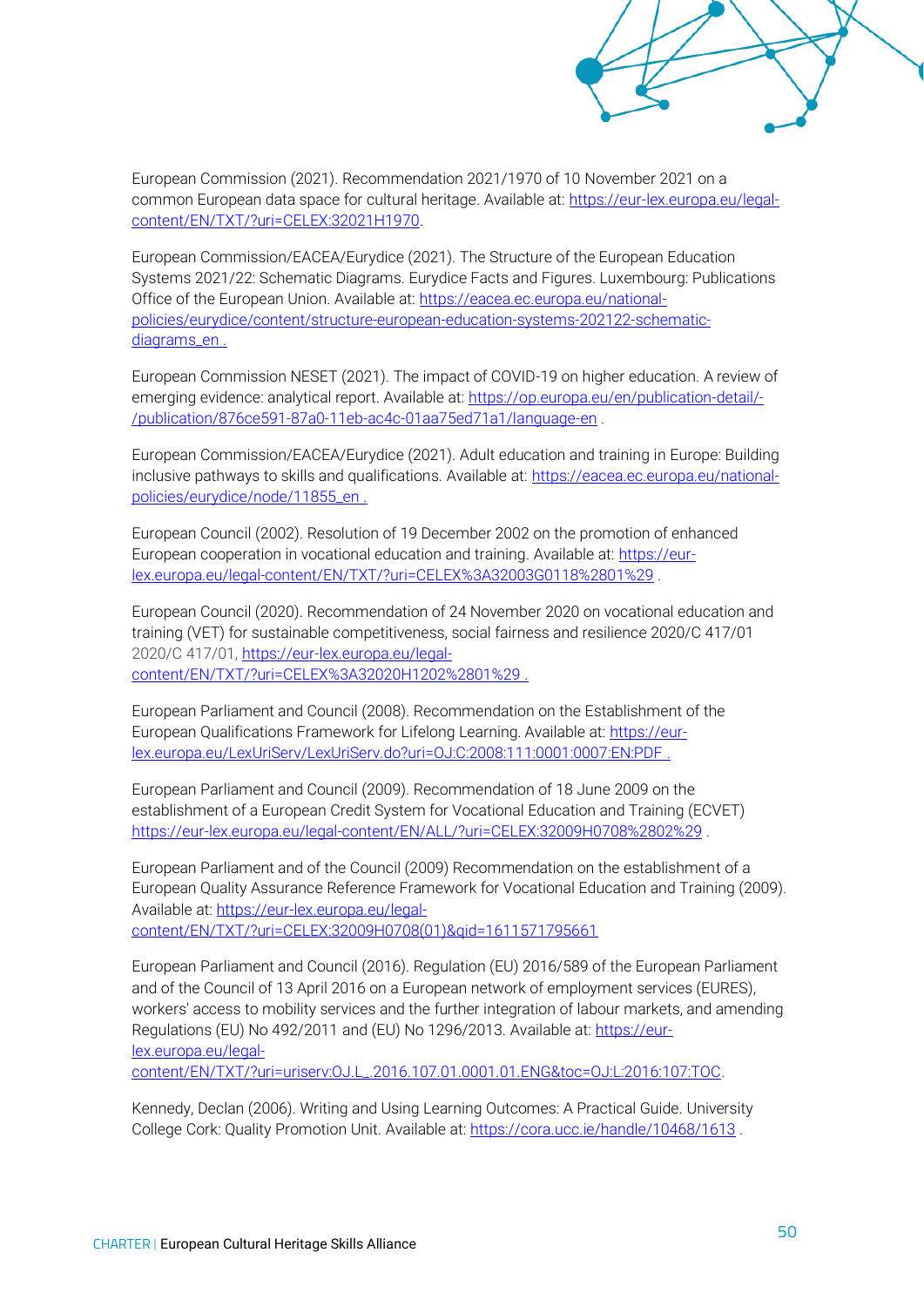European Commission (2021). Recommendation 2021/1970 of 10 November 2021 on a common European data space for cultural heritage. Available at: https://eur-lex.europa.eu/legal-content/EN/TXT/?uri=CELEX:32021H1970.

European Commission/EACEA/Eurydice (2021). The Structure of the European Education Systems 2021/22: Schematic Diagrams. Eurydice Facts and Figures. Luxembourg: Publications Office of the European Union. Available at: https://eacea.ec.europa.eu/national-policies/eurydice/content/structure-european-education-systems-202122-schematic-diagrams_en .

European Commission NESET (2021). The impact of COVID-19 on higher education. A review of emerging evidence: analytical report. Available at: https://op.europa.eu/en/publication-detail/-/publication/876ce591-87a0-11eb-ac4c-01aa75ed71a1/language-en .

European Commission/EACEA/Eurydice (2021). Adult education and training in Europe: Building inclusive pathways to skills and qualifications. Available at: https://eacea.ec.europa.eu/national-policies/eurydice/node/11855_en .

European Council (2002). Resolution of 19 December 2002 on the promotion of enhanced European cooperation in vocational education and training. Available at: https://eur-lex.europa.eu/legal-content/EN/TXT/?uri=CELEX%3A32003G0118%2801%29 .

European Council (2020). Recommendation of 24 November 2020 on vocational education and training (VET) for sustainable competitiveness, social fairness and resilience 2020/C 417/01 2020/C 417/01, https://eur-lex.europa.eu/legal-content/EN/TXT/?uri=CELEX%3A32020H1202%2801%29 .

European Parliament and Council (2008). Recommendation on the Establishment of the European Qualifications Framework for Lifelong Learning. Available at: https://eur-lex.europa.eu/LexUriServ/LexUriServ.do?uri=OJ:C:2008:111:0001:0007:EN:PDF .

European Parliament and Council (2009). Recommendation of 18 June 2009 on the establishment of a European Credit System for Vocational Education and Training (ECVET) https://eur-lex.europa.eu/legal-content/EN/ALL/?uri=CELEX:32009H0708%2802%29 .

European Parliament and of the Council (2009) Recommendation on the establishment of a European Quality Assurance Reference Framework for Vocational Education and Training (2009). Available at: https://eur-lex.europa.eu/legal-content/EN/TXT/?uri=CELEX:32009H0708(01)&qid=1611571795661

European Parliament and Council (2016). Regulation (EU) 2016/589 of the European Parliament and of the Council of 13 April 2016 on a European network of employment services (EURES), workers' access to mobility services and the further integration of labour markets, and amending Regulations (EU) No 492/2011 and (EU) No 1296/2013. Available at: https://eur-lex.europa.eu/legal-content/EN/TXT/?uri=uriserv:OJ.L_.2016.107.01.0001.01.ENG&toc=OJ:L:2016:107:TOC.

Kennedy, Declan (2006). Writing and Using Learning Outcomes: A Practical Guide. University College Cork: Quality Promotion Unit. Available at: https://cora.ucc.ie/handle/10468/1613 .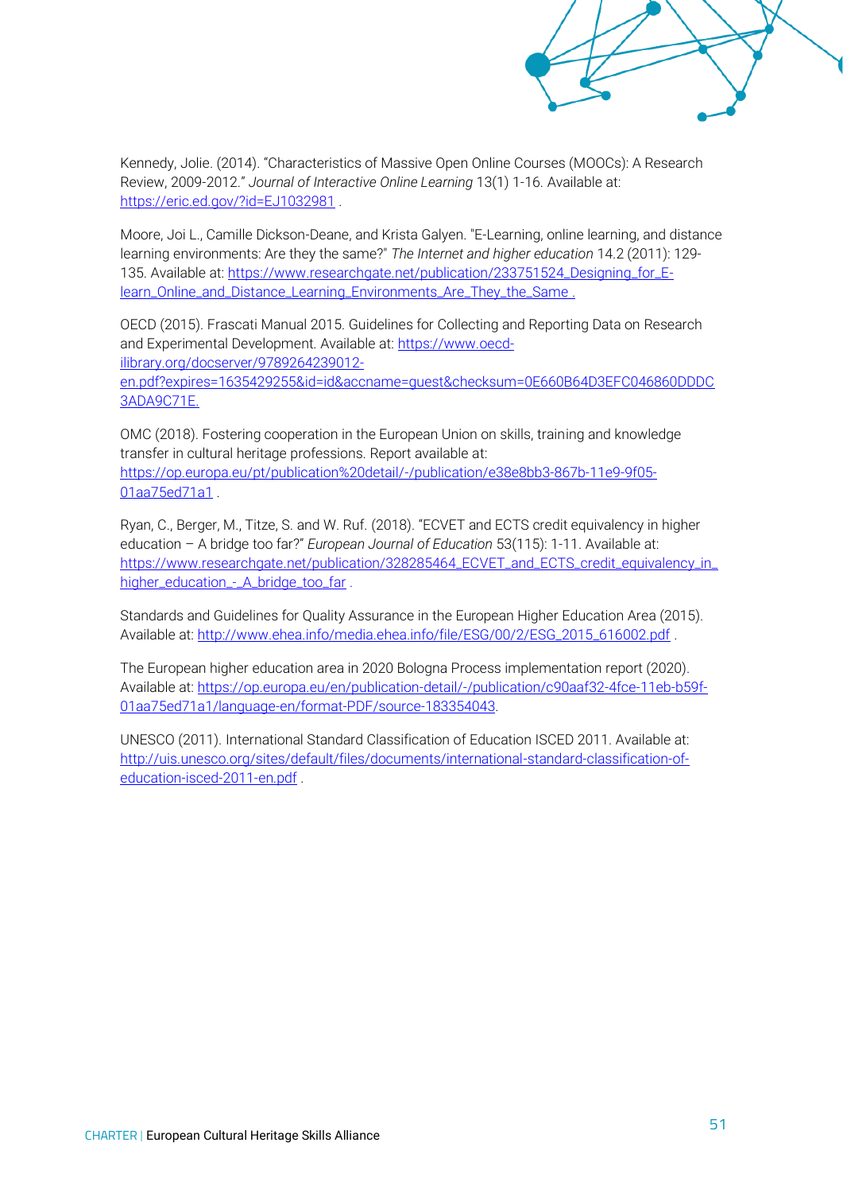Kennedy, Jolie. (2014). "Characteristics of Massive Open Online Courses (MOOCs): A Research Review, 2009-2012." *Journal of Interactive Online Learning* 13(1) 1-16. Available at: https://eric.ed.gov/?id=EJ1032981 .

Moore, Joi L., Camille Dickson-Deane, and Krista Galyen. "E-Learning, online learning, and distance learning environments: Are they the same?" *The Internet and higher education* 14.2 (2011): 129-135. Available at: https://www.researchgate.net/publication/233751524_Designing_for_E-learn_Online_and_Distance_Learning_Environments_Are_They_the_Same .

OECD (2015). Frascati Manual 2015. Guidelines for Collecting and Reporting Data on Research and Experimental Development. Available at: https://www.oecd-ilibrary.org/docserver/9789264239012-en.pdf?expires=1635429255&id=id&accname=guest&checksum=0E660B64D3EFC046860DDDC3ADA9C71E.

OMC (2018). Fostering cooperation in the European Union on skills, training and knowledge transfer in cultural heritage professions. Report available at: https://op.europa.eu/pt/publication%20detail/-/publication/e38e8bb3-867b-11e9-9f05-01aa75ed71a1 .

Ryan, C., Berger, M., Titze, S. and W. Ruf. (2018). "ECVET and ECTS credit equivalency in higher education – A bridge too far?" *European Journal of Education* 53(115): 1-11. Available at: https://www.researchgate.net/publication/328285464_ECVET_and_ECTS_credit_equivalency_in_higher_education_-_A_bridge_too_far .

Standards and Guidelines for Quality Assurance in the European Higher Education Area (2015). Available at: http://www.ehea.info/media.ehea.info/file/ESG/00/2/ESG_2015_616002.pdf .

The European higher education area in 2020 Bologna Process implementation report (2020). Available at: https://op.europa.eu/en/publication-detail/-/publication/c90aaf32-4fce-11eb-b59f-01aa75ed71a1/language-en/format-PDF/source-183354043.

UNESCO (2011). International Standard Classification of Education ISCED 2011. Available at: http://uis.unesco.org/sites/default/files/documents/international-standard-classification-of-education-isced-2011-en.pdf .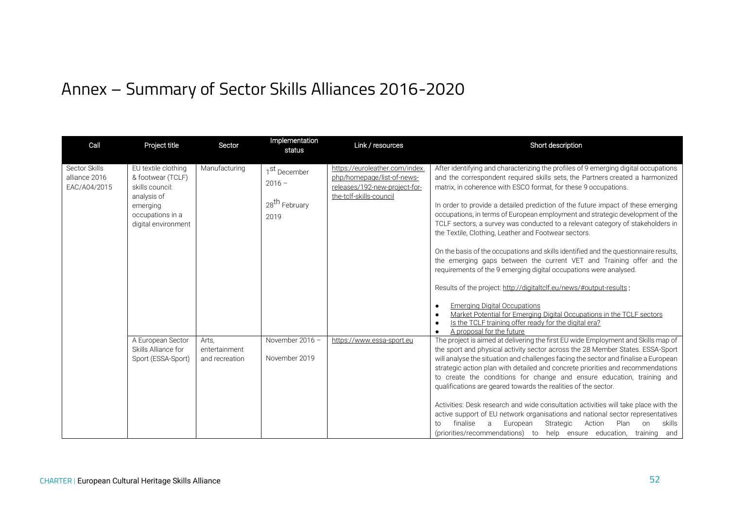# Annex – Summary of Sector Skills Alliances 2016-2020

| Call | Project title | Sector | Implementation status | Link / resources | Short description |
|---|---|---|---|---|---|
| Sector Skills alliance 2016 EAC/A04/2015 | EU textile clothing & footwear (TCLF) skills council: analysis of emerging occupations in a digital environment | Manufacturing | 1st December 2016 – 28th February 2019 | https://euroleather.com/index.php/homepage/list-of-news-releases/192-new-project-for-the-tclf-skills-council | After identifying and characterizing the profiles of 9 emerging digital occupations and the correspondent required skills sets, the Partners created a harmonized matrix, in coherence with ESCO format, for these 9 occupations.<br><br>In order to provide a detailed prediction of the future impact of these emerging occupations, in terms of European employment and strategic development of the TCLF sectors, a survey was conducted to a relevant category of stakeholders in the Textile, Clothing, Leather and Footwear sectors.<br><br>On the basis of the occupations and skills identified and the questionnaire results, the emerging gaps between the current VET and Training offer and the requirements of the 9 emerging digital occupations were analysed.<br><br>Results of the project: http://digitaltclf.eu/news/#output-results :<br>• Emerging Digital Occupations<br>• Market Potential for Emerging Digital Occupations in the TCLF sectors<br>• Is the TCLF training offer ready for the digital era?<br>• A proposal for the future |
| | A European Sector Skills Alliance for Sport (ESSA-Sport) | Arts, entertainment and recreation | November 2016 – November 2019 | https://www.essa-sport.eu | The project is aimed at delivering the first EU wide Employment and Skills map of the sport and physical activity sector across the 28 Member States. ESSA-Sport will analyse the situation and challenges facing the sector and finalise a European strategic action plan with detailed and concrete priorities and recommendations to create the conditions for change and ensure education, training and qualifications are geared towards the realities of the sector.<br><br>Activities: Desk research and wide consultation activities will take place with the active support of EU network organisations and national sector representatives to finalise a European Strategic Action Plan on skills (priorities/recommendations) to help ensure education, training and |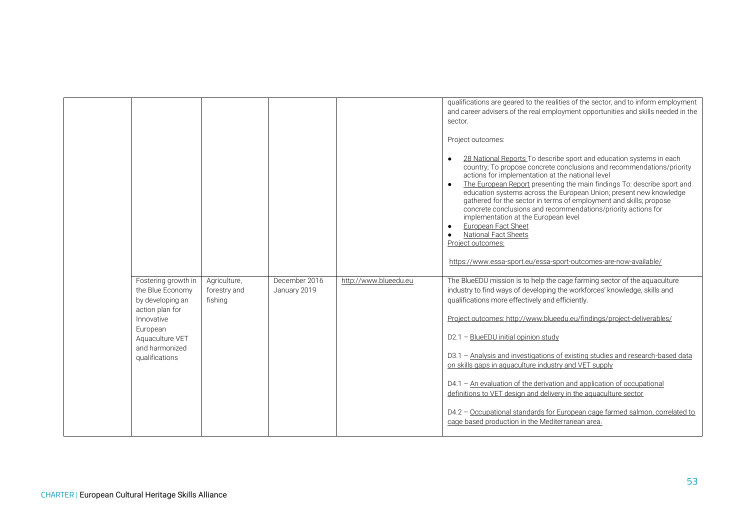| | | | | | |
|---|---|---|---|---|---|
| | | | | | qualifications are geared to the realities of the sector, and to inform employment and career advisers of the real employment opportunities and skills needed in the sector.<br><br>Project outcomes:<br><br>• 28 National Reports To describe sport and education systems in each country; To propose concrete conclusions and recommendations/priority actions for implementation at the national level<br>• The European Report presenting the main findings To: describe sport and education systems across the European Union; present new knowledge gathered for the sector in terms of employment and skills; propose concrete conclusions and recommendations/priority actions for implementation at the European level<br>• European Fact Sheet<br>• National Fact Sheets<br>Project outcomes:<br><br>https://www.essa-sport.eu/essa-sport-outcomes-are-now-available/ |
| | Fostering growth in the Blue Economy by developing an action plan for Innovative European Aquaculture VET and harmonized qualifications | Agriculture, forestry and fishing | December 2016 January 2019 | http://www.blueedu.eu | The BlueEDU mission is to help the cage farming sector of the aquaculture industry to find ways of developing the workforces' knowledge, skills and qualifications more effectively and efficiently.<br><br>Project outcomes: http://www.blueedu.eu/findings/project-deliverables/<br><br>D2.1 – BlueEDU initial opinion study<br><br>D3.1 – Analysis and investigations of existing studies and research-based data on skills gaps in aquaculture industry and VET supply<br><br>D4.1 – An evaluation of the derivation and application of occupational definitions to VET design and delivery in the aquaculture sector<br><br>D4.2 – Occupational standards for European cage farmed salmon, correlated to cage based production in the Mediterranean area. |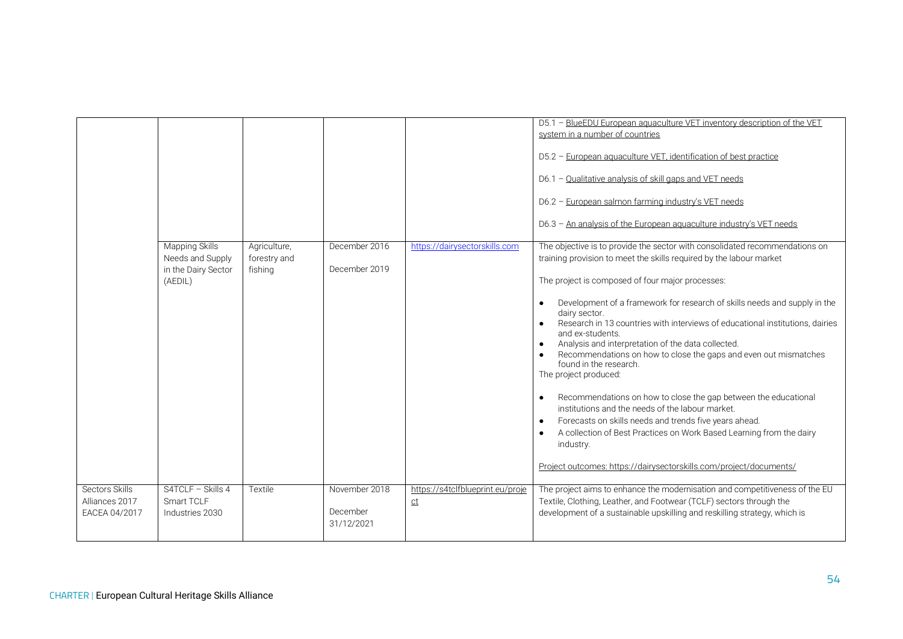| | | | | | |
|---|---|---|---|---|---|
| | | | | | D5.1 – BlueEDU European aquaculture VET inventory description of the VET system in a number of countries<br><br>D5.2 – European aquaculture VET, identification of best practice<br><br>D6.1 – Qualitative analysis of skill gaps and VET needs<br><br>D6.2 – European salmon farming industry's VET needs<br><br>D6.3 – An analysis of the European aquaculture industry's VET needs |
| | Mapping Skills Needs and Supply in the Dairy Sector (AEDIL) | Agriculture, forestry and fishing | December 2016<br><br>December 2019 | https://dairysectorskills.com | The objective is to provide the sector with consolidated recommendations on training provision to meet the skills required by the labour market<br><br>The project is composed of four major processes:<br><br>• Development of a framework for research of skills needs and supply in the dairy sector.<br>• Research in 13 countries with interviews of educational institutions, dairies and ex-students.<br>• Analysis and interpretation of the data collected.<br>• Recommendations on how to close the gaps and even out mismatches found in the research.<br><br>The project produced:<br><br>• Recommendations on how to close the gap between the educational institutions and the needs of the labour market.<br>• Forecasts on skills needs and trends five years ahead.<br>• A collection of Best Practices on Work Based Learning from the dairy industry.<br><br>Project outcomes: https://dairysectorskills.com/project/documents/ |
| Sectors Skills Alliances 2017 EACEA 04/2017 | S4TCLF – Skills 4 Smart TCLF Industries 2030 | Textile | November 2018<br><br>December 31/12/2021 | https://s4tclfblueprint.eu/project | The project aims to enhance the modernisation and competitiveness of the EU Textile, Clothing, Leather, and Footwear (TCLF) sectors through the development of a sustainable upskilling and reskilling strategy, which is |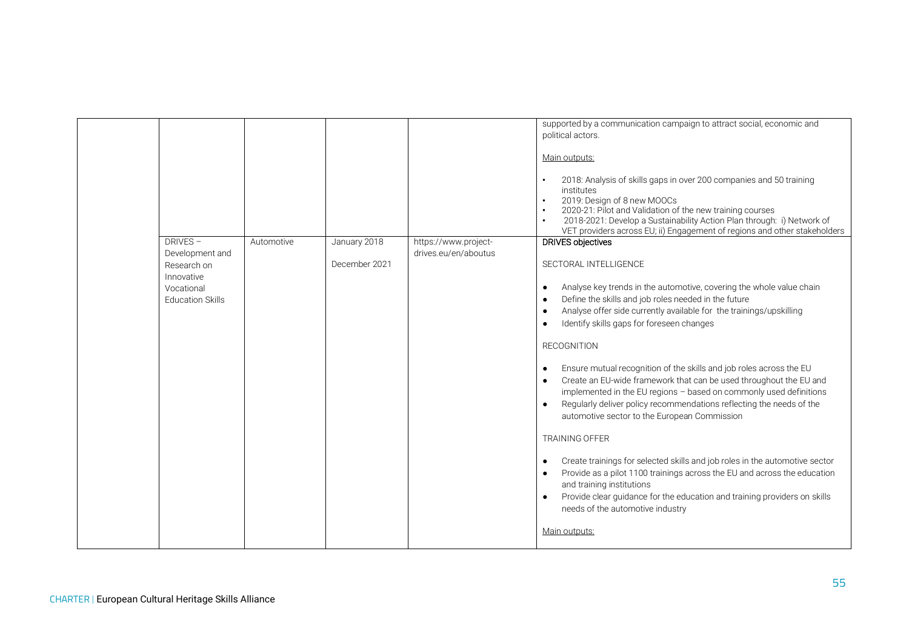|  |  |  |  |  |
|---|---|---|---|---|
|  |  |  |  | supported by a communication campaign to attract social, economic and political actors.<br><br>Main outputs:<br><br>• 2018: Analysis of skills gaps in over 200 companies and 50 training institutes<br>• 2019: Design of 8 new MOOCs<br>• 2020-21: Pilot and Validation of the new training courses<br>• 2018-2021: Develop a Sustainability Action Plan through: i) Network of VET providers across EU; ii) Engagement of regions and other stakeholders |
|  | DRIVES – Development and Research on Innovative Vocational Education Skills | Automotive | January 2018<br><br>December 2021 | https://www.project-drives.eu/en/aboutus | **DRIVES objectives**<br><br>SECTORAL INTELLIGENCE<br><br>• Analyse key trends in the automotive, covering the whole value chain<br>• Define the skills and job roles needed in the future<br>• Analyse offer side currently available for the trainings/upskilling<br>• Identify skills gaps for foreseen changes<br><br>RECOGNITION<br><br>• Ensure mutual recognition of the skills and job roles across the EU<br>• Create an EU-wide framework that can be used throughout the EU and implemented in the EU regions – based on commonly used definitions<br>• Regularly deliver policy recommendations reflecting the needs of the automotive sector to the European Commission<br><br>TRAINING OFFER<br><br>• Create trainings for selected skills and job roles in the automotive sector<br>• Provide as a pilot 1100 trainings across the EU and across the education and training institutions<br>• Provide clear guidance for the education and training providers on skills needs of the automotive industry<br><br>Main outputs: |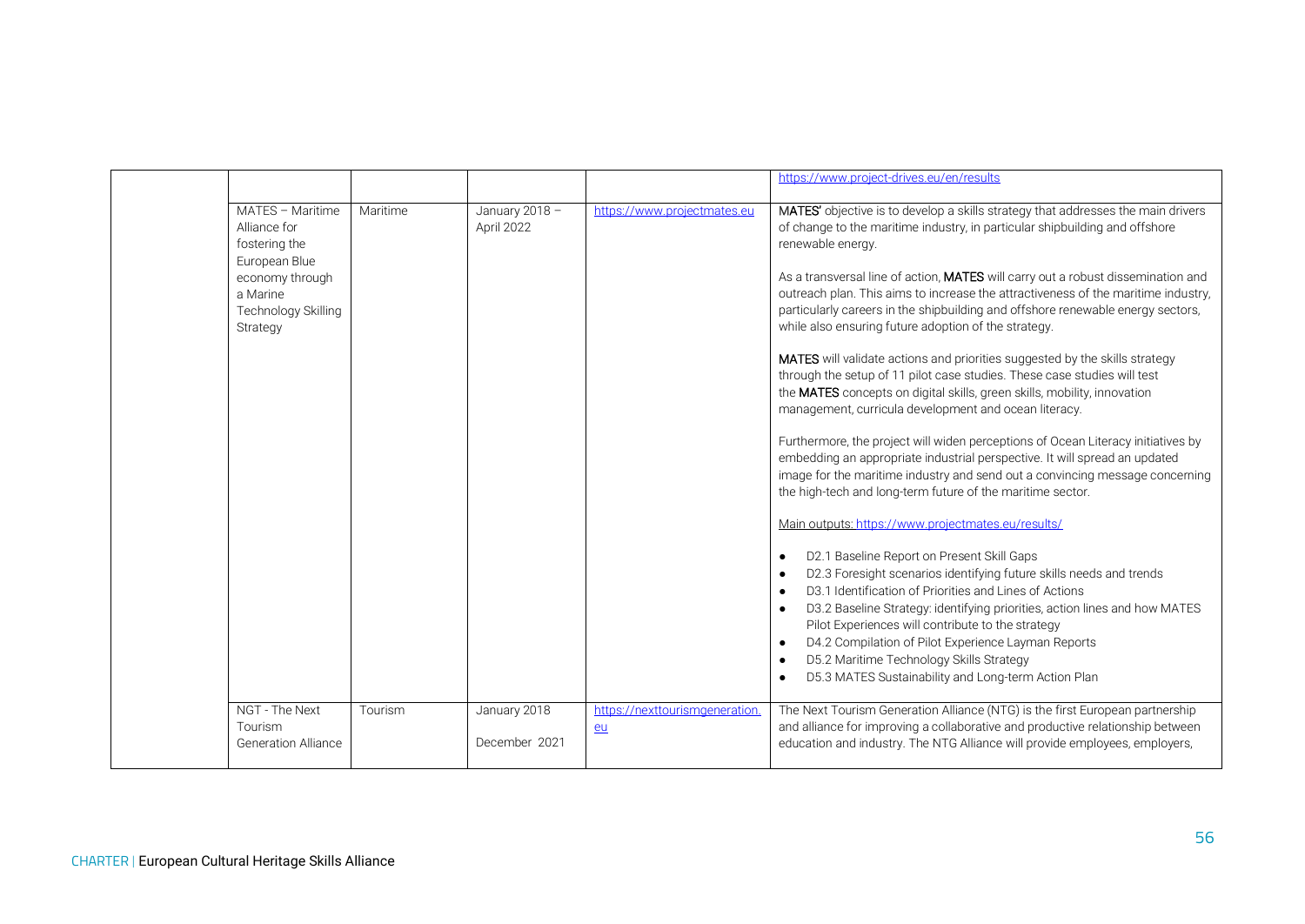|  |  |  |  |  |  |
|---|---|---|---|---|---|
|  |  |  |  |  | https://www.project-drives.eu/en/results |
|  | MATES – Maritime Alliance for fostering the European Blue economy through a Marine Technology Skilling Strategy | Maritime | January 2018 – April 2022 | https://www.projectmates.eu | **MATES'** objective is to develop a skills strategy that addresses the main drivers of change to the maritime industry, in particular shipbuilding and offshore renewable energy.<br><br>As a transversal line of action, **MATES** will carry out a robust dissemination and outreach plan. This aims to increase the attractiveness of the maritime industry, particularly careers in the shipbuilding and offshore renewable energy sectors, while also ensuring future adoption of the strategy.<br><br>**MATES** will validate actions and priorities suggested by the skills strategy through the setup of 11 pilot case studies. These case studies will test the **MATES** concepts on digital skills, green skills, mobility, innovation management, curricula development and ocean literacy.<br><br>Furthermore, the project will widen perceptions of Ocean Literacy initiatives by embedding an appropriate industrial perspective. It will spread an updated image for the maritime industry and send out a convincing message concerning the high-tech and long-term future of the maritime sector.<br><br>Main outputs: https://www.projectmates.eu/results/<br><br>• D2.1 Baseline Report on Present Skill Gaps<br>• D2.3 Foresight scenarios identifying future skills needs and trends<br>• D3.1 Identification of Priorities and Lines of Actions<br>• D3.2 Baseline Strategy: identifying priorities, action lines and how MATES Pilot Experiences will contribute to the strategy<br>• D4.2 Compilation of Pilot Experience Layman Reports<br>• D5.2 Maritime Technology Skills Strategy<br>• D5.3 MATES Sustainability and Long-term Action Plan |
|  | NGT - The Next Tourism Generation Alliance | Tourism | January 2018<br><br>December 2021 | https://nexttourismgeneration.eu | The Next Tourism Generation Alliance (NTG) is the first European partnership and alliance for improving a collaborative and productive relationship between education and industry. The NTG Alliance will provide employees, employers, |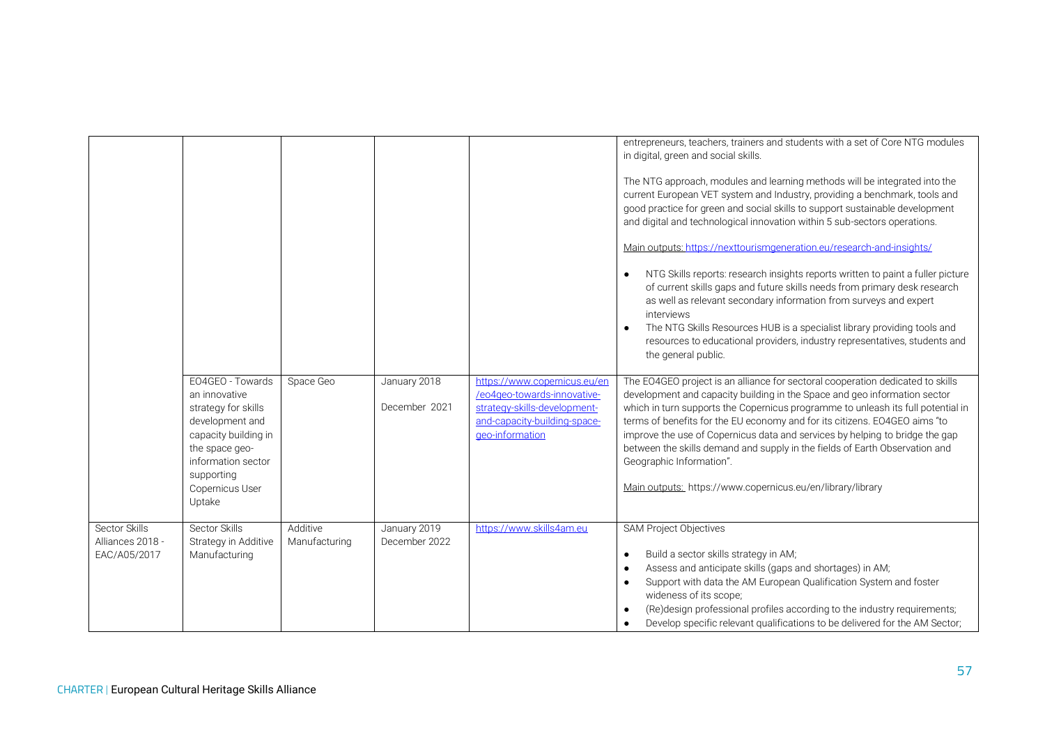| | | | | | |
|---|---|---|---|---|---|
| | | | | | entrepreneurs, teachers, trainers and students with a set of Core NTG modules in digital, green and social skills.<br><br>The NTG approach, modules and learning methods will be integrated into the current European VET system and Industry, providing a benchmark, tools and good practice for green and social skills to support sustainable development and digital and technological innovation within 5 sub-sectors operations.<br><br>Main outputs: https://nexttourismgeneration.eu/research-and-insights/<br><br>• NTG Skills reports: research insights reports written to paint a fuller picture of current skills gaps and future skills needs from primary desk research as well as relevant secondary information from surveys and expert interviews<br>• The NTG Skills Resources HUB is a specialist library providing tools and resources to educational providers, industry representatives, students and the general public. |
| | EO4GEO - Towards an innovative strategy for skills development and capacity building in the space geo-information sector supporting Copernicus User Uptake | Space Geo | January 2018<br><br>December 2021 | https://www.copernicus.eu/en/eo4geo-towards-innovative-strategy-skills-development-and-capacity-building-space-geo-information | The EO4GEO project is an alliance for sectoral cooperation dedicated to skills development and capacity building in the Space and geo information sector which in turn supports the Copernicus programme to unleash its full potential in terms of benefits for the EU economy and for its citizens. EO4GEO aims "to improve the use of Copernicus data and services by helping to bridge the gap between the skills demand and supply in the fields of Earth Observation and Geographic Information".<br><br>Main outputs: https://www.copernicus.eu/en/library/library |
| Sector Skills Alliances 2018 - EAC/A05/2017 | Sector Skills Strategy in Additive Manufacturing | Additive Manufacturing | January 2019<br>December 2022 | https://www.skills4am.eu | SAM Project Objectives<br><br>• Build a sector skills strategy in AM;<br>• Assess and anticipate skills (gaps and shortages) in AM;<br>• Support with data the AM European Qualification System and foster wideness of its scope;<br>• (Re)design professional profiles according to the industry requirements;<br>• Develop specific relevant qualifications to be delivered for the AM Sector; |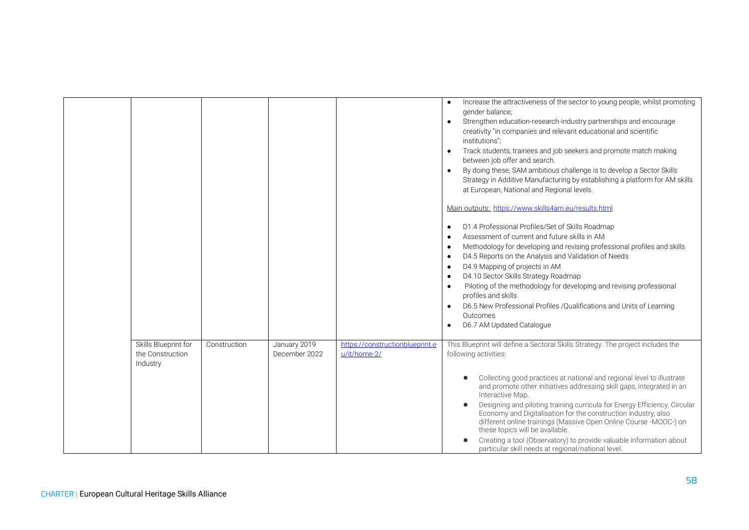| | | | | | |
|---|---|---|---|---|---|
| | | | | | • Increase the attractiveness of the sector to young people, whilst promoting gender balance;<br>• Strengthen education-research-industry partnerships and encourage creativity "in companies and relevant educational and scientific institutions";<br>• Track students, trainees and job seekers and promote match making between job offer and search.<br>• By doing these, SAM ambitious challenge is to develop a Sector Skills Strategy in Additive Manufacturing by establishing a platform for AM skills at European, National and Regional levels.<br><br>Main outputs: https://www.skills4am.eu/results.html<br><br>• D1.4 Professional Profiles/Set of Skills Roadmap<br>• Assessment of current and future skills in AM<br>• Methodology for developing and revising professional profiles and skills<br>• D4.5 Reports on the Analysis and Validation of Needs<br>• D4.9 Mapping of projects in AM<br>• D4.10 Sector Skills Strategy Roadmap<br>• Piloting of the methodology for developing and revising professional profiles and skills<br>• D6.5 New Professional Profiles /Qualifications and Units of Learning Outcomes<br>• D6.7 AM Updated Catalogue |
| | Skills Blueprint for the Construction Industry | Construction | January 2019 December 2022 | https://constructionblueprint.eu/it/home-2/ | This Blueprint will define a Sectoral Skills Strategy. The project includes the following activities:<br><br>• Collecting good practices at national and regional level to illustrate and promote other initiatives addressing skill gaps, integrated in an Interactive Map.<br>• Designing and piloting training curricula for Energy Efficiency, Circular Economy and Digitalisation for the construction industry; also different online trainings (Massive Open Online Course -MOOC-) on these topics will be available.<br>• Creating a tool (Observatory) to provide valuable information about particular skill needs at regional/national level. |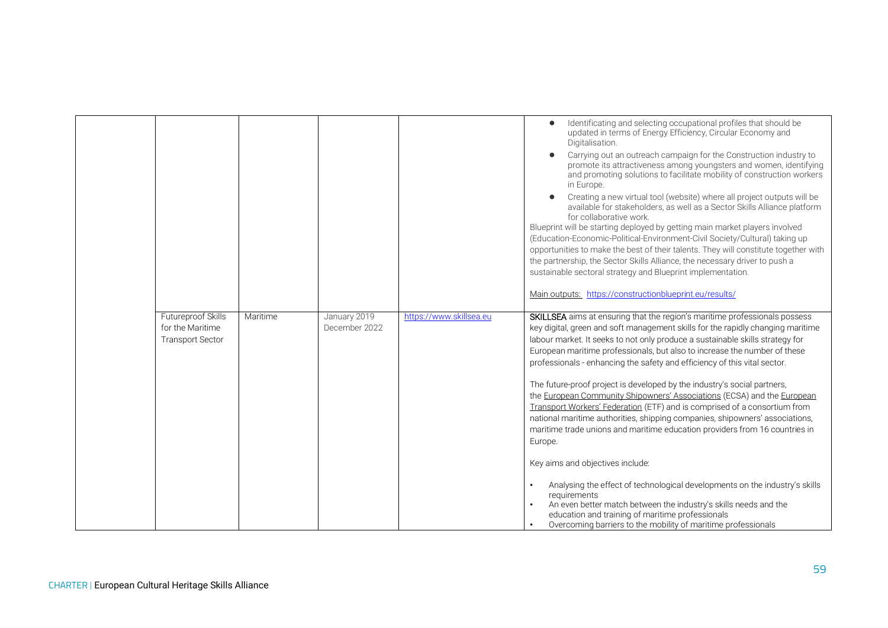| | | | | |
|---|---|---|---|---|
| | | | | • Identificating and selecting occupational profiles that should be updated in terms of Energy Efficiency, Circular Economy and Digitalisation.<br>• Carrying out an outreach campaign for the Construction industry to promote its attractiveness among youngsters and women, identifying and promoting solutions to facilitate mobility of construction workers in Europe.<br>• Creating a new virtual tool (website) where all project outputs will be available for stakeholders, as well as a Sector Skills Alliance platform for collaborative work.<br>Blueprint will be starting deployed by getting main market players involved (Education-Economic-Political-Environment-Civil Society/Cultural) taking up opportunities to make the best of their talents. They will constitute together with the partnership, the Sector Skills Alliance, the necessary driver to push a sustainable sectoral strategy and Blueprint implementation.<br><br>Main outputs: https://constructionblueprint.eu/results/ |
| | Futureproof Skills for the Maritime Transport Sector | Maritime | January 2019 December 2022 | https://www.skillsea.eu | **SKILLSEA** aims at ensuring that the region's maritime professionals possess key digital, green and soft management skills for the rapidly changing maritime labour market. It seeks to not only produce a sustainable skills strategy for European maritime professionals, but also to increase the number of these professionals - enhancing the safety and efficiency of this vital sector.<br><br>The future-proof project is developed by the industry's social partners, the European Community Shipowners' Associations (ECSA) and the European Transport Workers' Federation (ETF) and is comprised of a consortium from national maritime authorities, shipping companies, shipowners' associations, maritime trade unions and maritime education providers from 16 countries in Europe.<br><br>Key aims and objectives include:<br><br>• Analysing the effect of technological developments on the industry's skills requirements<br>• An even better match between the industry's skills needs and the education and training of maritime professionals<br>• Overcoming barriers to the mobility of maritime professionals |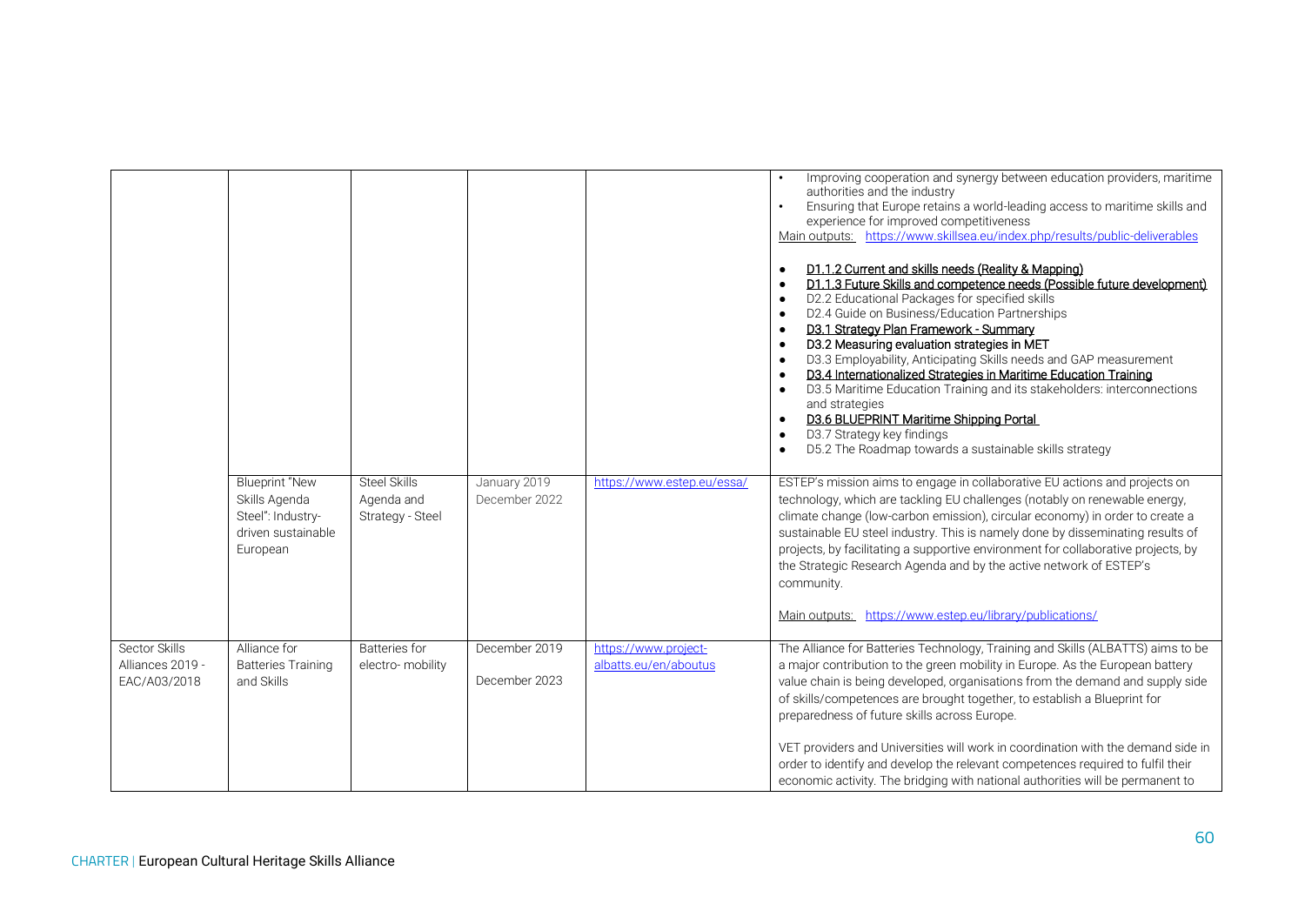| | | | | | |
|---|---|---|---|---|---|
| | | | | | • Improving cooperation and synergy between education providers, maritime authorities and the industry<br>• Ensuring that Europe retains a world-leading access to maritime skills and experience for improved competitiveness<br>Main outputs: https://www.skillsea.eu/index.php/results/public-deliverables<br><br>• D1.1.2 Current and skills needs (Reality & Mapping)<br>• D1.1.3 Future Skills and competence needs (Possible future development)<br>• D2.2 Educational Packages for specified skills<br>• D2.4 Guide on Business/Education Partnerships<br>• D3.1 Strategy Plan Framework - Summary<br>• D3.2 Measuring evaluation strategies in MET<br>• D3.3 Employability, Anticipating Skills needs and GAP measurement<br>• D3.4 Internationalized Strategies in Maritime Education Training<br>• D3.5 Maritime Education Training and its stakeholders: interconnections and strategies<br>• D3.6 BLUEPRINT Maritime Shipping Portal<br>• D3.7 Strategy key findings<br>• D5.2 The Roadmap towards a sustainable skills strategy |
| | Blueprint "New Skills Agenda Steel": Industry-driven sustainable European | Steel Skills Agenda and Strategy - Steel | January 2019<br>December 2022 | https://www.estep.eu/essa/ | ESTEP's mission aims to engage in collaborative EU actions and projects on technology, which are tackling EU challenges (notably on renewable energy, climate change (low-carbon emission), circular economy) in order to create a sustainable EU steel industry. This is namely done by disseminating results of projects, by facilitating a supportive environment for collaborative projects, by the Strategic Research Agenda and by the active network of ESTEP's community.<br><br>Main outputs: https://www.estep.eu/library/publications/ |
| Sector Skills Alliances 2019 - EAC/A03/2018 | Alliance for Batteries Training and Skills | Batteries for electro- mobility | December 2019<br><br>December 2023 | https://www.project-albatts.eu/en/aboutus | The Alliance for Batteries Technology, Training and Skills (ALBATTS) aims to be a major contribution to the green mobility in Europe. As the European battery value chain is being developed, organisations from the demand and supply side of skills/competences are brought together, to establish a Blueprint for preparedness of future skills across Europe.<br><br>VET providers and Universities will work in coordination with the demand side in order to identify and develop the relevant competences required to fulfil their economic activity. The bridging with national authorities will be permanent to |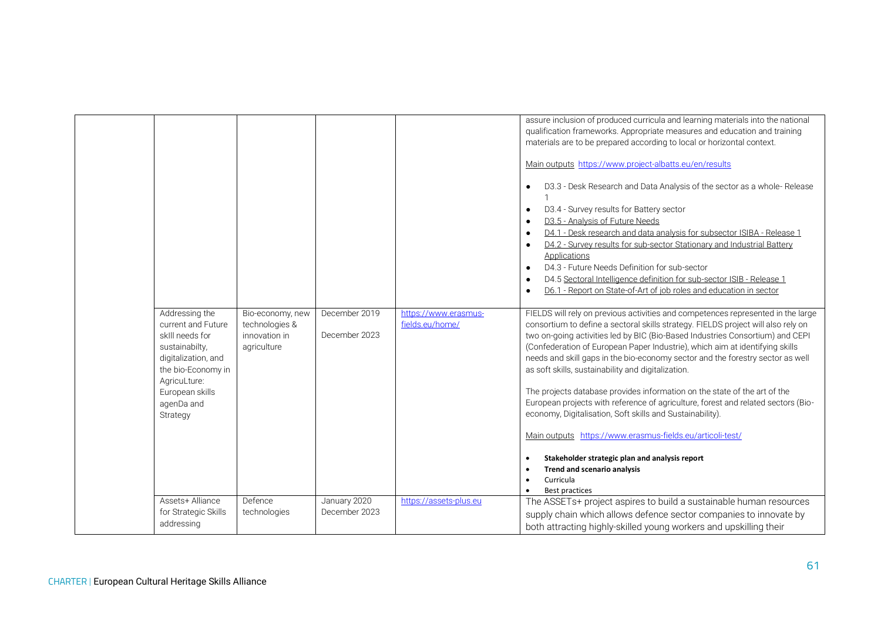|  |  |  |  |  |  |
|---|---|---|---|---|---|
|  |  |  |  |  | assure inclusion of produced curricula and learning materials into the national qualification frameworks. Appropriate measures and education and training materials are to be prepared according to local or horizontal context.<br><br>Main outputs https://www.project-albatts.eu/en/results<br><br>• D3.3 - Desk Research and Data Analysis of the sector as a whole- Release 1<br>• D3.4 - Survey results for Battery sector<br>• D3.5 - Analysis of Future Needs<br>• D4.1 - Desk research and data analysis for subsector ISIBA - Release 1<br>• D4.2 - Survey results for sub-sector Stationary and Industrial Battery Applications<br>• D4.3 - Future Needs Definition for sub-sector<br>• D4.5 Sectoral Intelligence definition for sub-sector ISIB - Release 1<br>• D6.1 - Report on State-of-Art of job roles and education in sector |
|  | Addressing the current and Future skIll needs for sustainabilty, digitalization, and the bio-Economy in AgricuLture: European skills agenDa and Strategy | Bio-economy, new technologies & innovation in agriculture | December 2019<br><br>December 2023 | https://www.erasmus-fields.eu/home/ | FIELDS will rely on previous activities and competences represented in the large consortium to define a sectoral skills strategy. FIELDS project will also rely on two on-going activities led by BIC (Bio-Based Industries Consortium) and CEPI (Confederation of European Paper Industrie), which aim at identifying skills needs and skill gaps in the bio-economy sector and the forestry sector as well as soft skills, sustainability and digitalization.<br><br>The projects database provides information on the state of the art of the European projects with reference of agriculture, forest and related sectors (Bio-economy, Digitalisation, Soft skills and Sustainability).<br><br>Main outputs https://www.erasmus-fields.eu/articoli-test/<br><br>• **Stakeholder strategic plan and analysis report**<br>• **Trend and scenario analysis**<br>• Curricula<br>• Best practices |
|  | Assets+ Alliance for Strategic Skills addressing | Defence technologies | January 2020<br>December 2023 | https://assets-plus.eu | The ASSETs+ project aspires to build a sustainable human resources supply chain which allows defence sector companies to innovate by both attracting highly-skilled young workers and upskilling their |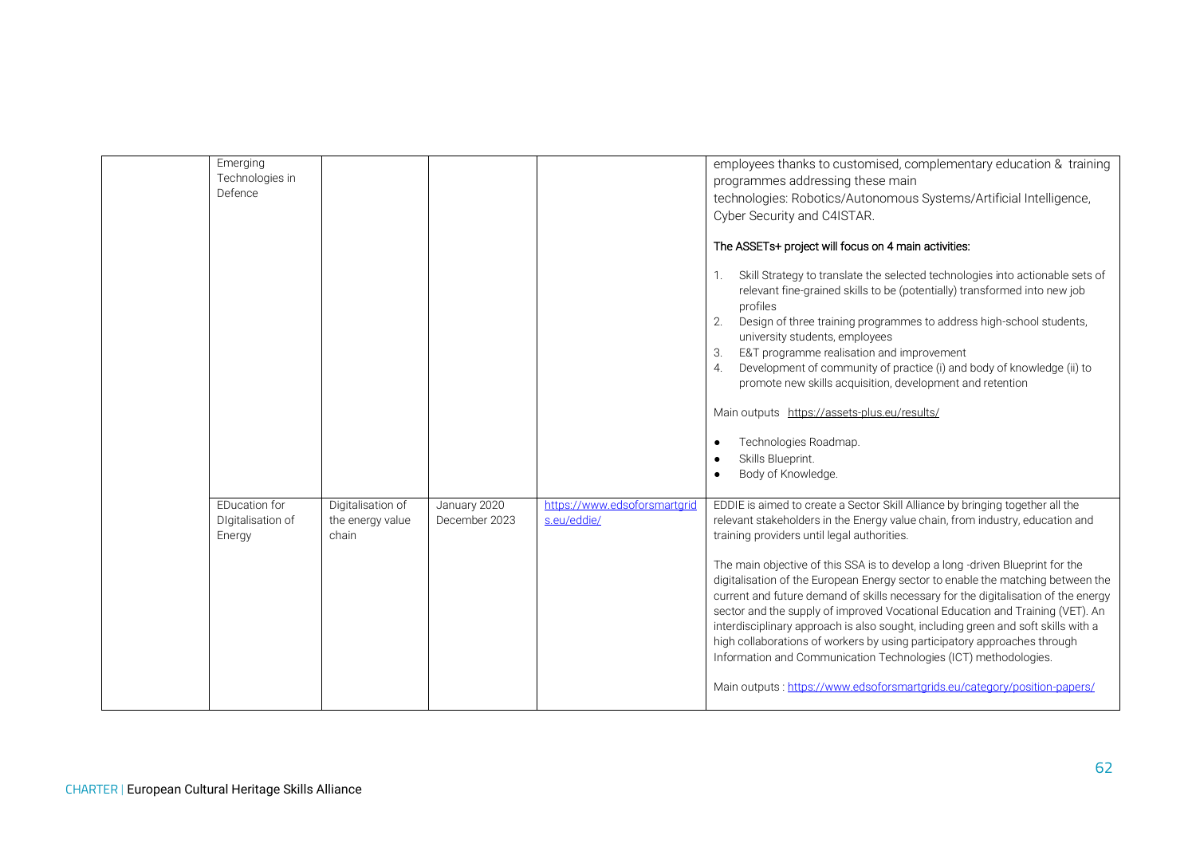| | | | | | |
|---|---|---|---|---|---|
| | Emerging Technologies in Defence | | | | employees thanks to customised, complementary education & training programmes addressing these main technologies: Robotics/Autonomous Systems/Artificial Intelligence, Cyber Security and C4ISTAR.<br><br>The ASSETs+ project will focus on 4 main activities:<br><br>1. Skill Strategy to translate the selected technologies into actionable sets of relevant fine-grained skills to be (potentially) transformed into new job profiles<br>2. Design of three training programmes to address high-school students, university students, employees<br>3. E&T programme realisation and improvement<br>4. Development of community of practice (i) and body of knowledge (ii) to promote new skills acquisition, development and retention<br><br>Main outputs https://assets-plus.eu/results/<br><br>● Technologies Roadmap.<br>● Skills Blueprint.<br>● Body of Knowledge. |
| | EDucation for DIgitalisation of Energy | Digitalisation of the energy value chain | January 2020 December 2023 | https://www.edsoforsmartgrids.eu/eddie/ | EDDIE is aimed to create a Sector Skill Alliance by bringing together all the relevant stakeholders in the Energy value chain, from industry, education and training providers until legal authorities.<br><br>The main objective of this SSA is to develop a long -driven Blueprint for the digitalisation of the European Energy sector to enable the matching between the current and future demand of skills necessary for the digitalisation of the energy sector and the supply of improved Vocational Education and Training (VET). An interdisciplinary approach is also sought, including green and soft skills with a high collaborations of workers by using participatory approaches through Information and Communication Technologies (ICT) methodologies.<br><br>Main outputs : https://www.edsoforsmartgrids.eu/category/position-papers/ |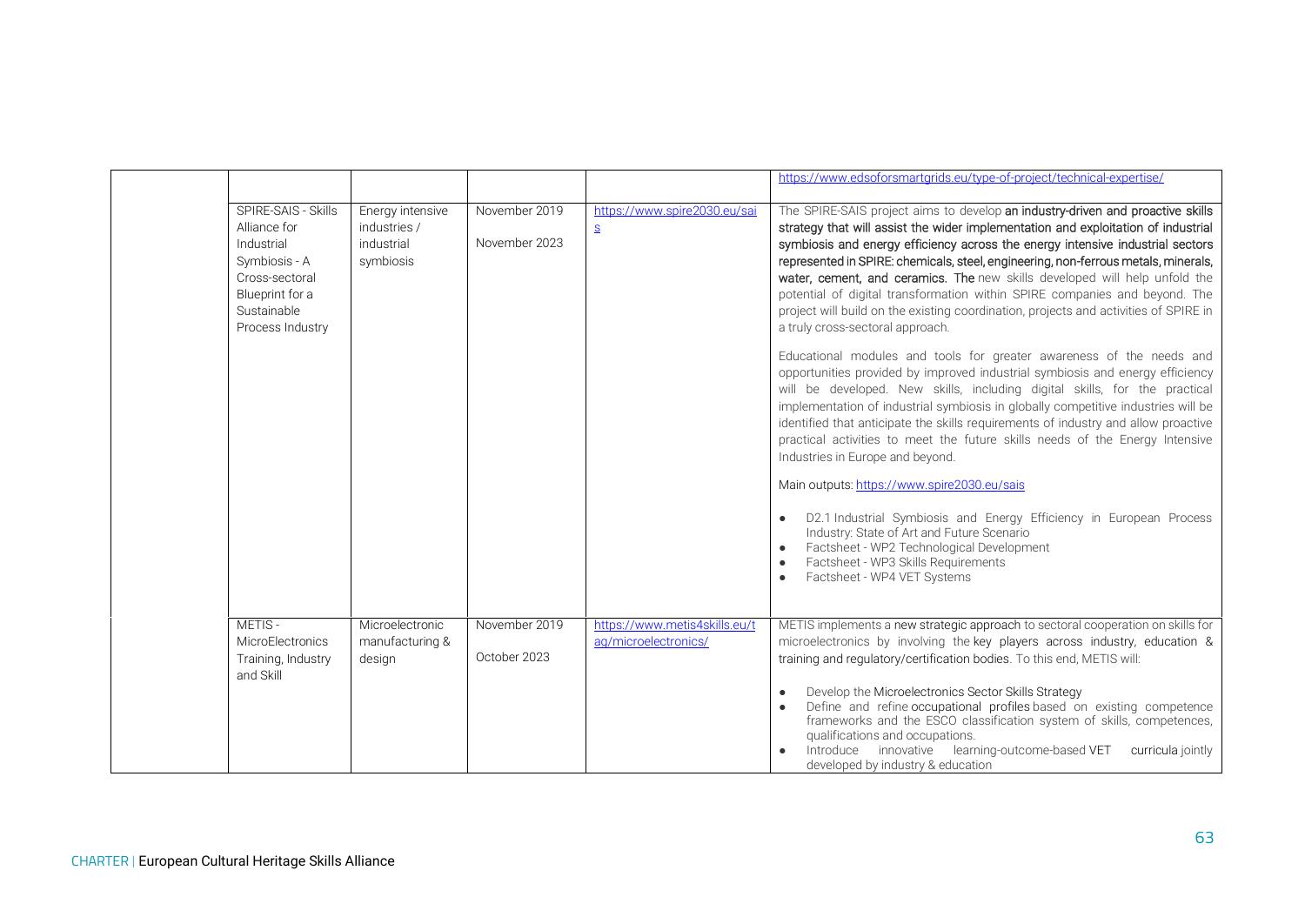| | | | | | |
|---|---|---|---|---|---|
| | | | | | https://www.edsoforsmartgrids.eu/type-of-project/technical-expertise/ |
| | SPIRE-SAIS - Skills Alliance for Industrial Symbiosis - A Cross-sectoral Blueprint for a Sustainable Process Industry | Energy intensive industries / industrial symbiosis | November 2019<br><br>November 2023 | https://www.spire2030.eu/sais | The SPIRE-SAIS project aims to develop **an industry-driven and proactive skills strategy that will assist the wider implementation and exploitation of industrial symbiosis and energy efficiency across the energy intensive industrial sectors represented in SPIRE: chemicals, steel, engineering, non-ferrous metals, minerals, water, cement, and ceramics. The** new skills developed will help unfold the potential of digital transformation within SPIRE companies and beyond. The project will build on the existing coordination, projects and activities of SPIRE in a truly cross-sectoral approach.<br><br>Educational modules and tools for greater awareness of the needs and opportunities provided by improved industrial symbiosis and energy efficiency will be developed. New skills, including digital skills, for the practical implementation of industrial symbiosis in globally competitive industries will be identified that anticipate the skills requirements of industry and allow proactive practical activities to meet the future skills needs of the Energy Intensive Industries in Europe and beyond.<br><br>Main outputs: https://www.spire2030.eu/sais<br><br>• D2.1 Industrial Symbiosis and Energy Efficiency in European Process Industry: State of Art and Future Scenario<br>• Factsheet - WP2 Technological Development<br>• Factsheet - WP3 Skills Requirements<br>• Factsheet - WP4 VET Systems |
| | METIS - MicroElectronics Training, Industry and Skill | Microelectronic manufacturing & design | November 2019<br><br>October 2023 | https://www.metis4skills.eu/tag/microelectronics/ | METIS implements a new strategic approach to sectoral cooperation on skills for microelectronics by involving the key players across industry, education & training and regulatory/certification bodies. To this end, METIS will:<br><br>• Develop the Microelectronics Sector Skills Strategy<br>• Define and refine occupational profiles based on existing competence frameworks and the ESCO classification system of skills, competences, qualifications and occupations.<br>• Introduce innovative learning-outcome-based VET curricula jointly developed by industry & education |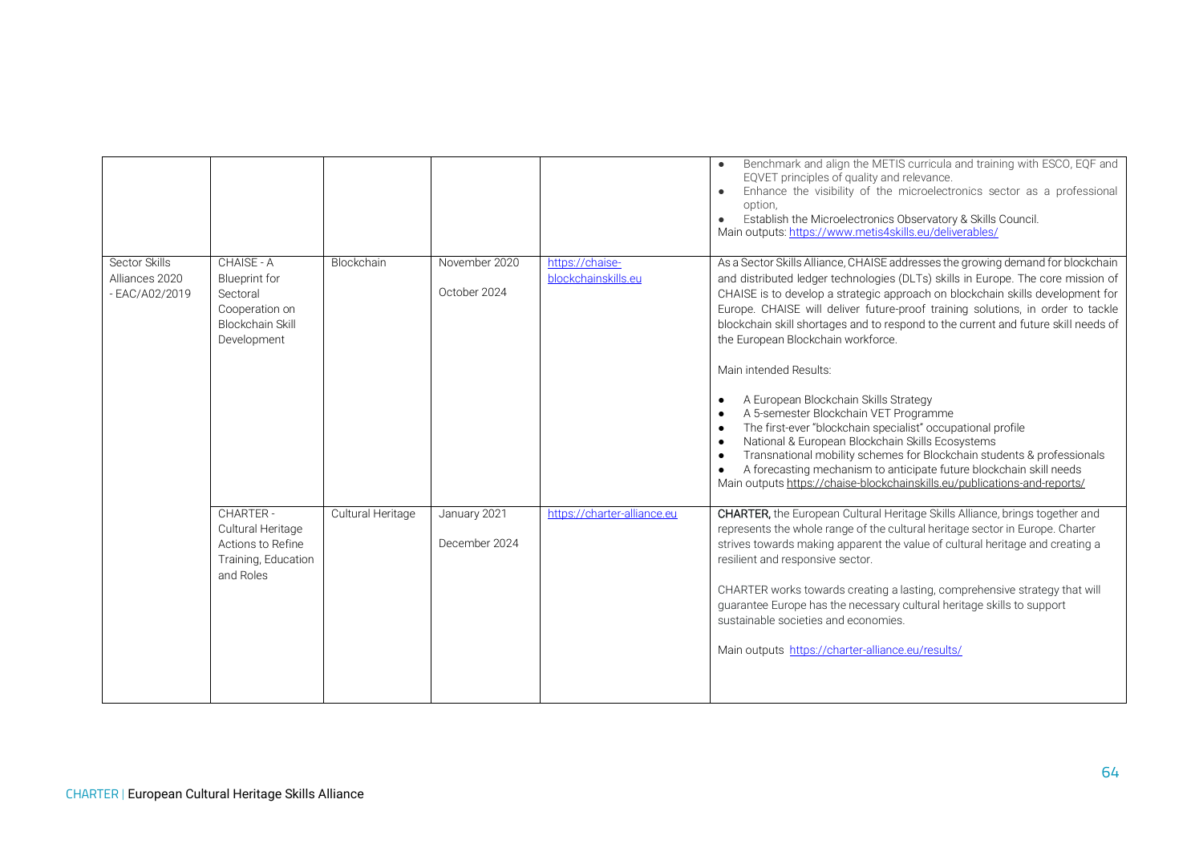| | | | | | |
|---|---|---|---|---|---|
| | | | | | • Benchmark and align the METIS curricula and training with ESCO, EQF and EQVET principles of quality and relevance.<br>• Enhance the visibility of the microelectronics sector as a professional option,<br>• Establish the Microelectronics Observatory & Skills Council.<br>Main outputs: https://www.metis4skills.eu/deliverables/ |
| Sector Skills Alliances 2020 - EAC/A02/2019 | CHAISE - A Blueprint for Sectoral Cooperation on Blockchain Skill Development | Blockchain | November 2020<br><br>October 2024 | https://chaise-blockchainskills.eu | As a Sector Skills Alliance, CHAISE addresses the growing demand for blockchain and distributed ledger technologies (DLTs) skills in Europe. The core mission of CHAISE is to develop a strategic approach on blockchain skills development for Europe. CHAISE will deliver future-proof training solutions, in order to tackle blockchain skill shortages and to respond to the current and future skill needs of the European Blockchain workforce.<br><br>Main intended Results:<br><br>• A European Blockchain Skills Strategy<br>• A 5-semester Blockchain VET Programme<br>• The first-ever "blockchain specialist" occupational profile<br>• National & European Blockchain Skills Ecosystems<br>• Transnational mobility schemes for Blockchain students & professionals<br>• A forecasting mechanism to anticipate future blockchain skill needs<br>Main outputs https://chaise-blockchainskills.eu/publications-and-reports/ |
| | CHARTER - Cultural Heritage Actions to Refine Training, Education and Roles | Cultural Heritage | January 2021<br><br>December 2024 | https://charter-alliance.eu | **CHARTER,** the European Cultural Heritage Skills Alliance, brings together and represents the whole range of the cultural heritage sector in Europe. Charter strives towards making apparent the value of cultural heritage and creating a resilient and responsive sector.<br><br>CHARTER works towards creating a lasting, comprehensive strategy that will guarantee Europe has the necessary cultural heritage skills to support sustainable societies and economies.<br><br>Main outputs https://charter-alliance.eu/results/ |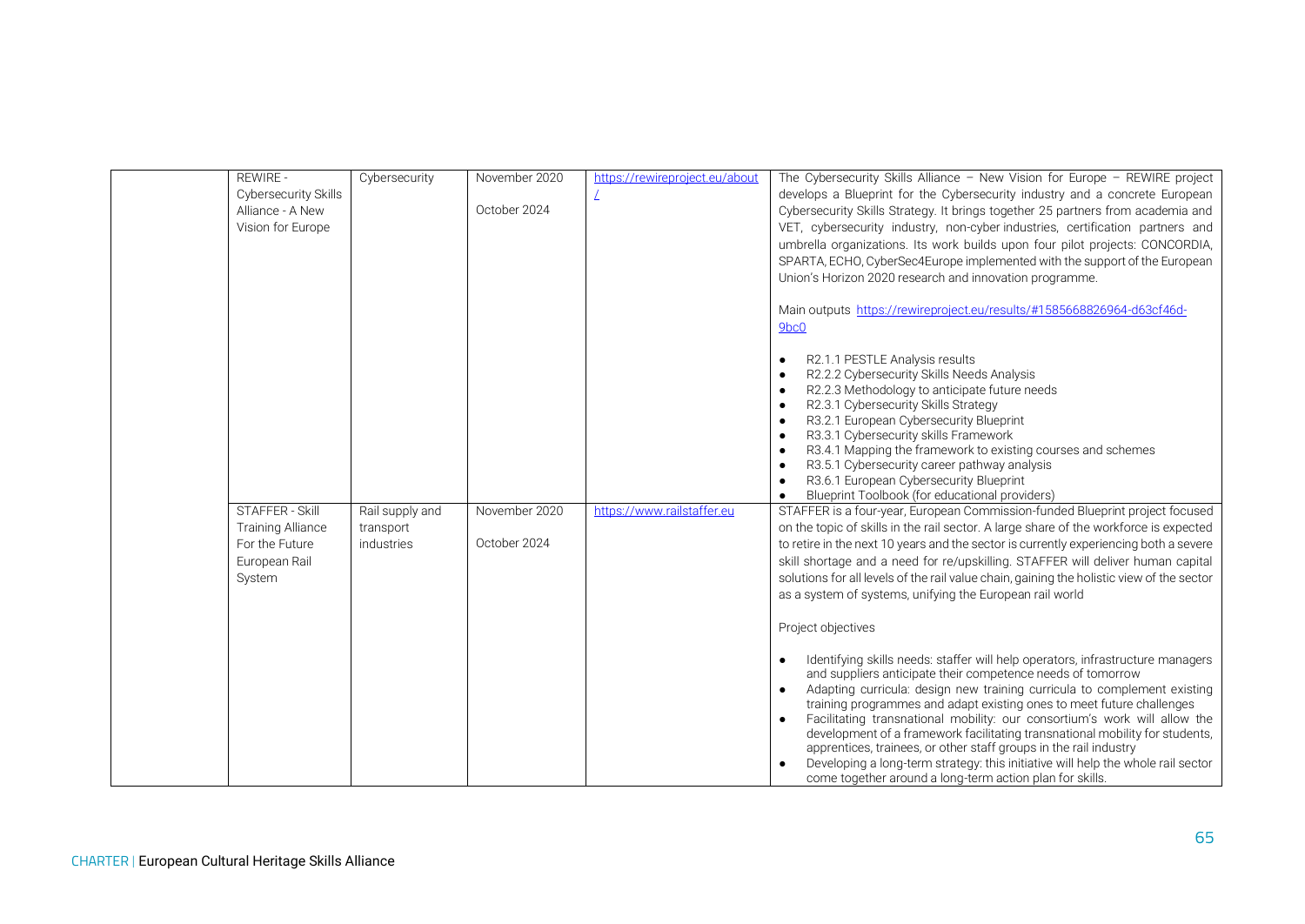| | | | | | |
|---|---|---|---|---|---|
| | REWIRE - Cybersecurity Skills Alliance - A New Vision for Europe | Cybersecurity | November 2020<br><br>October 2024 | https://rewireproject.eu/about/ | The Cybersecurity Skills Alliance – New Vision for Europe – REWIRE project develops a Blueprint for the Cybersecurity industry and a concrete European Cybersecurity Skills Strategy. It brings together 25 partners from academia and VET, cybersecurity industry, non-cyber industries, certification partners and umbrella organizations. Its work builds upon four pilot projects: CONCORDIA, SPARTA, ECHO, CyberSec4Europe implemented with the support of the European Union's Horizon 2020 research and innovation programme.<br><br>Main outputs https://rewireproject.eu/results/#1585668826964-d63cf46d-9bc0<br><br>• R2.1.1 PESTLE Analysis results<br>• R2.2.2 Cybersecurity Skills Needs Analysis<br>• R2.2.3 Methodology to anticipate future needs<br>• R2.3.1 Cybersecurity Skills Strategy<br>• R3.2.1 European Cybersecurity Blueprint<br>• R3.3.1 Cybersecurity skills Framework<br>• R3.4.1 Mapping the framework to existing courses and schemes<br>• R3.5.1 Cybersecurity career pathway analysis<br>• R3.6.1 European Cybersecurity Blueprint<br>• Blueprint Toolbook (for educational providers) |
| | STAFFER - Skill Training Alliance For the Future European Rail System | Rail supply and transport industries | November 2020<br><br>October 2024 | https://www.railstaffer.eu | STAFFER is a four-year, European Commission-funded Blueprint project focused on the topic of skills in the rail sector. A large share of the workforce is expected to retire in the next 10 years and the sector is currently experiencing both a severe skill shortage and a need for re/upskilling. STAFFER will deliver human capital solutions for all levels of the rail value chain, gaining the holistic view of the sector as a system of systems, unifying the European rail world<br><br>Project objectives<br><br>• Identifying skills needs: staffer will help operators, infrastructure managers and suppliers anticipate their competence needs of tomorrow<br>• Adapting curricula: design new training curricula to complement existing training programmes and adapt existing ones to meet future challenges<br>• Facilitating transnational mobility: our consortium's work will allow the development of a framework facilitating transnational mobility for students, apprentices, trainees, or other staff groups in the rail industry<br>• Developing a long-term strategy: this initiative will help the whole rail sector come together around a long-term action plan for skills. |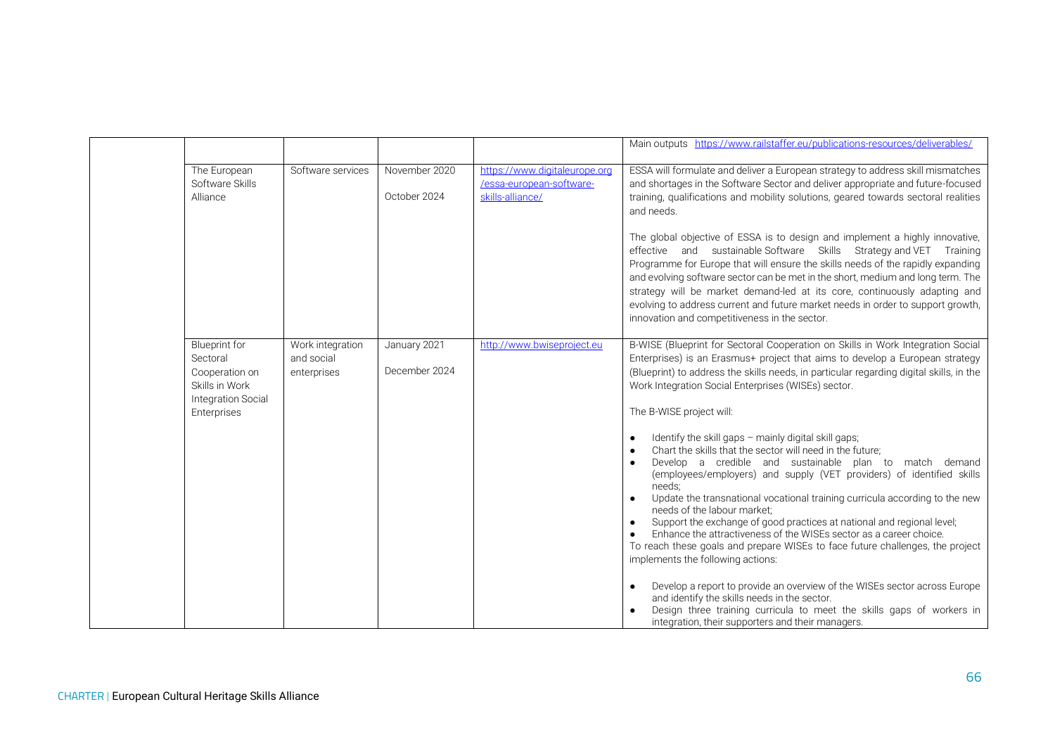| | | | | | |
|---|---|---|---|---|---|
| | | | | | Main outputs https://www.railstaffer.eu/publications-resources/deliverables/ |
| | The European Software Skills Alliance | Software services | November 2020<br><br>October 2024 | https://www.digitaleurope.org/essa-european-software-skills-alliance/ | ESSA will formulate and deliver a European strategy to address skill mismatches and shortages in the Software Sector and deliver appropriate and future-focused training, qualifications and mobility solutions, geared towards sectoral realities and needs.<br><br>The global objective of ESSA is to design and implement a highly innovative, effective and sustainable Software Skills Strategy and VET Training Programme for Europe that will ensure the skills needs of the rapidly expanding and evolving software sector can be met in the short, medium and long term. The strategy will be market demand-led at its core, continuously adapting and evolving to address current and future market needs in order to support growth, innovation and competitiveness in the sector. |
| | Blueprint for Sectoral Cooperation on Skills in Work Integration Social Enterprises | Work integration and social enterprises | January 2021<br><br>December 2024 | http://www.bwiseproject.eu | B-WISE (Blueprint for Sectoral Cooperation on Skills in Work Integration Social Enterprises) is an Erasmus+ project that aims to develop a European strategy (Blueprint) to address the skills needs, in particular regarding digital skills, in the Work Integration Social Enterprises (WISEs) sector.<br><br>The B-WISE project will:<br><br>• Identify the skill gaps – mainly digital skill gaps;<br>• Chart the skills that the sector will need in the future;<br>• Develop a credible and sustainable plan to match demand (employees/employers) and supply (VET providers) of identified skills needs;<br>• Update the transnational vocational training curricula according to the new needs of the labour market;<br>• Support the exchange of good practices at national and regional level;<br>• Enhance the attractiveness of the WISEs sector as a career choice.<br>To reach these goals and prepare WISEs to face future challenges, the project implements the following actions:<br><br>• Develop a report to provide an overview of the WISEs sector across Europe and identify the skills needs in the sector.<br>• Design three training curricula to meet the skills gaps of workers in integration, their supporters and their managers. |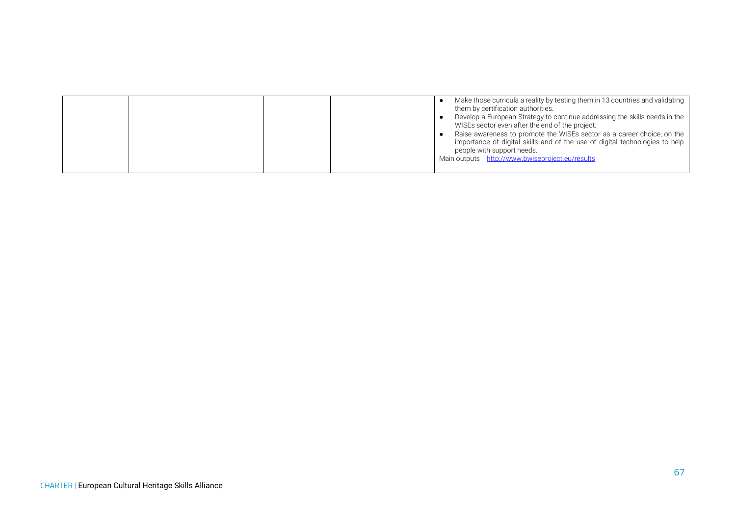| | | | | | |
|---|---|---|---|---|---|
| | | | | | <ul><li>Make those curricula a reality by testing them in 13 countries and validating them by certification authorities.</li><li>Develop a European Strategy to continue addressing the skills needs in the WISEs sector even after the end of the project.</li><li>Raise awareness to promote the WISEs sector as a career choice, on the importance of digital skills and of the use of digital technologies to help people with support needs.</li></ul>Main outputs [http://www.bwiseproject.eu/results](http://www.bwiseproject.eu/results) |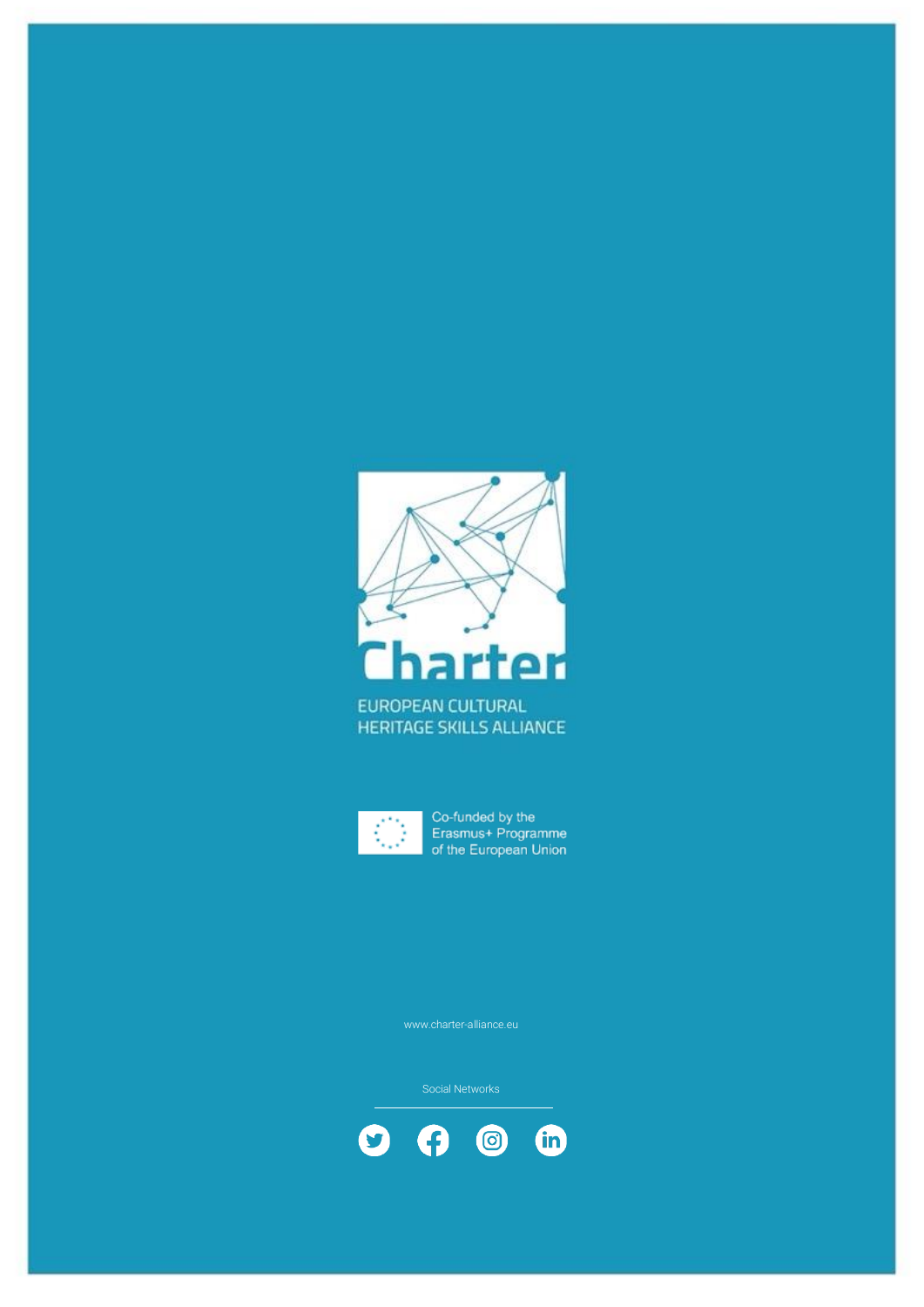Charter

EUROPEAN CULTURAL
HERITAGE SKILLS ALLIANCE

Co-funded by the
Erasmus+ Programme
of the European Union

www.charter-alliance.eu

Social Networks